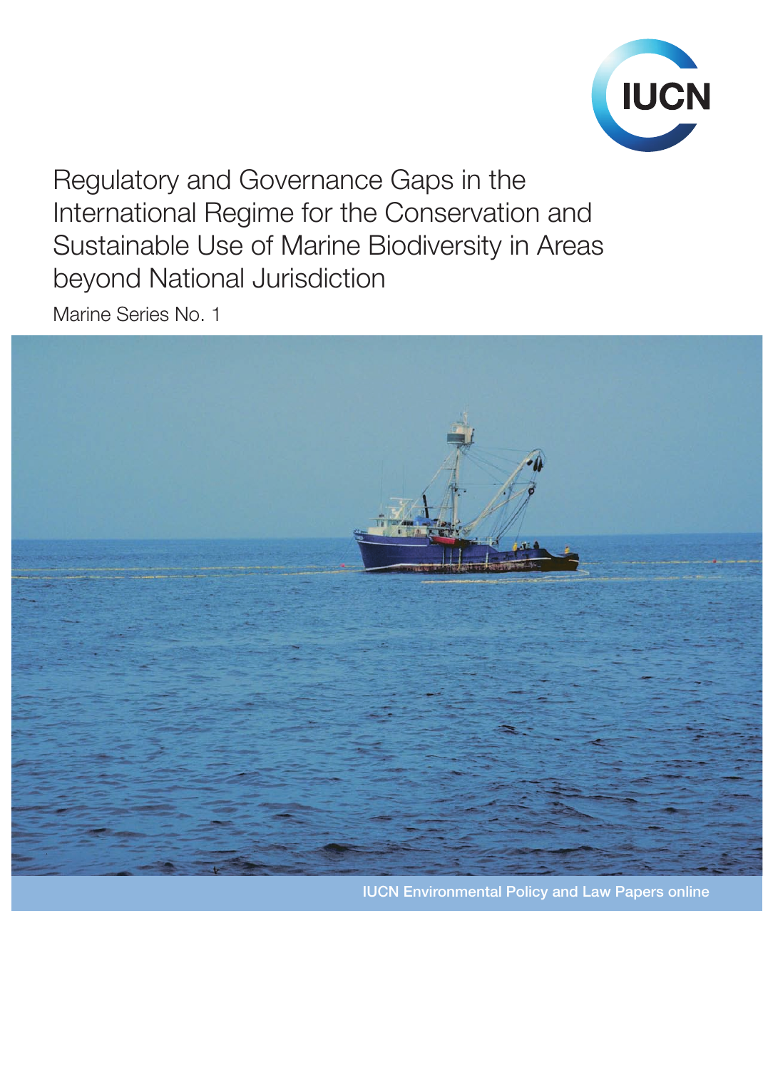IUCN

# Regulatory and Governance Gaps in the International Regime for the Conservation and Sustainable Use of Marine Biodiversity in Areas beyond National Jurisdiction

Marine Series No. 1

IUCN Environmental Policy and Law Papers online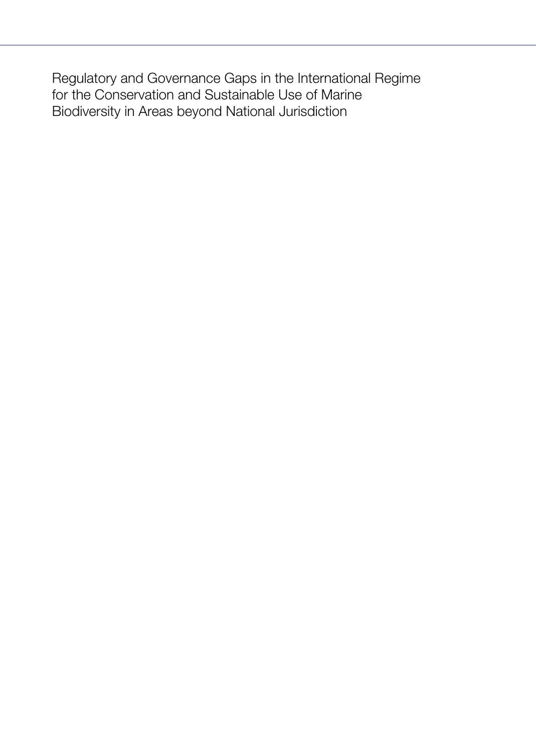Regulatory and Governance Gaps in the International Regime for the Conservation and Sustainable Use of Marine Biodiversity in Areas beyond National Jurisdiction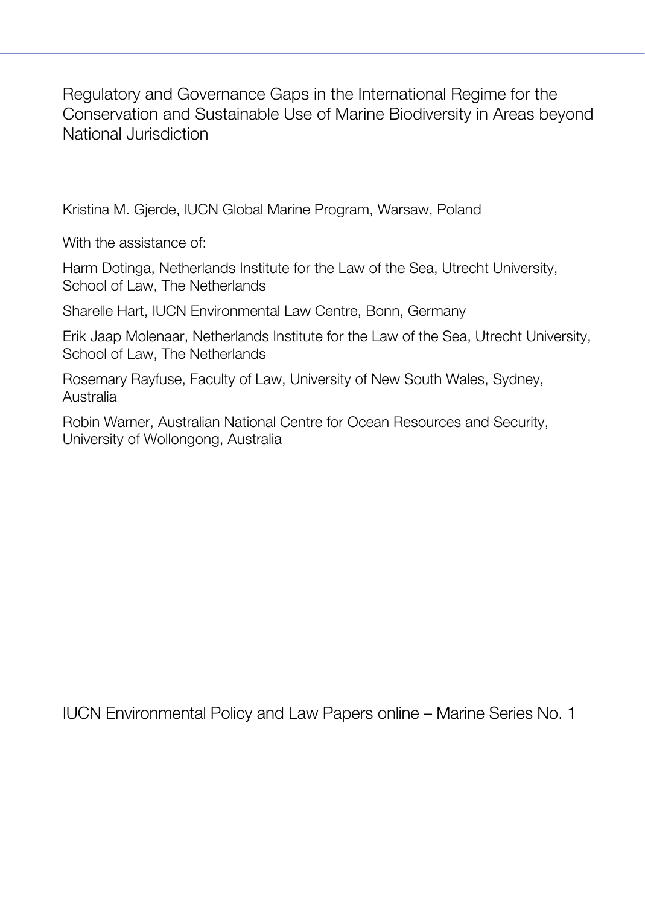# Regulatory and Governance Gaps in the International Regime for the Conservation and Sustainable Use of Marine Biodiversity in Areas beyond National Jurisdiction

Kristina M. Gjerde, IUCN Global Marine Program, Warsaw, Poland

With the assistance of:

Harm Dotinga, Netherlands Institute for the Law of the Sea, Utrecht University, School of Law, The Netherlands

Sharelle Hart, IUCN Environmental Law Centre, Bonn, Germany

Erik Jaap Molenaar, Netherlands Institute for the Law of the Sea, Utrecht University, School of Law, The Netherlands

Rosemary Rayfuse, Faculty of Law, University of New South Wales, Sydney, Australia

Robin Warner, Australian National Centre for Ocean Resources and Security, University of Wollongong, Australia

IUCN Environmental Policy and Law Papers online – Marine Series No. 1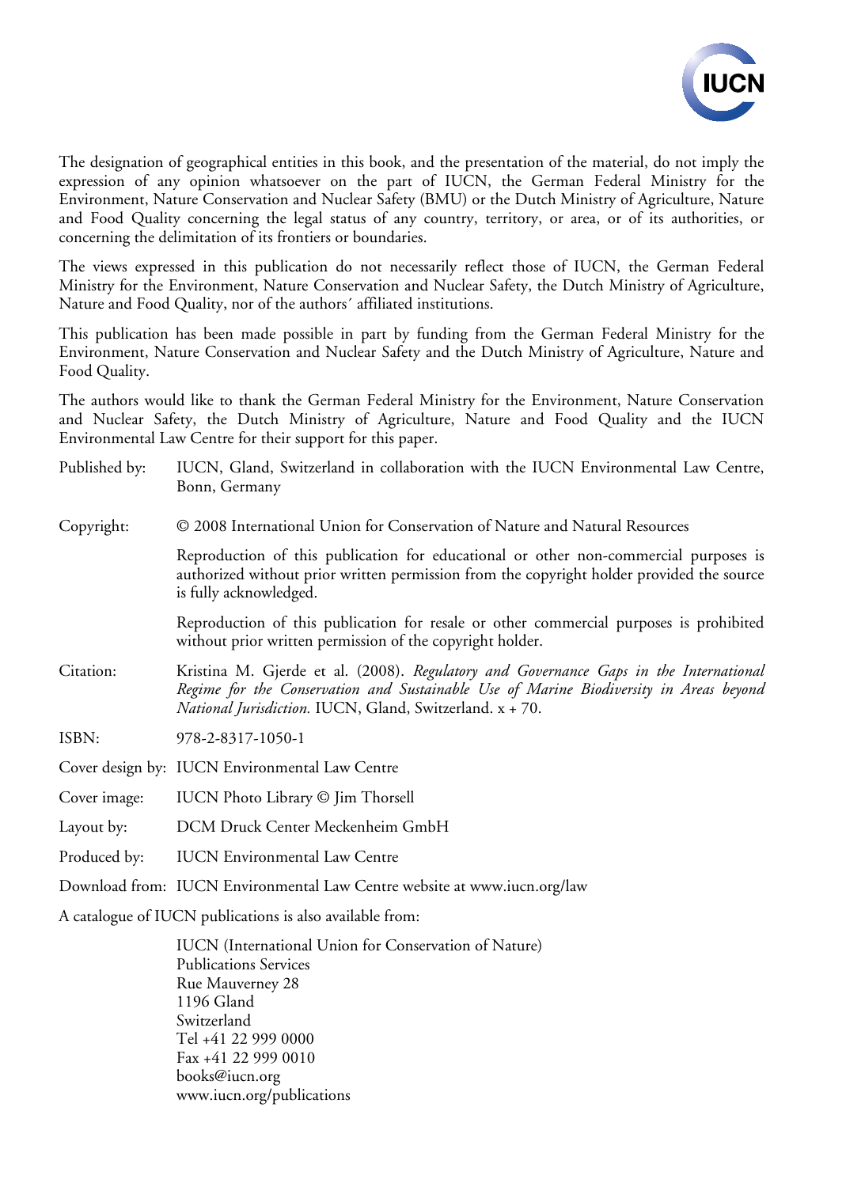The designation of geographical entities in this book, and the presentation of the material, do not imply the expression of any opinion whatsoever on the part of IUCN, the German Federal Ministry for the Environment, Nature Conservation and Nuclear Safety (BMU) or the Dutch Ministry of Agriculture, Nature and Food Quality concerning the legal status of any country, territory, or area, or of its authorities, or concerning the delimitation of its frontiers or boundaries.

The views expressed in this publication do not necessarily reflect those of IUCN, the German Federal Ministry for the Environment, Nature Conservation and Nuclear Safety, the Dutch Ministry of Agriculture, Nature and Food Quality, nor of the authors´ affiliated institutions.

This publication has been made possible in part by funding from the German Federal Ministry for the Environment, Nature Conservation and Nuclear Safety and the Dutch Ministry of Agriculture, Nature and Food Quality.

The authors would like to thank the German Federal Ministry for the Environment, Nature Conservation and Nuclear Safety, the Dutch Ministry of Agriculture, Nature and Food Quality and the IUCN Environmental Law Centre for their support for this paper.

Published by: IUCN, Gland, Switzerland in collaboration with the IUCN Environmental Law Centre, Bonn, Germany

Copyright: © 2008 International Union for Conservation of Nature and Natural Resources

Reproduction of this publication for educational or other non-commercial purposes is authorized without prior written permission from the copyright holder provided the source is fully acknowledged.

Reproduction of this publication for resale or other commercial purposes is prohibited without prior written permission of the copyright holder.

Citation: Kristina M. Gjerde et al. (2008). *Regulatory and Governance Gaps in the International Regime for the Conservation and Sustainable Use of Marine Biodiversity in Areas beyond National Jurisdiction.* IUCN, Gland, Switzerland. x + 70.

ISBN: 978-2-8317-1050-1

Cover design by: IUCN Environmental Law Centre

Cover image: IUCN Photo Library © Jim Thorsell

Layout by: DCM Druck Center Meckenheim GmbH

Produced by: IUCN Environmental Law Centre

Download from: IUCN Environmental Law Centre website at www.iucn.org/law

A catalogue of IUCN publications is also available from:

IUCN (International Union for Conservation of Nature)
Publications Services
Rue Mauverney 28
1196 Gland
Switzerland
Tel +41 22 999 0000
Fax +41 22 999 0010
books@iucn.org
www.iucn.org/publications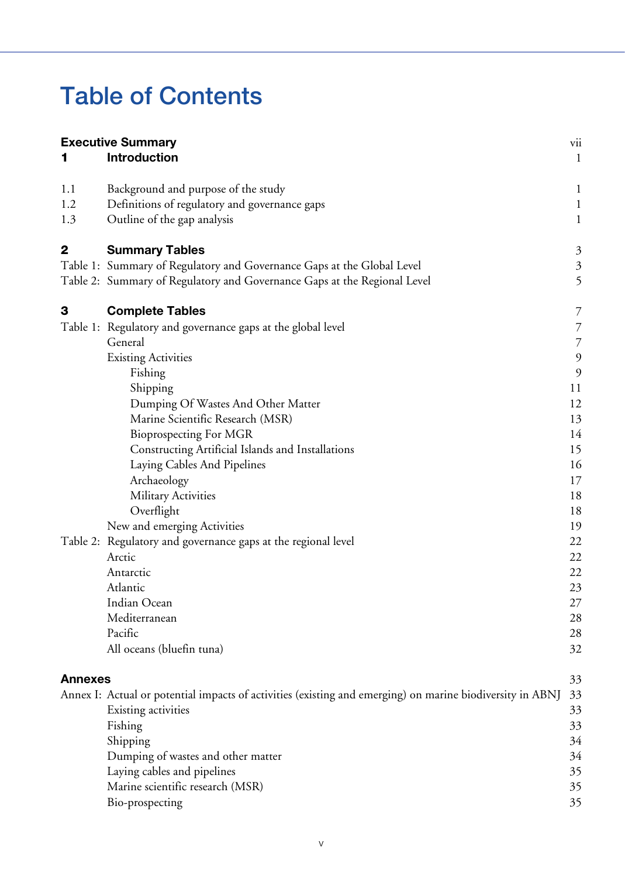# Table of Contents

| | | |
|---|---|---|
| **Executive Summary** | | vii |
| **1** | **Introduction** | 1 |
| 1.1 | Background and purpose of the study | 1 |
| 1.2 | Definitions of regulatory and governance gaps | 1 |
| 1.3 | Outline of the gap analysis | 1 |
| **2** | **Summary Tables** | 3 |
| Table 1: | Summary of Regulatory and Governance Gaps at the Global Level | 3 |
| Table 2: | Summary of Regulatory and Governance Gaps at the Regional Level | 5 |
| **3** | **Complete Tables** | 7 |
| Table 1: | Regulatory and governance gaps at the global level | 7 |
| | General | 7 |
| | Existing Activities | 9 |
| | Fishing | 9 |
| | Shipping | 11 |
| | Dumping Of Wastes And Other Matter | 12 |
| | Marine Scientific Research (MSR) | 13 |
| | Bioprospecting For MGR | 14 |
| | Constructing Artificial Islands and Installations | 15 |
| | Laying Cables And Pipelines | 16 |
| | Archaeology | 17 |
| | Military Activities | 18 |
| | Overflight | 18 |
| | New and emerging Activities | 19 |
| Table 2: | Regulatory and governance gaps at the regional level | 22 |
| | Arctic | 22 |
| | Antarctic | 22 |
| | Atlantic | 23 |
| | Indian Ocean | 27 |
| | Mediterranean | 28 |
| | Pacific | 28 |
| | All oceans (bluefin tuna) | 32 |
| **Annexes** | | 33 |
| Annex I: | Actual or potential impacts of activities (existing and emerging) on marine biodiversity in ABNJ | 33 |
| | Existing activities | 33 |
| | Fishing | 33 |
| | Shipping | 34 |
| | Dumping of wastes and other matter | 34 |
| | Laying cables and pipelines | 35 |
| | Marine scientific research (MSR) | 35 |
| | Bio-prospecting | 35 |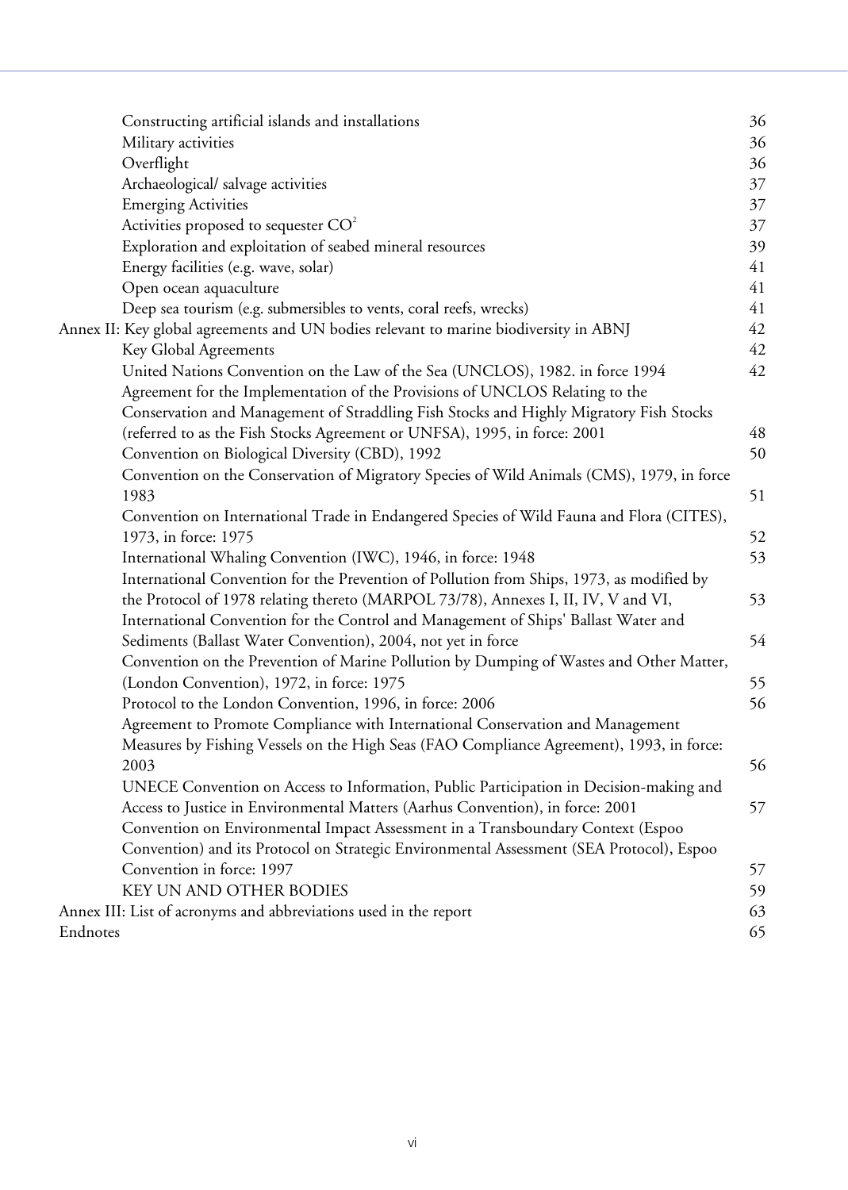- Constructing artificial islands and installations 36
- Military activities 36
- Overflight 36
- Archaeological/ salvage activities 37
- Emerging Activities 37
- Activities proposed to sequester $CO^2$ 37
- Exploration and exploitation of seabed mineral resources 39
- Energy facilities (e.g. wave, solar) 41
- Open ocean aquaculture 41
- Deep sea tourism (e.g. submersibles to vents, coral reefs, wrecks) 41

Annex II: Key global agreements and UN bodies relevant to marine biodiversity in ABNJ 42

- Key Global Agreements 42
- United Nations Convention on the Law of the Sea (UNCLOS), 1982. in force 1994 42
- Agreement for the Implementation of the Provisions of UNCLOS Relating to the Conservation and Management of Straddling Fish Stocks and Highly Migratory Fish Stocks (referred to as the Fish Stocks Agreement or UNFSA), 1995, in force: 2001 48
- Convention on Biological Diversity (CBD), 1992 50
- Convention on the Conservation of Migratory Species of Wild Animals (CMS), 1979, in force 1983 51
- Convention on International Trade in Endangered Species of Wild Fauna and Flora (CITES), 1973, in force: 1975 52
- International Whaling Convention (IWC), 1946, in force: 1948 53
- International Convention for the Prevention of Pollution from Ships, 1973, as modified by the Protocol of 1978 relating thereto (MARPOL 73/78), Annexes I, II, IV, V and VI, 53
- International Convention for the Control and Management of Ships' Ballast Water and Sediments (Ballast Water Convention), 2004, not yet in force 54
- Convention on the Prevention of Marine Pollution by Dumping of Wastes and Other Matter, (London Convention), 1972, in force: 1975 55
- Protocol to the London Convention, 1996, in force: 2006 56
- Agreement to Promote Compliance with International Conservation and Management Measures by Fishing Vessels on the High Seas (FAO Compliance Agreement), 1993, in force: 2003 56
- UNECE Convention on Access to Information, Public Participation in Decision-making and Access to Justice in Environmental Matters (Aarhus Convention), in force: 2001 57
- Convention on Environmental Impact Assessment in a Transboundary Context (Espoo Convention) and its Protocol on Strategic Environmental Assessment (SEA Protocol), Espoo Convention in force: 1997 57
- KEY UN AND OTHER BODIES 59

Annex III: List of acronyms and abbreviations used in the report 63

Endnotes 65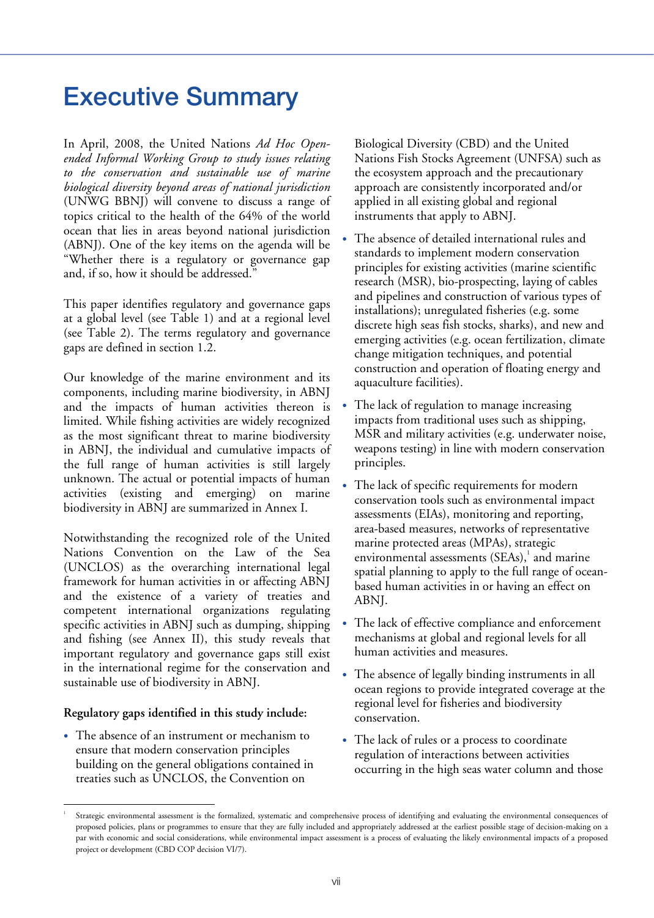# Executive Summary

In April, 2008, the United Nations *Ad Hoc Open-ended Informal Working Group to study issues relating to the conservation and sustainable use of marine biological diversity beyond areas of national jurisdiction* (UNWG BBNJ) will convene to discuss a range of topics critical to the health of the 64% of the world ocean that lies in areas beyond national jurisdiction (ABNJ). One of the key items on the agenda will be "Whether there is a regulatory or governance gap and, if so, how it should be addressed."

This paper identifies regulatory and governance gaps at a global level (see Table 1) and at a regional level (see Table 2). The terms regulatory and governance gaps are defined in section 1.2.

Our knowledge of the marine environment and its components, including marine biodiversity, in ABNJ and the impacts of human activities thereon is limited. While fishing activities are widely recognized as the most significant threat to marine biodiversity in ABNJ, the individual and cumulative impacts of the full range of human activities is still largely unknown. The actual or potential impacts of human activities (existing and emerging) on marine biodiversity in ABNJ are summarized in Annex I.

Notwithstanding the recognized role of the United Nations Convention on the Law of the Sea (UNCLOS) as the overarching international legal framework for human activities in or affecting ABNJ and the existence of a variety of treaties and competent international organizations regulating specific activities in ABNJ such as dumping, shipping and fishing (see Annex II), this study reveals that important regulatory and governance gaps still exist in the international regime for the conservation and sustainable use of biodiversity in ABNJ.

**Regulatory gaps identified in this study include:**

- The absence of an instrument or mechanism to ensure that modern conservation principles building on the general obligations contained in treaties such as UNCLOS, the Convention on Biological Diversity (CBD) and the United Nations Fish Stocks Agreement (UNFSA) such as the ecosystem approach and the precautionary approach are consistently incorporated and/or applied in all existing global and regional instruments that apply to ABNJ.
- The absence of detailed international rules and standards to implement modern conservation principles for existing activities (marine scientific research (MSR), bio-prospecting, laying of cables and pipelines and construction of various types of installations); unregulated fisheries (e.g. some discrete high seas fish stocks, sharks), and new and emerging activities (e.g. ocean fertilization, climate change mitigation techniques, and potential construction and operation of floating energy and aquaculture facilities).
- The lack of regulation to manage increasing impacts from traditional uses such as shipping, MSR and military activities (e.g. underwater noise, weapons testing) in line with modern conservation principles.
- The lack of specific requirements for modern conservation tools such as environmental impact assessments (EIAs), monitoring and reporting, area-based measures, networks of representative marine protected areas (MPAs), strategic environmental assessments (SEAs),[1] and marine spatial planning to apply to the full range of ocean-based human activities in or having an effect on ABNJ.
- The lack of effective compliance and enforcement mechanisms at global and regional levels for all human activities and measures.
- The absence of legally binding instruments in all ocean regions to provide integrated coverage at the regional level for fisheries and biodiversity conservation.
- The lack of rules or a process to coordinate regulation of interactions between activities occurring in the high seas water column and those

[1] Strategic environmental assessment is the formalized, systematic and comprehensive process of identifying and evaluating the environmental consequences of proposed policies, plans or programmes to ensure that they are fully included and appropriately addressed at the earliest possible stage of decision-making on a par with economic and social considerations, while environmental impact assessment is a process of evaluating the likely environmental impacts of a proposed project or development (CBD COP decision VI/7).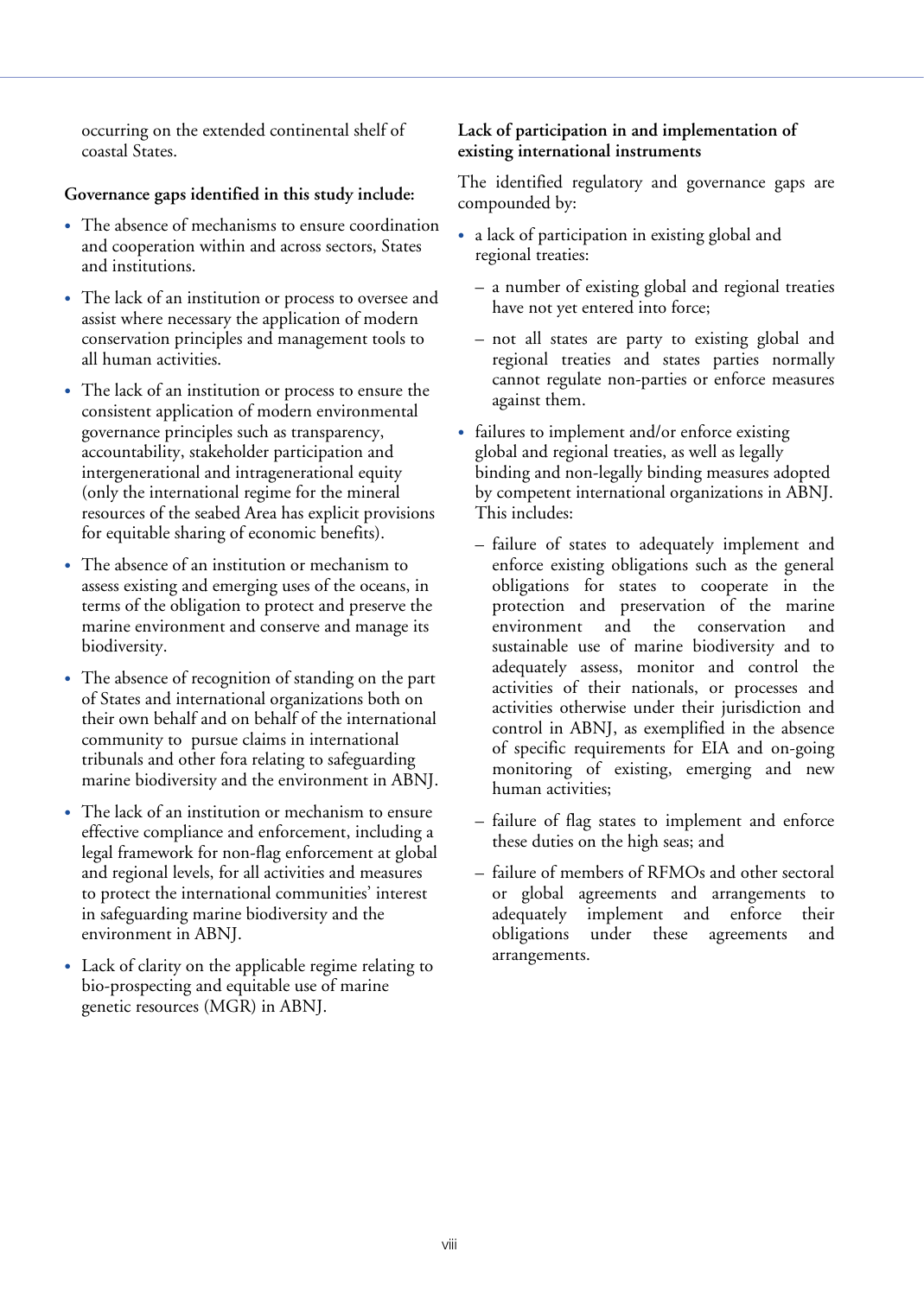occurring on the extended continental shelf of coastal States.

**Governance gaps identified in this study include:**

- The absence of mechanisms to ensure coordination and cooperation within and across sectors, States and institutions.
- The lack of an institution or process to oversee and assist where necessary the application of modern conservation principles and management tools to all human activities.
- The lack of an institution or process to ensure the consistent application of modern environmental governance principles such as transparency, accountability, stakeholder participation and intergenerational and intragenerational equity (only the international regime for the mineral resources of the seabed Area has explicit provisions for equitable sharing of economic benefits).
- The absence of an institution or mechanism to assess existing and emerging uses of the oceans, in terms of the obligation to protect and preserve the marine environment and conserve and manage its biodiversity.
- The absence of recognition of standing on the part of States and international organizations both on their own behalf and on behalf of the international community to pursue claims in international tribunals and other fora relating to safeguarding marine biodiversity and the environment in ABNJ.
- The lack of an institution or mechanism to ensure effective compliance and enforcement, including a legal framework for non-flag enforcement at global and regional levels, for all activities and measures to protect the international communities' interest in safeguarding marine biodiversity and the environment in ABNJ.
- Lack of clarity on the applicable regime relating to bio-prospecting and equitable use of marine genetic resources (MGR) in ABNJ.

**Lack of participation in and implementation of existing international instruments**

The identified regulatory and governance gaps are compounded by:

- a lack of participation in existing global and regional treaties:
  - a number of existing global and regional treaties have not yet entered into force;
  - not all states are party to existing global and regional treaties and states parties normally cannot regulate non-parties or enforce measures against them.
- failures to implement and/or enforce existing global and regional treaties, as well as legally binding and non-legally binding measures adopted by competent international organizations in ABNJ. This includes:
  - failure of states to adequately implement and enforce existing obligations such as the general obligations for states to cooperate in the protection and preservation of the marine environment and the conservation and sustainable use of marine biodiversity and to adequately assess, monitor and control the activities of their nationals, or processes and activities otherwise under their jurisdiction and control in ABNJ, as exemplified in the absence of specific requirements for EIA and on-going monitoring of existing, emerging and new human activities;
  - failure of flag states to implement and enforce these duties on the high seas; and
  - failure of members of RFMOs and other sectoral or global agreements and arrangements to adequately implement and enforce their obligations under these agreements and arrangements.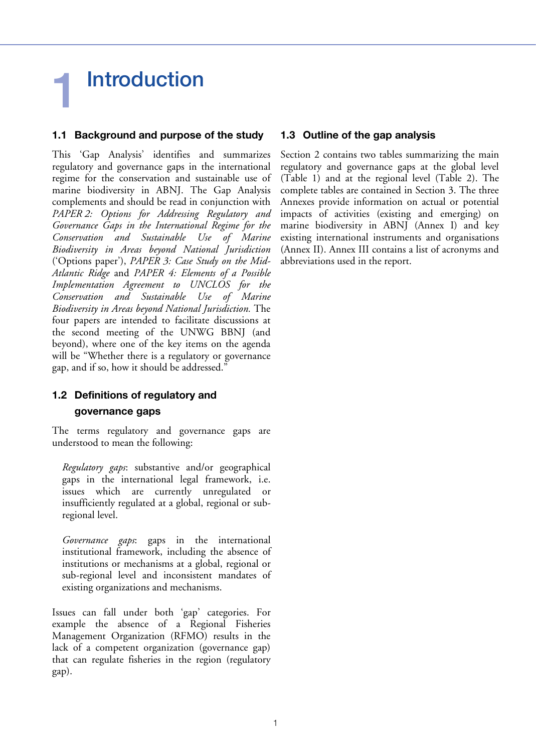# 1 Introduction

## 1.1 Background and purpose of the study

This 'Gap Analysis' identifies and summarizes regulatory and governance gaps in the international regime for the conservation and sustainable use of marine biodiversity in ABNJ. The Gap Analysis complements and should be read in conjunction with *PAPER 2: Options for Addressing Regulatory and Governance Gaps in the International Regime for the Conservation and Sustainable Use of Marine Biodiversity in Areas beyond National Jurisdiction* ('Options paper'), *PAPER 3: Case Study on the Mid-Atlantic Ridge* and *PAPER 4: Elements of a Possible Implementation Agreement to UNCLOS for the Conservation and Sustainable Use of Marine Biodiversity in Areas beyond National Jurisdiction.* The four papers are intended to facilitate discussions at the second meeting of the UNWG BBNJ (and beyond), where one of the key items on the agenda will be "Whether there is a regulatory or governance gap, and if so, how it should be addressed."

## 1.2 Definitions of regulatory and governance gaps

The terms regulatory and governance gaps are understood to mean the following:

> *Regulatory gaps*: substantive and/or geographical gaps in the international legal framework, i.e. issues which are currently unregulated or insufficiently regulated at a global, regional or sub-regional level.
>
> *Governance gaps*: gaps in the international institutional framework, including the absence of institutions or mechanisms at a global, regional or sub-regional level and inconsistent mandates of existing organizations and mechanisms.

Issues can fall under both 'gap' categories. For example the absence of a Regional Fisheries Management Organization (RFMO) results in the lack of a competent organization (governance gap) that can regulate fisheries in the region (regulatory gap).

## 1.3 Outline of the gap analysis

Section 2 contains two tables summarizing the main regulatory and governance gaps at the global level (Table 1) and at the regional level (Table 2). The complete tables are contained in Section 3. The three Annexes provide information on actual or potential impacts of activities (existing and emerging) on marine biodiversity in ABNJ (Annex I) and key existing international instruments and organisations (Annex II). Annex III contains a list of acronyms and abbreviations used in the report.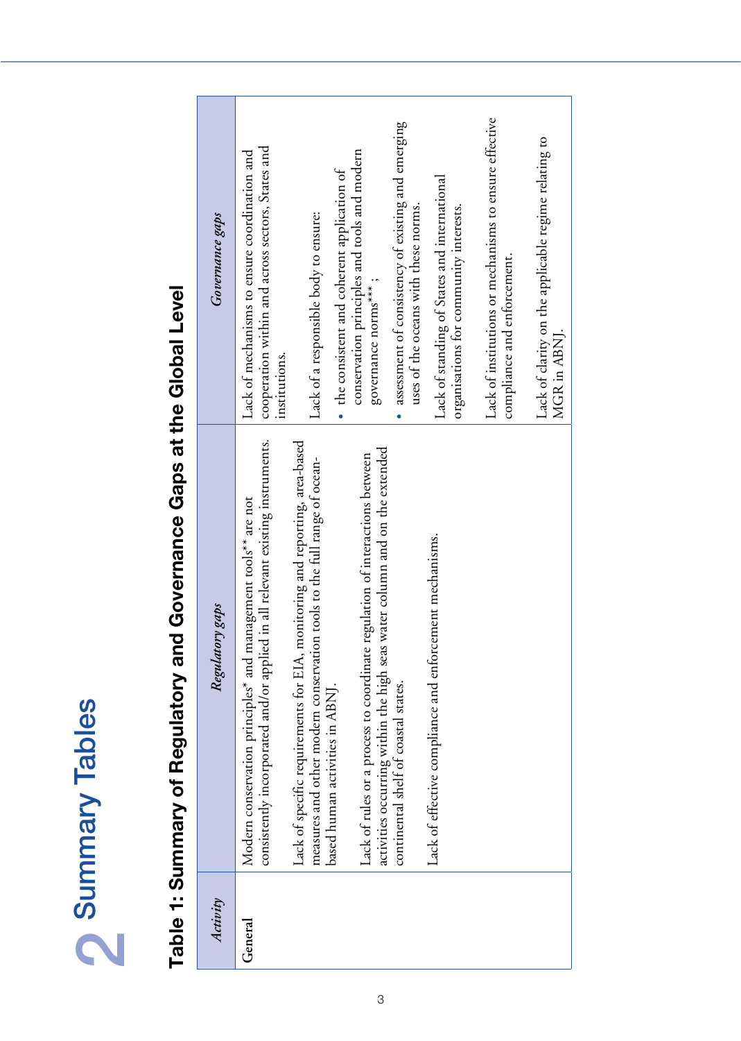# 2 Summary Tables

## Table 1: Summary of Regulatory and Governance Gaps at the Global Level

| *Activity* | *Regulatory gaps* | *Governance gaps* |
|---|---|---|
| General | Modern conservation principles* and management tools** are not consistently incorporated and/or applied in all relevant existing instruments.<br><br>Lack of specific requirements for EIA, monitoring and reporting, area-based measures and other modern conservation tools to the full range of ocean-based human activities in ABNJ.<br><br>Lack of rules or a process to coordinate regulation of interactions between activities occurring within the high seas water column and on the extended continental shelf of coastal states.<br><br>Lack of effective compliance and enforcement mechanisms. | Lack of mechanisms to ensure coordination and cooperation within and across sectors, States and institutions.<br><br>Lack of a responsible body to ensure:<br>• the consistent and coherent application of conservation principles and tools and modern governance norms***;<br>• assessment of consistency of existing and emerging uses of the oceans with these norms.<br><br>Lack of standing of States and international organisations for community interests.<br><br>Lack of institutions or mechanisms to ensure effective compliance and enforcement.<br><br>Lack of clarity on the applicable regime relating to MGR in ABNJ. |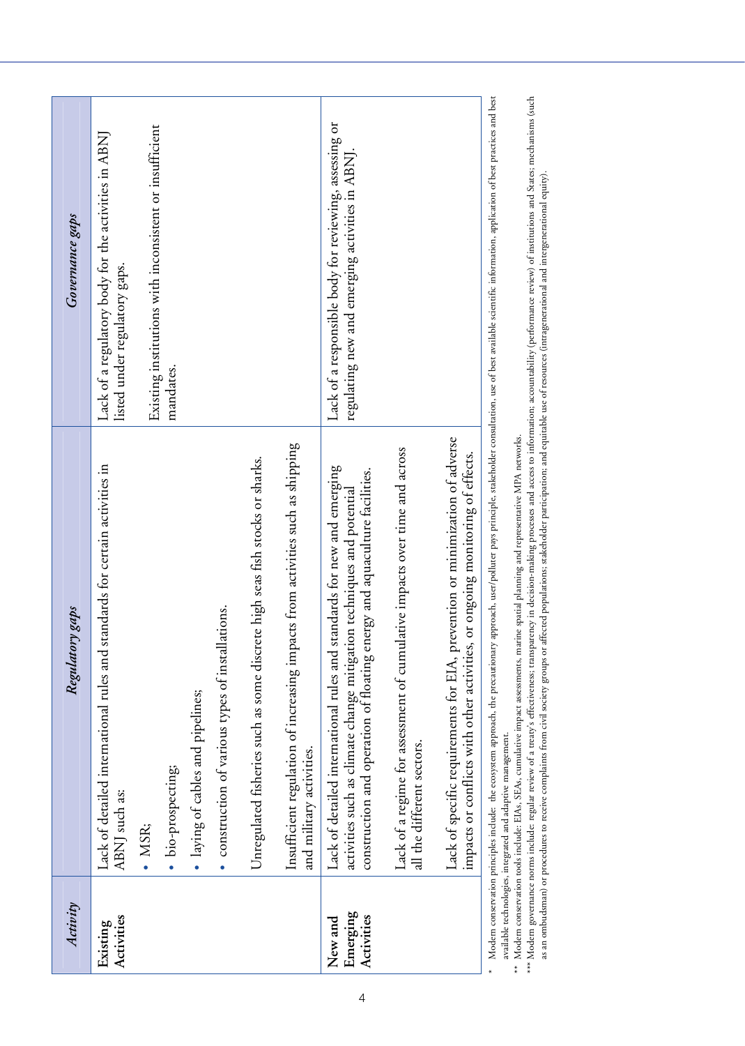| *Activity* | *Regulatory gaps* | *Governance gaps* |
|---|---|---|
| **Existing Activities** | Lack of detailed international rules and standards for certain activities in ABNJ such as:<br>• MSR;<br>• bio-prospecting;<br>• laying of cables and pipelines;<br>• construction of various types of installations.<br><br>Unregulated fisheries such as some discrete high seas fish stocks or sharks.<br><br>Insufficient regulation of increasing impacts from activities such as shipping and military activities. | Lack of a regulatory body for the activities in ABNJ listed under regulatory gaps.<br><br>Existing institutions with inconsistent or insufficient mandates. |
| **New and Emerging Activities** | Lack of detailed international rules and standards for new and emerging activities such as climate change mitigation techniques and potential construction and operation of floating energy and aquaculture facilities.<br><br>Lack of a regime for assessment of cumulative impacts over time and across all the different sectors.<br><br>Lack of specific requirements for EIA, prevention or minimization of adverse impacts or conflicts with other activities, or ongoing monitoring of effects. | Lack of a responsible body for reviewing, assessing or regulating new and emerging activities in ABNJ. |

\* Modern conservation principles include: the ecosystem approach, the precautionary approach, user/polluter pays principle, stakeholder consultation, use of best available scientific information, application of best practices and best available technologies, integrated and adaptive management.

\*\* Modern conservation tools include: EIAs, SEAs, cumulative impact assessments, marine spatial planning and representative MPA networks.

\*\*\* Modern governance norms include: regular review of a treaty's effectiveness; transparency in decision-making processes and access to information; accountability (performance review) of institutions and States; mechanisms (such as an ombudsman) or procedures to receive complaints from civil society groups or affected populations; stakeholder participation; and equitable use of resources (intragenerational and intergenerational equity).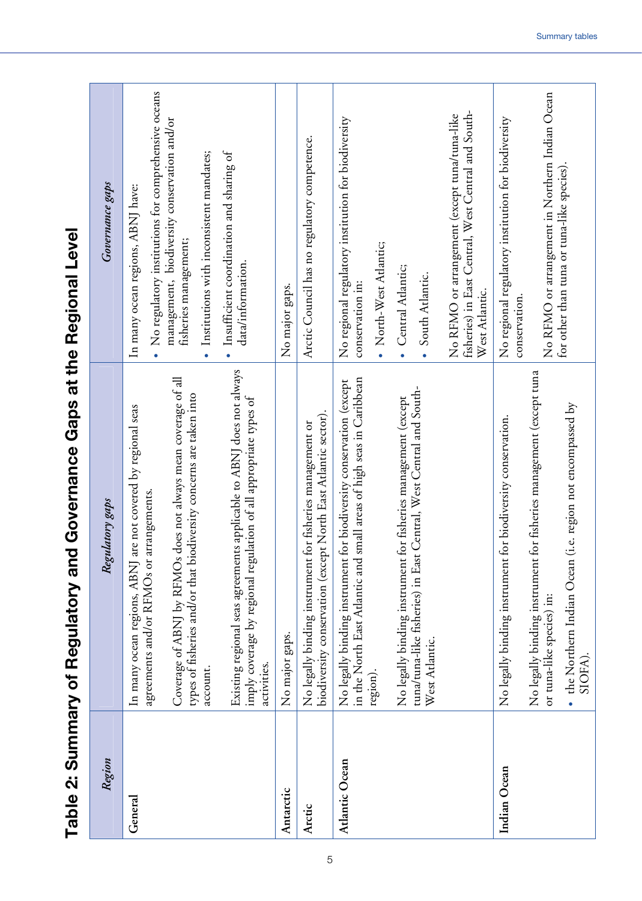# Table 2: Summary of Regulatory and Governance Gaps at the Regional Level

| *Region* | *Regulatory gaps* | *Governance gaps* |
|---|---|---|
| **General** | In many ocean regions, ABNJ are not covered by regional seas agreements and/or RFMOs or arrangements.<br><br>Coverage of ABNJ by RFMOs does not always mean coverage of all types of fisheries and/or that biodiversity concerns are taken into account.<br><br>Existing regional seas agreements applicable to ABNJ does not always imply coverage by regional regulation of all appropriate types of activities. | In many ocean regions, ABNJ have:<br>• No regulatory institutions for comprehensive oceans management, biodiversity conservation and/or fisheries management;<br>• Institutions with inconsistent mandates;<br>• Insufficient coordination and sharing of data/information. |
| **Antarctic** | No major gaps. | No major gaps. |
| **Arctic** | No legally binding instrument for fisheries management or biodiversity conservation (except North East Atlantic sector). | Arctic Council has no regulatory competence. |
| **Atlantic Ocean** | No legally binding instrument for biodiversity conservation (except in the North East Atlantic and small areas of high seas in Caribbean region).<br><br>No legally binding instrument for fisheries management (except tuna/tuna-like fisheries) in East Central, West Central and South-West Atlantic. | No regional regulatory institution for biodiversity conservation in:<br>• North-West Atlantic;<br>• Central Atlantic;<br>• South Atlantic.<br><br>No RFMO or arrangement (except tuna/tuna-like fisheries) in East Central, West Central and South-West Atlantic. |
| **Indian Ocean** | No legally binding instrument for biodiversity conservation.<br><br>No legally binding instrument for fisheries management (except tuna or tuna-like species) in:<br>• the Northern Indian Ocean (i.e. region not encompassed by SIOFA). | No regional regulatory institution for biodiversity conservation.<br><br>No RFMO or arrangement in Northern Indian Ocean for other than tuna or tuna-like species). |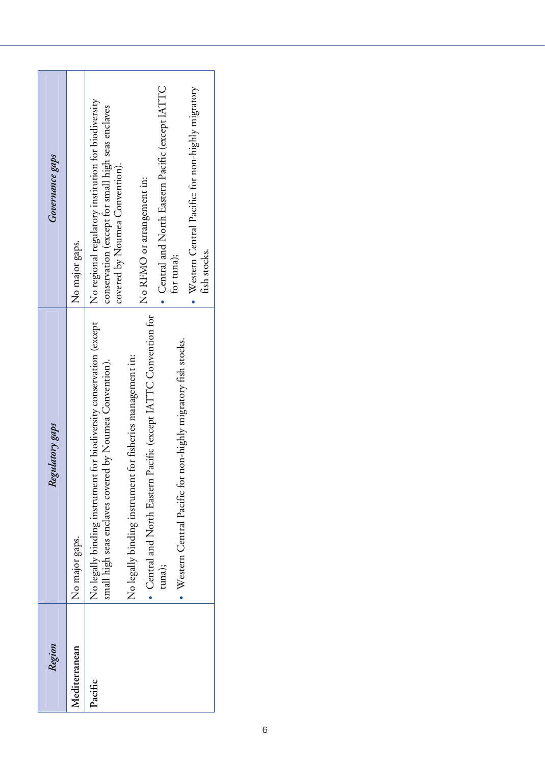| *Region* | *Regulatory gaps* | *Governance gaps* |
|---|---|---|
| **Mediterranean** | No major gaps. | No major gaps. |
| **Pacific** | No legally binding instrument for biodiversity conservation (except small high seas enclaves covered by Noumea Convention).<br><br>No legally binding instrument for fisheries management in:<br>• Central and North Eastern Pacific (except IATTC Convention for tuna);<br>• Western Central Pacific for non-highly migratory fish stocks. | No regional regulatory institution for biodiversity conservation (except for small high seas enclaves covered by Noumea Convention).<br><br>No RFMO or arrangement in:<br>• Central and North Eastern Pacific (except IATTC for tuna);<br>• Western Central Pacific: for non-highly migratory fish stocks. |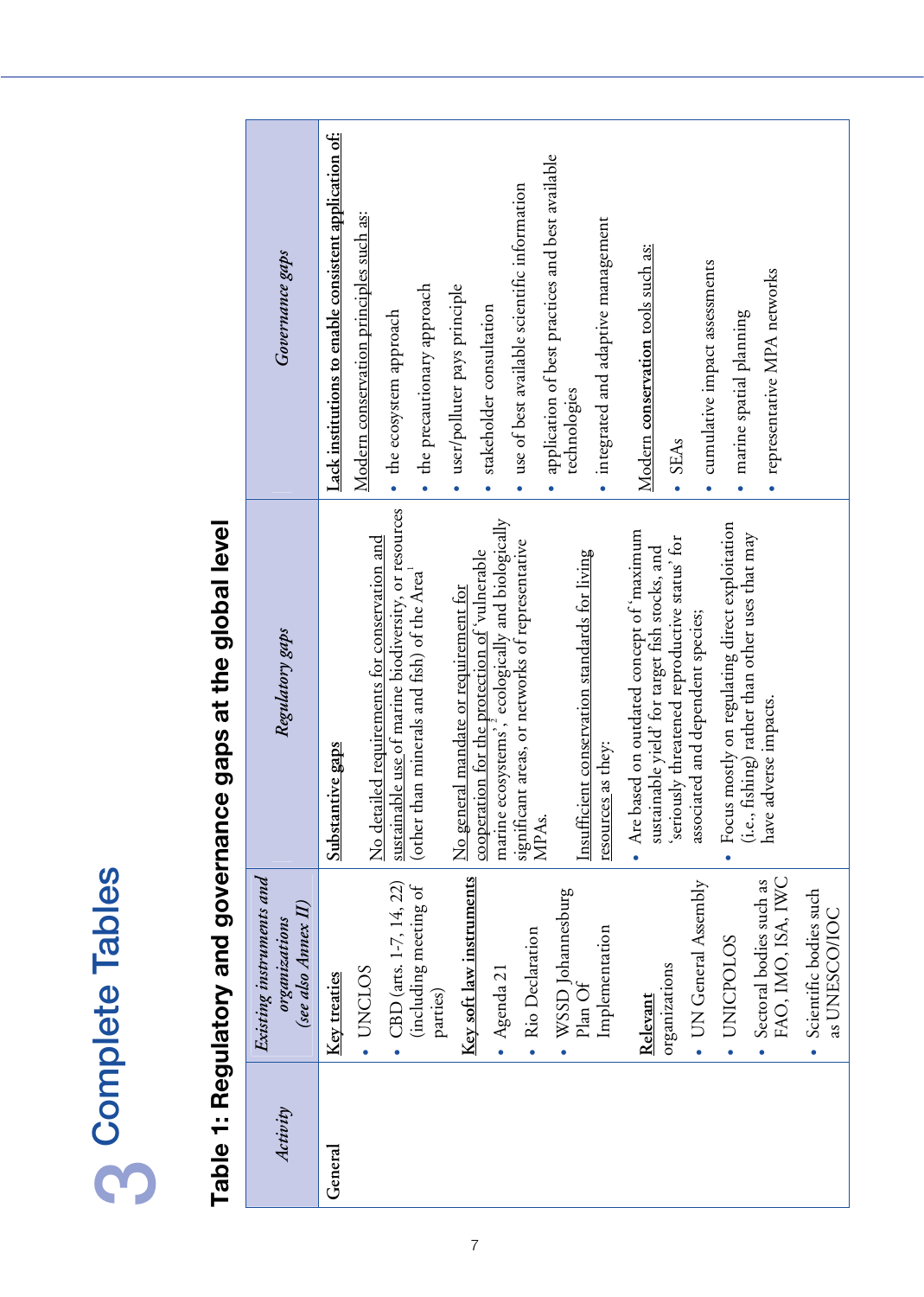# 3 Complete Tables

## Table 1: Regulatory and governance gaps at the global level

| *Activity* | *Existing instruments and organizations (see also Annex II)* | *Regulatory gaps* | *Governance gaps* |
|---|---|---|---|
| General | Key treaties<br>• UNCLOS<br>• CBD (arts. 1-7, 14, 22) (including meeting of parties)<br><br>Key soft law instruments<br>• Agenda 21<br>• Rio Declaration<br>• WSSD Johannesburg Plan Of Implementation<br><br>Relevant organizations<br>• UN General Assembly<br>• UNICPOLOS<br>• Sectoral bodies such as FAO, IMO, ISA, IWC<br>• Scientific bodies such as UNESCO/IOC | Substantive gaps<br><br>No detailed requirements for conservation and sustainable use of marine biodiversity, or resources (other than minerals and fish) of the Area[1]<br><br>No general mandate or requirement for cooperation for the protection of 'vulnerable marine ecosystems'[2], ecologically and biologically significant areas, or networks of representative MPAs.<br><br>Insufficient conservation standards for living resources as they:<br>• Are based on outdated concept of 'maximum sustainable yield' for target fish stocks, and 'seriously threatened reproductive status' for associated and dependent species;<br>• Focus mostly on regulating direct exploitation (i.e., fishing) rather than other uses that may have adverse impacts. | Lack institutions to enable consistent application of:<br><br>Modern conservation principles such as:<br>• the ecosystem approach<br>• the precautionary approach<br>• user/polluter pays principle<br>• stakeholder consultation<br>• use of best available scientific information<br>• application of best practices and best available technologies<br>• integrated and adaptive management<br><br>Modern conservation tools such as:<br>• SEAs<br>• cumulative impact assessments<br>• marine spatial planning<br>• representative MPA networks |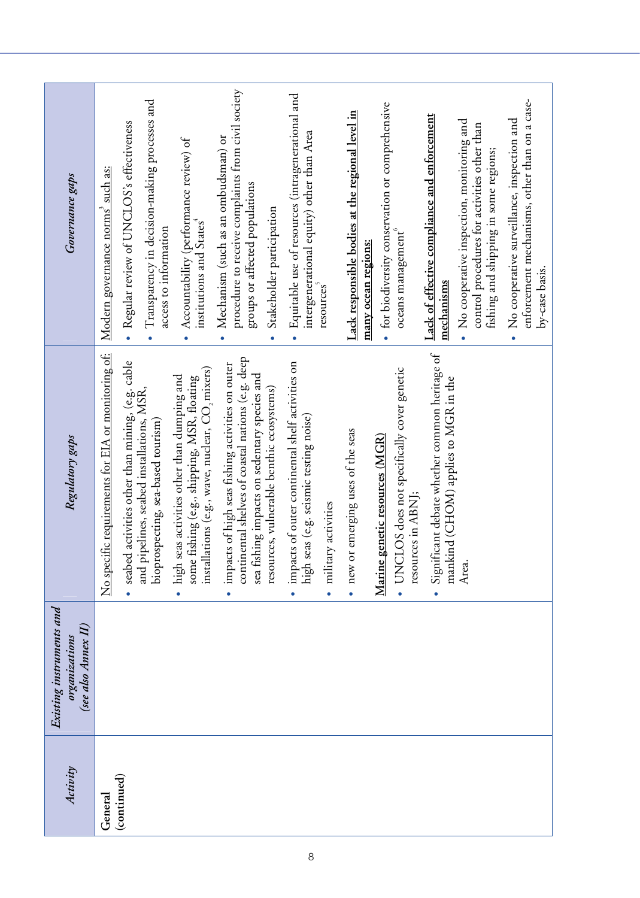| Activity | Existing instruments and organizations (see also Annex II) | Regulatory gaps | Governance gaps |
|---|---|---|---|
| General (continued) | | No specific requirements for EIA or monitoring of:<br>• seabed activities other than mining, (e.g. cable and pipelines, seabed installations, MSR, bioprospecting, sea-based tourism)<br>• high seas activities other than dumping and some fishing (e.g., shipping, MSR, floating installations (e.g., wave, nuclear, $CO_2$ mixers)<br>• impacts of high seas fishing activities on outer continental shelves of coastal nations (e.g. deep sea fishing impacts on sedentary species and resources, vulnerable benthic ecosystems)<br>• impacts of outer continental shelf activities on high seas (e.g. seismic testing noise)<br>• military activities<br>• new or emerging uses of the seas<br><br>Marine genetic resources (MGR)<br>• UNCLOS does not specifically cover genetic resources in ABNJ;<br>• Significant debate whether common heritage of mankind (CHOM) applies to MGR in the Area. | Modern governance norms[3] such as:<br>• Regular review of UNCLOS's effectiveness<br>• Transparency in decision-making processes and access to information<br>• Accountability (performance review) of institutions and States[4]<br>• Mechanism (such as an ombudsman) or procedure to receive complaints from civil society groups or affected populations<br>• Stakeholder participation<br>• Equitable use of resources (intragenerational and intergenerational equity) other than Area resources[5]<br><br>Lack responsible bodies at the regional level in many ocean regions:<br>• for biodiversity conservation or comprehensive oceans management[6]<br><br>Lack of effective compliance and enforcement mechanisms<br>• No cooperative inspection, monitoring and control procedures for activities other than fishing and shipping in some regions;<br>• No cooperative surveillance, inspection and enforcement mechanisms, other than on a case-by-case basis. |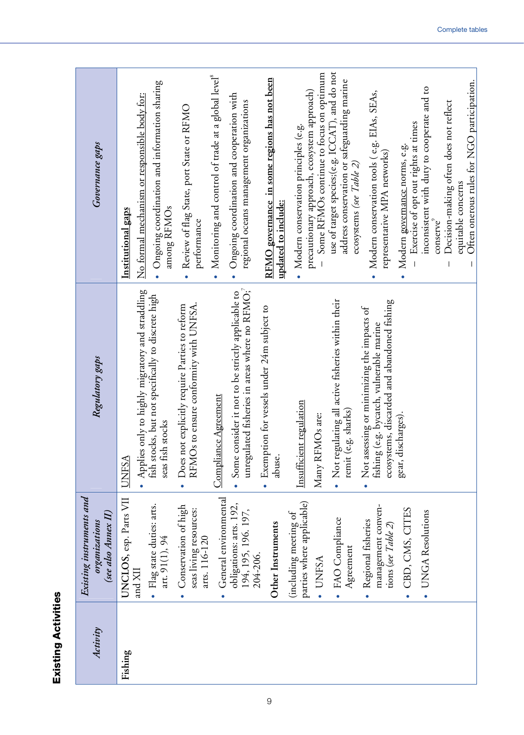## Existing Activities

| *Activity* | *Existing instruments and organizations (see also Annex II)* | *Regulatory gaps* | *Governance gaps* |
|---|---|---|---|
| **Fishing** | UNCLOS, esp. Parts VII and XII<br>• Flag state duties: arts. 91(1), 94<br>• Conservation of high seas living resources: arts. 116-120<br>• General environmental obligations: arts. 192, 194, 195, 196. 197, 204-206.<br><br>**Other Instruments**<br>(including meeting of parties where applicable)<br>• UNFSA<br>• FAO Compliance Agreement<br>• Regional fisheries management conventions (*see Table 2*)<br>• CBD, CMS, CITES<br>• UNGA Resolutions | UNFSA<br>• Applies only to highly migratory and straddling fish stocks, but not specifically to discrete high seas fish stocks<br>• Does not explicitly require Parties to reform RFMOs to ensure conformity with UNFSA.<br><br>Compliance Agreement<br>• Some consider it not to be strictly applicable to unregulated fisheries in areas where no RFMO;[7]<br>• Exemption for vessels under 24m subject to abuse.<br><br>Insufficient regulation<br>Many RFMOs are:<br>• Not regulating all active fisheries within their remit (e.g. sharks)<br>• Not assessing or minimizing the impacts of fishing (e.g. bycatch, vulnerable marine ecosystems, discarded and abandoned fishing gear, discharges). | **Institutional gaps**<br>No formal mechanism or responsible body for:<br>• Ongoing coordination and information sharing among RFMOs<br>• Review of flag State, port State or RFMO performance<br>• Monitoring and control of trade at a global level[8]<br>• Ongoing coordination and cooperation with regional oceans management organizations<br><br>**RFMO governance in some regions has not been updated to include:**<br>• Modern conservation principles (e.g. precautionary approach, ecosystem approach)<br>– Some RFMOs continue to focus on optimum use of target species;(e.g. ICCAT), and do not address conservation or safeguarding marine ecosystems (*see Table 2*)<br>• Modern conservation tools ( e.g. EIAs, SEAs, representative MPA networks)<br>• Modern governance norms, e.g.<br>– Exercise of opt out rights at times inconsistent with duty to cooperate and to conserve[9]<br>– Decision-making often does not reflect equitable concerns<br>– Often onerous rules for NGO participation. |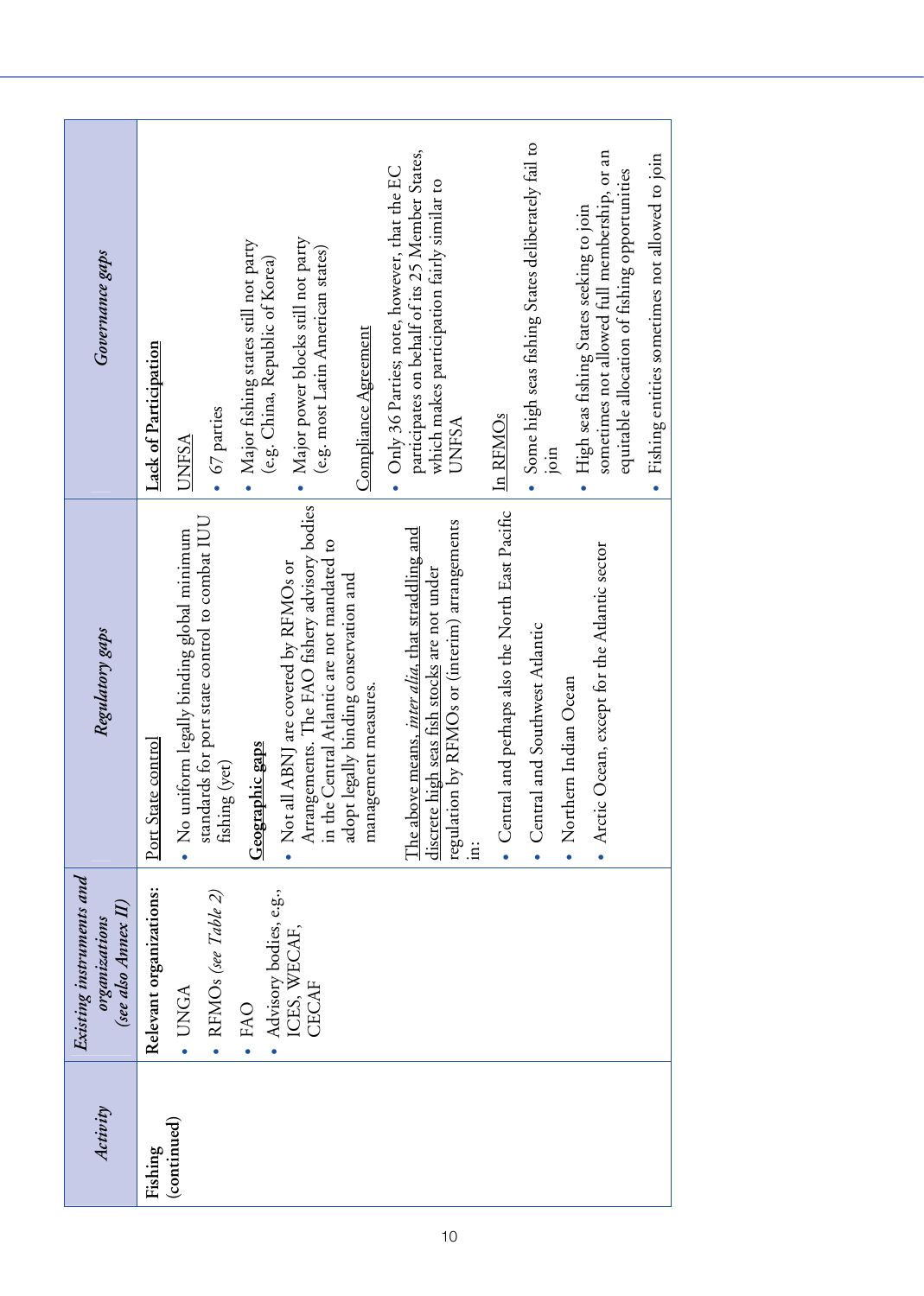| *Activity* | *Existing instruments and organizations (see also Annex II)* | *Regulatory gaps* | *Governance gaps* |
|---|---|---|---|
| **Fishing (continued)** | **Relevant organizations:**<br>• UNGA<br>• RFMOs (*see Table 2*)<br>• FAO<br>• Advisory bodies, e.g., ICES, WECAF, CECAF | Port State control<br>• No uniform legally binding global minimum standards for port state control to combat IUU fishing (yet)<br><br>**Geographic gaps**<br>• Not all ABNJ are covered by RFMOs or Arrangements. The FAO fishery advisory bodies in the Central Atlantic are not mandated to adopt legally binding conservation and management measures.<br><br>The above means, *inter alia*, that straddling and discrete high seas fish stocks are not under regulation by RFMOs or (interim) arrangements in:<br>• Central and perhaps also the North East Pacific<br>• Central and Southwest Atlantic<br>• Northern Indian Ocean<br>• Arctic Ocean, except for the Atlantic sector | **Lack of Participation**<br><br>UNFSA<br>• 67 parties<br>• Major fishing states still not party (e.g. China, Republic of Korea)<br>• Major power blocks still not party (e.g. most Latin American states)<br><br>Compliance Agreement<br>• Only 36 Parties; note, however, that the EC participates on behalf of its 25 Member States, which makes participation fairly similar to UNFSA<br><br>In RFMOs<br>• Some high seas fishing States deliberately fail to join<br>• High seas fishing States seeking to join sometimes not allowed full membership, or an equitable allocation of fishing opportunities<br>• Fishing entities sometimes not allowed to join |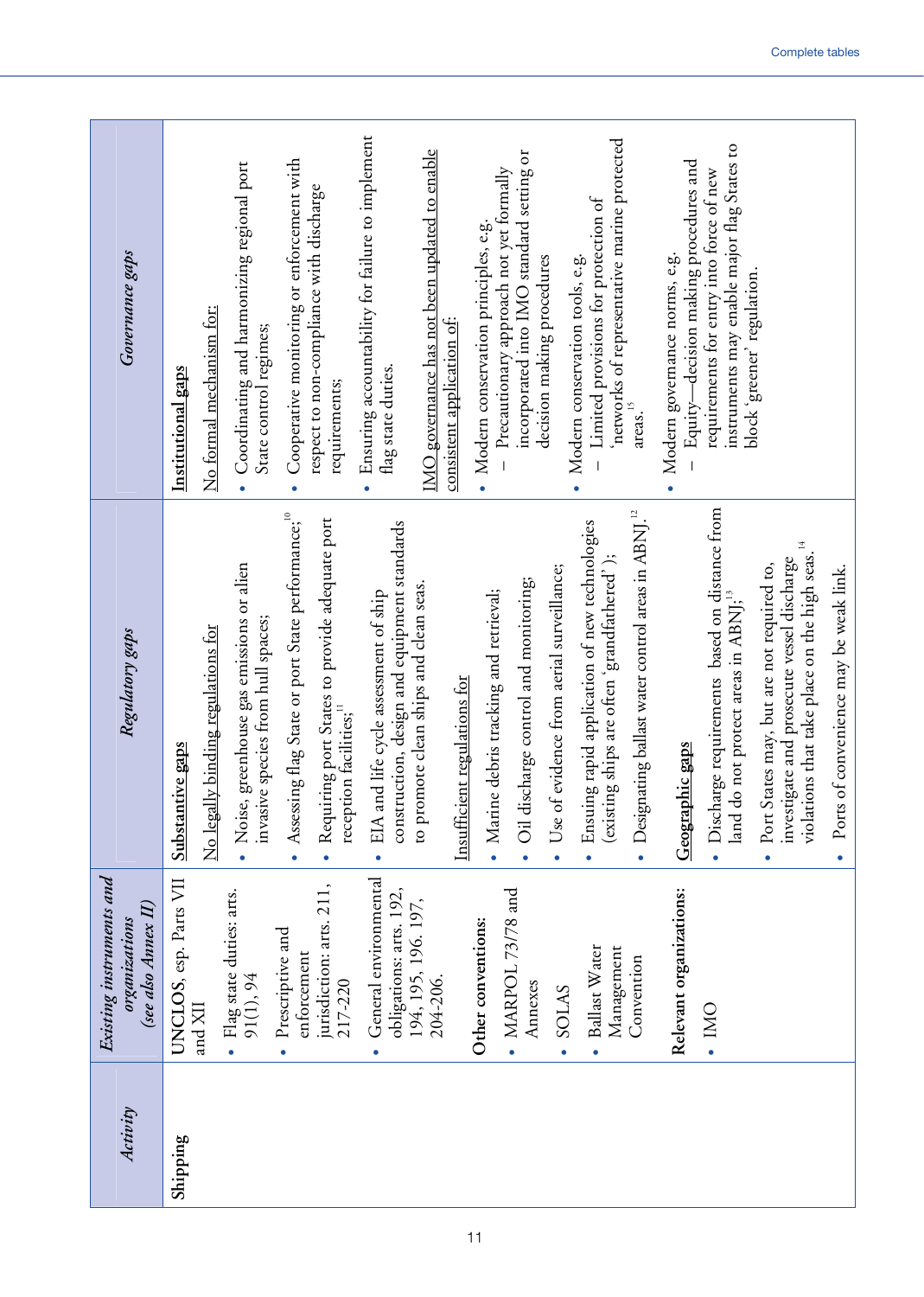| *Activity* | *Existing instruments and organizations (see also Annex II)* | *Regulatory gaps* | *Governance gaps* |
|---|---|---|---|
| **Shipping** | UNCLOS, esp. Parts VII and XII<br>• Flag state duties: arts. 91(1), 94<br>• Prescriptive and enforcement jurisdiction: arts. 211, 217-220<br>• General environmental obligations: arts. 192, 194, 195, 196. 197, 204-206.<br><br>**Other conventions:**<br>• MARPOL 73/78 and Annexes<br>• SOLAS<br>• Ballast Water Management Convention<br><br>**Relevant organizations:**<br>• IMO | <u>Substantive gaps</u><br><br><u>No legally binding regulations for</u><br>• Noise, greenhouse gas emissions or alien invasive species from hull spaces;<br>• Assessing flag State or port State performance;[10]<br>• Requiring port States to provide adequate port reception facilities;[11]<br>• EIA and life cycle assessment of ship construction, design and equipment standards to promote clean ships and clean seas.<br><br><u>Insufficient regulations for</u><br>• Marine debris tracking and retrieval;<br>• Oil discharge control and monitoring;<br>• Use of evidence from aerial surveillance;<br>• Ensuing rapid application of new technologies (existing ships are often 'grandfathered');<br>• Designating ballast water control areas in ABNJ.[12]<br><br><u>Geographic gaps</u><br>• Discharge requirements based on distance from land do not protect areas in ABNJ;[13]<br>• Port States may, but are not required to, investigate and prosecute vessel discharge violations that take place on the high seas.[14]<br>• Ports of convenience may be weak link. | <u>Institutional gaps</u><br><br><u>No formal mechanism for:</u><br>• Coordinating and harmonizing regional port State control regimes;<br>• Cooperative monitoring or enforcement with respect to non-compliance with discharge requirements;<br>• Ensuring accountability for failure to implement flag state duties.<br><br><u>IMO governance has not been updated to enable consistent application of:</u><br>• Modern conservation principles, e.g.<br>  – Precautionary approach not yet formally incorporated into IMO standard setting or decision making procedures<br>• Modern conservation tools, e.g.<br>  – Limited provisions for protection of 'networks of representative marine protected areas.[15]<br>• Modern governance norms, e.g.<br>  – Equity—decision making procedures and requirements for entry into force of new instruments may enable major flag States to block 'greener' regulation. |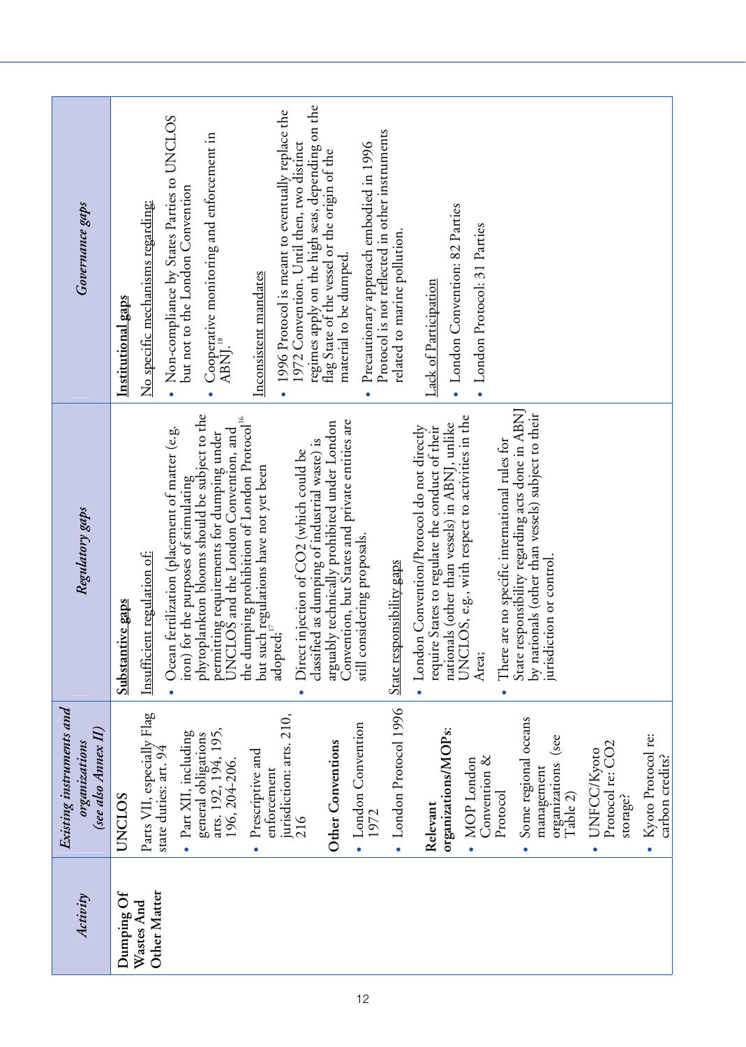| Activity | Existing instruments and organizations (see also Annex II) | Regulatory gaps | Governance gaps |
|---|---|---|---|
| **Dumping Of Wastes And Other Matter** | **UNCLOS**<br>Parts VII, especially Flag state duties: art. 94<br>• Part XII, including general obligations arts. 192, 194, 195, 196, 204-206.<br>• Prescriptive and enforcement jurisdiction: arts. 210, 216<br>**Other Conventions**<br>• London Convention 1972<br>• London Protocol 1996<br>**Relevant organizations/MOPs:**<br>• MOP London Convention & Protocol<br>• Some regional oceans management organizations (see Table 2)<br>• UNFCC/Kyoto Protocol re: $CO_2$ storage?<br>• Kyoto Protocol re: carbon credits? | <u>Substantive gaps</u><br><u>Insufficient regulation of:</u><br>• Ocean fertilization (placement of matter (e.g. iron) for the purposes of stimulating phytoplankton blooms should be subject to the permitting requirements for dumping under UNCLOS and the London Convention, and the dumping prohibition of London Protocol[16] but such regulations have not yet been adopted;[17]<br>• Direct injection of $CO_2$ (which could be classified as dumping of industrial waste) is arguably technically prohibited under London Convention, but States and private entities are still considering proposals.<br><u>State responsibility gaps</u><br>• London Convention/Protocol do not directly require States to regulate the conduct of their nationals (other than vessels) in ABNJ, unlike UNCLOS, e.g., with respect to activities in the Area;<br>• There are no specific international rules for State responsibility regarding acts done in ABNJ by nationals (other than vessels) subject to their jurisdiction or control. | <u>**Institutional gaps**</u><br><u>No specific mechanisms regarding:</u><br>• Non-compliance by States Parties to UNCLOS but not to the London Convention<br>• Cooperative monitoring and enforcement in ABNJ.[18]<br><u>Inconsistent mandates</u><br>• 1996 Protocol is meant to eventually replace the 1972 Convention. Until then, two distinct regimes apply on the high seas, depending on the flag State of the vessel or the origin of the material to be dumped.<br>• Precautionary approach embodied in 1996 Protocol is not reflected in other instruments related to marine pollution.<br><u>Lack of Participation</u><br>• London Convention: 82 Parties<br>• London Protocol: 31 Parties |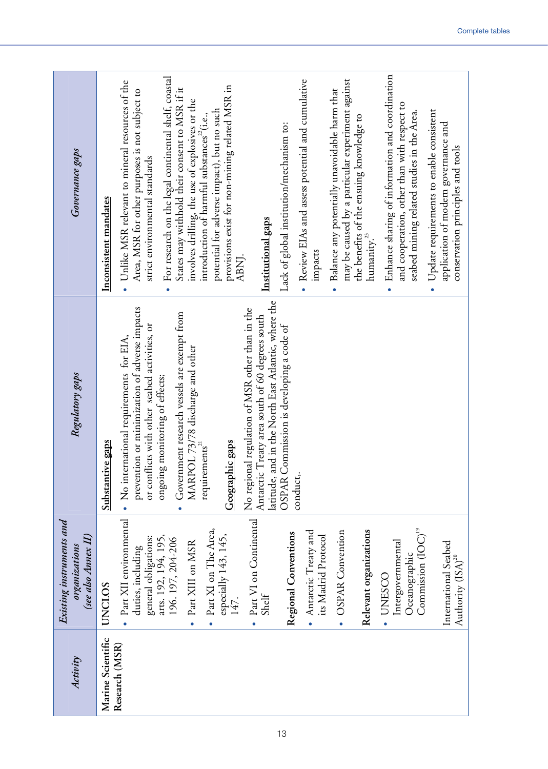| Activity | Existing instruments and organizations (see also Annex II) | Regulatory gaps | Governance gaps |
|---|---|---|---|
| Marine Scientific Research (MSR) | UNCLOS<br>• Part XII environmental duties, including general obligations: arts. 192, 194, 195, 196. 197, 204-206<br>• Part XIII on MSR<br>• Part XI on The Area, especially 143, 145, 147.<br>• Part VI on Continental Shelf<br><br>**Regional Conventions**<br>• Antarctic Treaty and its Madrid Protocol<br>• OSPAR Convention<br><br>**Relevant organizations**<br>• UNESCO Intergovernmental Oceanographic Commission (IOC)[19]<br><br>International Seabed Authority (ISA)[20] | **Substantive gaps**<br>• No international requirements for EIA, prevention or minimization of adverse impacts or conflicts with other seabed activities, or ongoing monitoring of effects;<br>• Government research vessels are exempt from MARPOL 73/78 discharge and other requirements[21]<br><br>**Geographic gaps**<br>No regional regulation of MSR other than in the Antarctic Treaty area south of 60 degrees south latitude, and in the North East Atlantic, where the OSPAR Commission is developing a code of conduct.. | **Inconsistent mandates**<br>• Unlike MSR relevant to mineral resources of the Area, MSR for other purposes is not subject to strict environmental standards<br>• For research on the legal continental shelf, coastal States may withhold their consent to MSR if it involves drilling, the use of explosives or the introduction of harmful substances[22] (i.e., potential for adverse impact), but no such provisions exist for non-mining related MSR in ABNJ.<br><br>**Institutional gaps**<br>Lack of global institution/mechanism to:<br>• Review EIAs and assess potential and cumulative impacts<br>• Balance any potentially unavoidable harm that may be caused by a particular experiment against the benefits of the ensuing knowledge to humanity.[23]<br>• Enhance sharing of information and coordination and cooperation, other than with respect to seabed mining related studies in the Area.<br>• Update requirements to enable consistent application of modern governance and conservation principles and tools |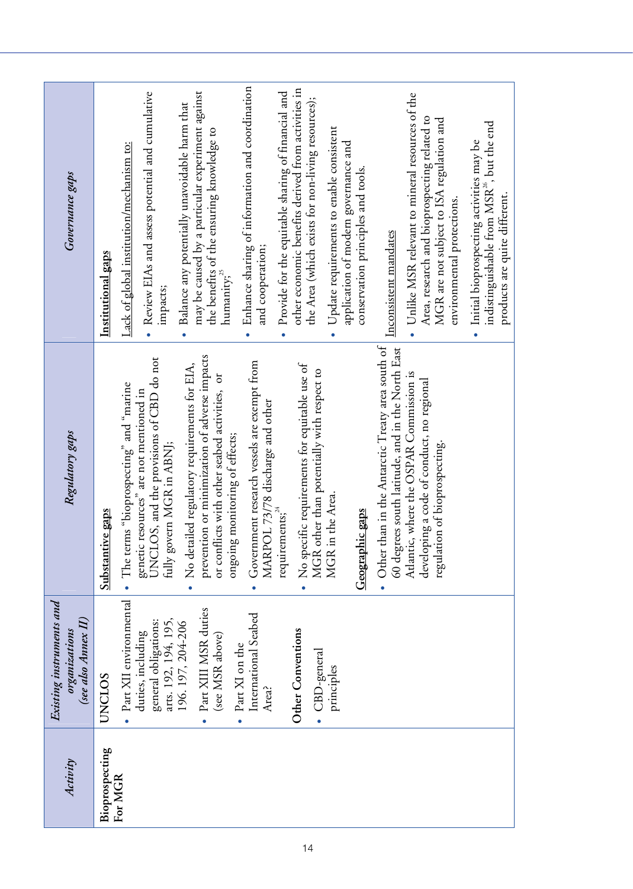| *Activity* | *Existing instruments and organizations (see also Annex II)* | *Regulatory gaps* | *Governance gaps* |
|---|---|---|---|
| **Bioprospecting For MGR** | UNCLOS<br>• Part XII environmental duties, including general obligations: arts. 192, 194, 195, 196. 197, 204-206<br>• Part XIII MSR duties (see MSR above)<br>• Part XI on the International Seabed Area?<br><br>**Other Conventions**<br>• CBD-general principles | <u>**Substantive gaps**</u><br>• The terms "bioprospecting" and "marine genetic resources" are not mentioned in UNCLOS, and the provisions of CBD do not fully govern MGR in ABNJ;<br>• No detailed regulatory requirements for EIA, prevention or minimization of adverse impacts or conflicts with other seabed activities, or ongoing monitoring of effects;<br>• Government research vessels are exempt from MARPOL 73/78 discharge and other requirements;[24]<br>• No specific requirements for equitable use of MGR other than potentially with respect to MGR in the Area.<br><br><u>**Geographic gaps**</u><br>• Other than in the Antarctic Treaty area south of 60 degrees south latitude, and in the North East Atlantic, where the OSPAR Commission is developing a code of conduct, no regional regulation of bioprospecting. | <u>**Institutional gaps**</u><br><u>Lack of global institution/mechanism to:</u><br>• Review EIAs and assess potential and cumulative impacts;<br>• Balance any potentially unavoidable harm that may be caused by a particular experiment against the benefits of the ensuring knowledge to humanity;[25]<br>• Enhance sharing of information and coordination and cooperation;<br>• Provide for the equitable sharing of financial and other economic benefits derived from activities in the Area (which exists for non-living resources);<br>• Update requirements to enable consistent application of modern governance and conservation principles and tools.<br><br><u>Inconsistent mandates</u><br>• Unlike MSR relevant to mineral resources of the Area, research and bioprospecting related to MGR are not subject to ISA regulation and environmental protections.<br>• Initial bioprospecting activities may be indistinguishable from MSR[26], but the end products are quite different. |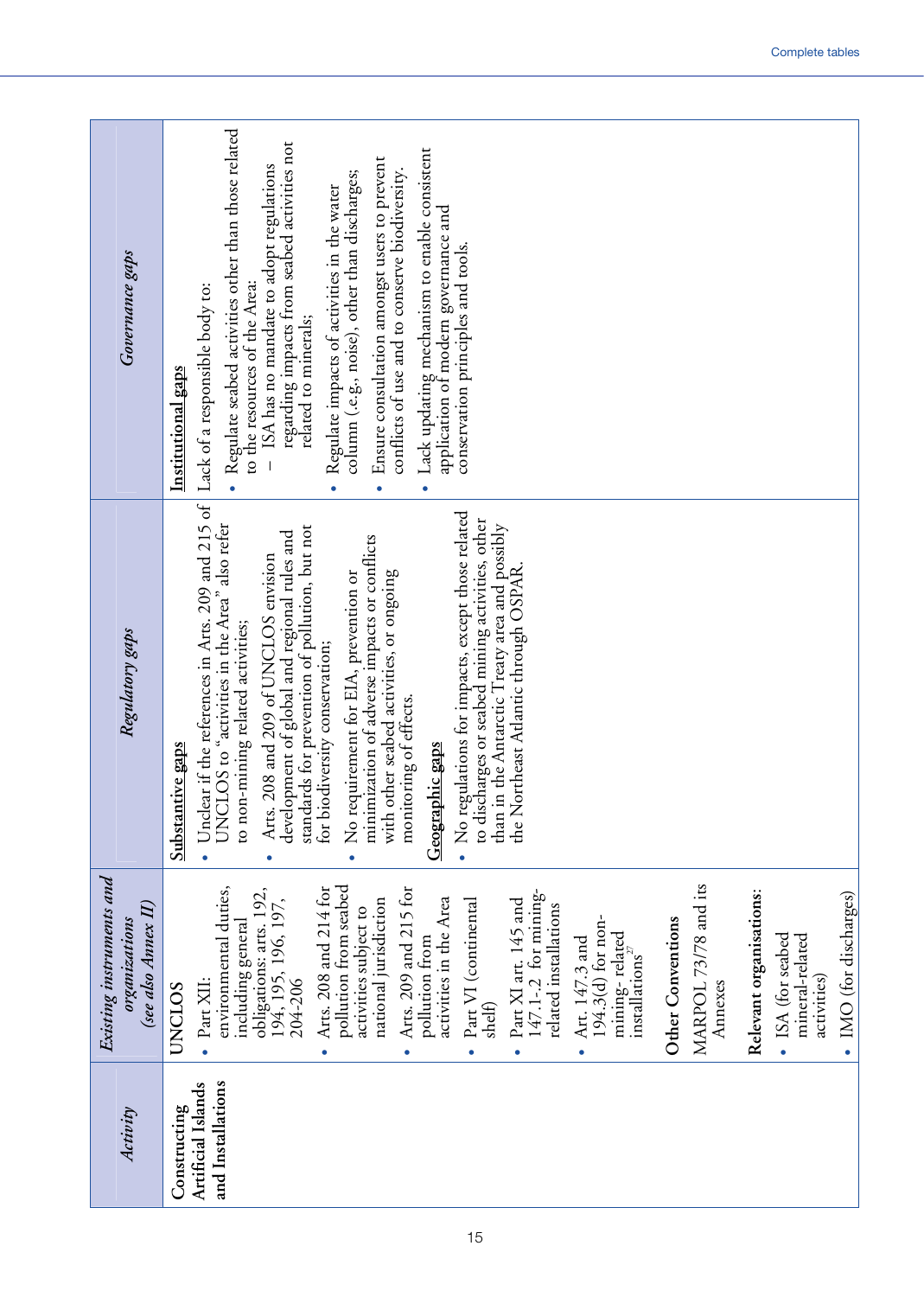| *Activity* | *Existing instruments and organizations (see also Annex II)* | *Regulatory gaps* | *Governance gaps* |
|---|---|---|---|
| **Constructing Artificial Islands and Installations** | UNCLOS<br>• Part XII: environmental duties, including general obligations: arts. 192, 194, 195, 196, 197, 204-206<br>• Arts. 208 and 214 for pollution from seabed activities subject to national jurisdiction<br>• Arts. 209 and 215 for pollution from activities in the Area<br>• Part VI (continental shelf)<br>• Part XI art. 145 and 147.1-.2 for mining-related installations<br>• Art. 147.3 and 194.3(d) for non-mining- related installations[27]<br><br>**Other Conventions**<br>MARPOL 73/78 and its Annexes<br><br>**Relevant organisations:**<br>• ISA (for seabed mineral-related activities)<br>• IMO (for discharges) | <u>**Substantive gaps**</u><br>• Unclear if the references in Arts. 209 and 215 of UNCLOS to "activities in the Area" also refer to non-mining related activities;<br>• Arts. 208 and 209 of UNCLOS envision development of global and regional rules and standards for prevention of pollution, but not for biodiversity conservation;<br>• No requirement for EIA, prevention or minimization of adverse impacts or conflicts with other seabed activities, or ongoing monitoring of effects.<br><br><u>**Geographic gaps**</u><br>• No regulations for impacts, except those related to discharges or seabed mining activities, other than in the Antarctic Treaty area and possibly the Northeast Atlantic through OSPAR. | <u>**Institutional gaps**</u><br>Lack of a responsible body to:<br>• Regulate seabed activities other than those related to the resources of the Area:<br>– ISA has no mandate to adopt regulations regarding impacts from seabed activities not related to minerals;<br>• Regulate impacts of activities in the water column (e.g., noise), other than discharges;<br>• Ensure consultation amongst users to prevent conflicts of use and to conserve biodiversity.<br>• Lack updating mechanism to enable consistent application of modern governance and conservation principles and tools. |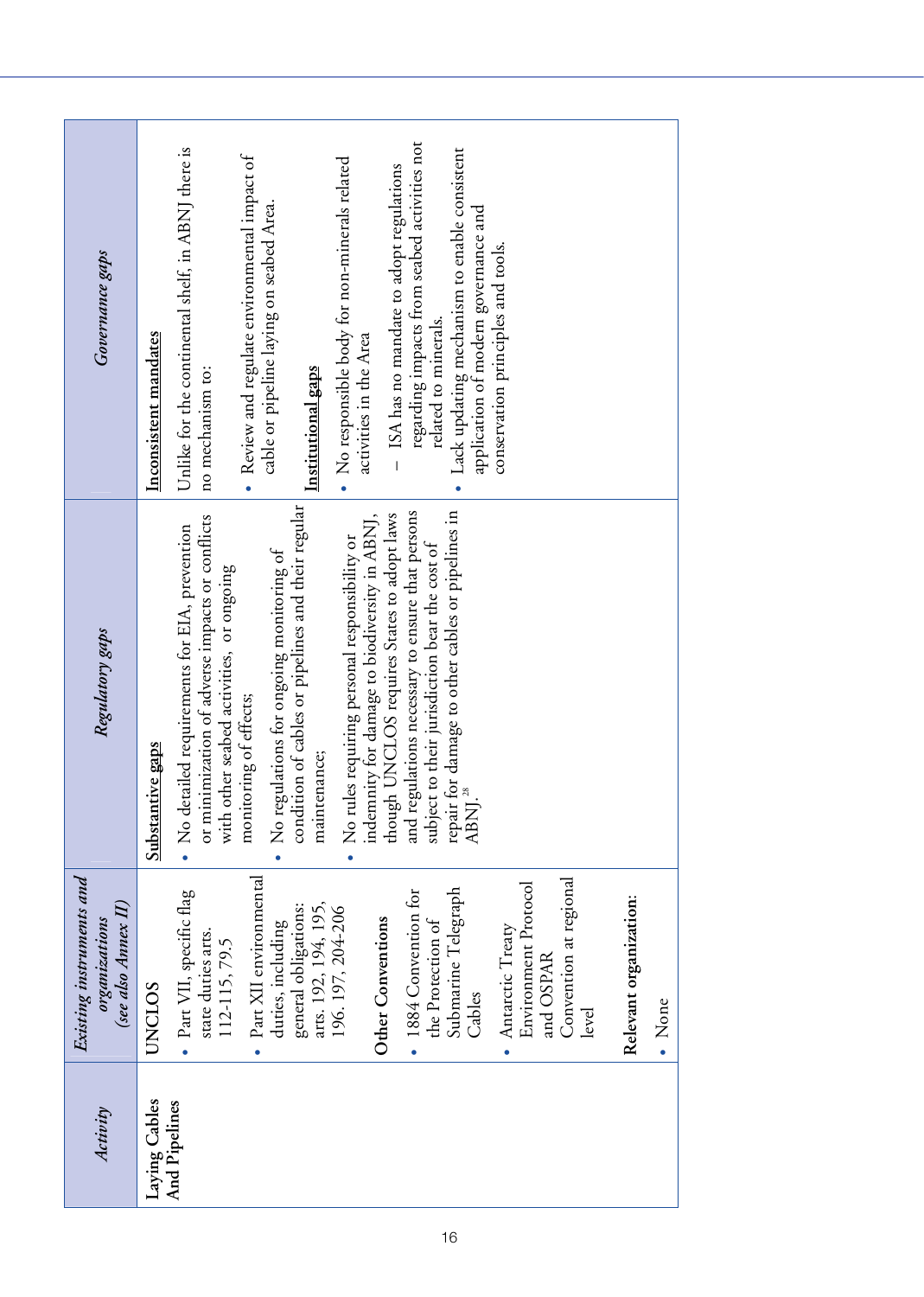| *Activity* | *Existing instruments and organizations (see also Annex II)* | *Regulatory gaps* | *Governance gaps* |
|---|---|---|---|
| Laying Cables And Pipelines | UNCLOS<br>• Part VII, specific flag state duties arts. 112-115, 79.5<br>• Part XII environmental duties, including general obligations: arts. 192, 194, 195, 196. 197, 204-206<br>**Other Conventions**<br>• 1884 Convention for the Protection of Submarine Telegraph Cables<br>• Antarctic Treaty Environment Protocol and OSPAR Convention at regional level<br>**Relevant organization:**<br>• None | **Substantive gaps**<br>• No detailed requirements for EIA, prevention or minimization of adverse impacts or conflicts with other seabed activities, or ongoing monitoring of effects;<br>• No regulations for ongoing monitoring of condition of cables or pipelines and their regular maintenance;<br>• No rules requiring personal responsibility or indemnity for damage to biodiversity in ABNJ, though UNCLOS requires States to adopt laws and regulations necessary to ensure that persons subject to their jurisdiction bear the cost of repair for damage to other cables or pipelines in ABNJ.[28] | **Inconsistent mandates**<br>Unlike for the continental shelf, in ABNJ there is no mechanism to:<br>• Review and regulate environmental impact of cable or pipeline laying on seabed Area.<br>**Institutional gaps**<br>• No responsible body for non-minerals related activities in the Area<br>– ISA has no mandate to adopt regulations regarding impacts from seabed activities not related to minerals.<br>• Lack updating mechanism to enable consistent application of modern governance and conservation principles and tools. |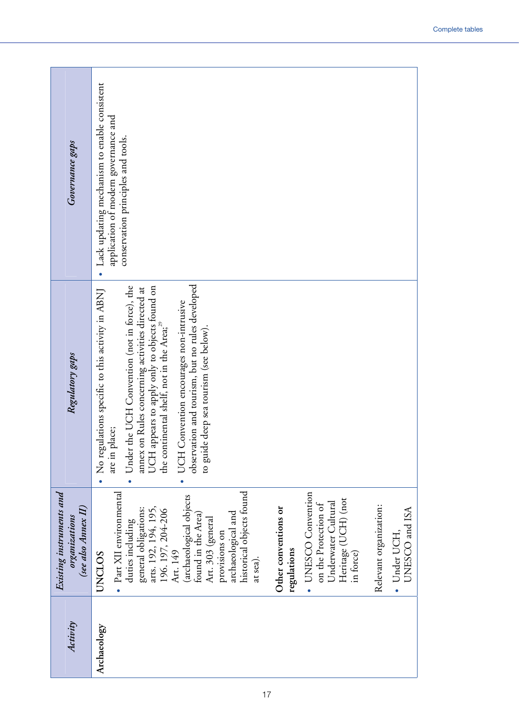| *Activity* | *Existing instruments and organizations (see also Annex II)* | *Regulatory gaps* | *Governance gaps* |
|---|---|---|---|
| **Archaeology** | **UNCLOS**<br>• Part XII environmental duties including general obligations: arts. 192, 194, 195, 196. 197, 204-206<br>Art. 149 (archaeological objects found in the Area)<br>Art. 303 (general provisions on archaeological and historical objects found at sea).<br><br>**Other conventions or regulations**<br>• UNESCO Convention on the Protection of Underwater Cultural Heritage (UCH) (not in force)<br><br>Relevant organization:<br>• Under UCH, UNESCO and ISA | • No regulations specific to this activity in ABNJ are in place;<br>• Under the UCH Convention (not in force), the annex on Rules concerning activities directed at UCH appears to apply only to objects found on the continental shelf, not in the Area;[29]<br>• UCH Convention encourages non-intrusive observation and tourism, but no rules developed to guide deep sea tourism (see below). | • Lack updating mechanism to enable consistent application of modern governance and conservation principles and tools. |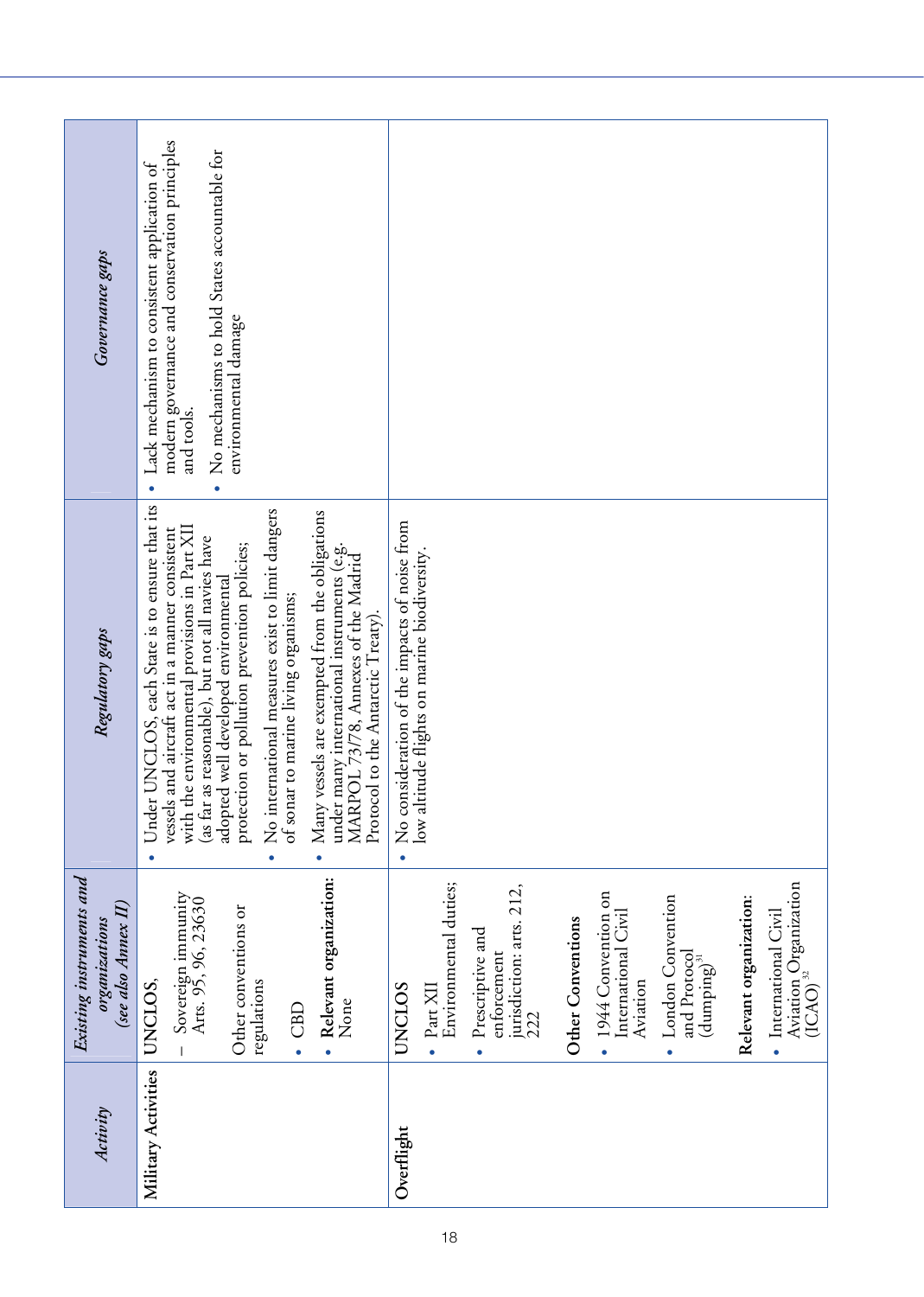| *Activity* | *Existing instruments and organizations (see also Annex II)* | *Regulatory gaps* | *Governance gaps* |
|---|---|---|---|
| Military Activities | UNCLOS,<br>– Sovereign immunity Arts. 95, 96, 236[30]<br><br>Other conventions or regulations<br>• CBD<br>• **Relevant organization:** None | • Under UNCLOS, each State is to ensure that its vessels and aircraft act in a manner consistent with the environmental provisions in Part XII (as far as reasonable), but not all navies have adopted well developed environmental protection or pollution prevention policies;<br>• No international measures exist to limit dangers of sonar to marine living organisms;<br>• Many vessels are exempted from the obligations under many international instruments (e.g. MARPOL 73/78, Annexes of the Madrid Protocol to the Antarctic Treaty). | • Lack mechanism to consistent application of modern governance and conservation principles and tools.<br>• No mechanisms to hold States accountable for environmental damage |
| **Overflight** | UNCLOS<br>• Part XII Environmental duties;<br>• Prescriptive and enforcement jurisdiction: arts. 212, 222<br><br>**Other Conventions**<br>• 1944 Convention on International Civil Aviation<br>• London Convention and Protocol (dumping)[31]<br><br>**Relevant organization:**<br>• International Civil Aviation Organization (ICAO)[32] | • No consideration of the impacts of noise from low altitude flights on marine biodiversity. | |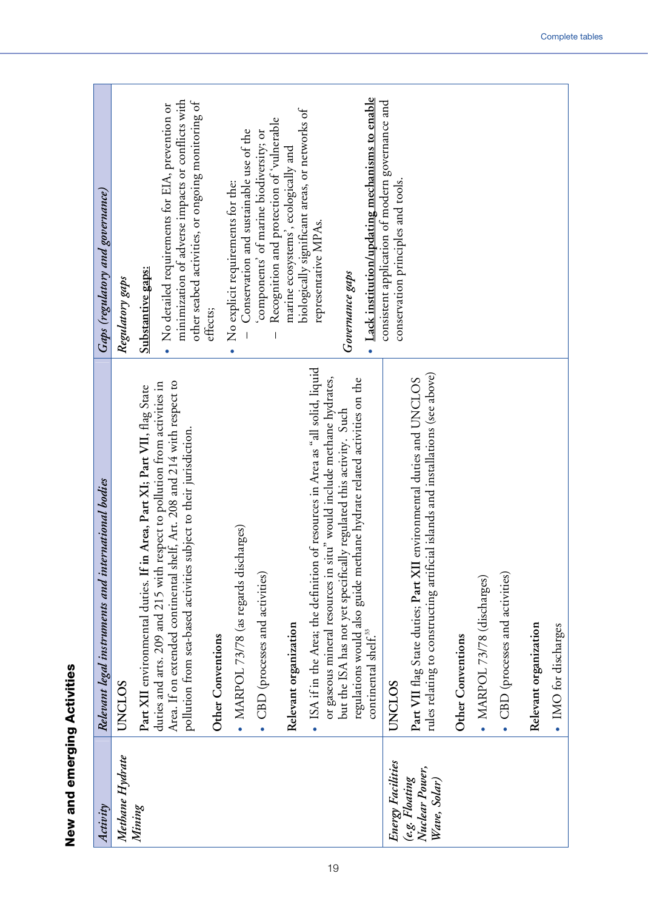## New and emerging Activities

| *Activity* | *Relevant legal instruments and international bodies* | *Gaps (regulatory and governance)* |
|---|---|---|
| *Methane Hydrate Mining* | UNCLOS<br><br>**Part XII** environmental duties. **If in Area, Part XI; Part VII**, flag State duties and arts. 209 and 215 with respect to pollution from activities in Area. If on extended continental shelf, Art. 208 and 214 with respect to pollution from sea-based activities subject to their jurisdiction.<br><br>**Other Conventions**<br>• MARPOL 73/78 (as regards discharges)<br>• CBD (processes and activities)<br><br>**Relevant organization**<br>• ISA if in the Area; the definition of resources in Area as "all solid, liquid or gaseous mineral resources in situ" would include methane hydrates, but the ISA has not yet specifically regulated this activity. Such regulations would also guide methane hydrate related activities on the continental shelf.[33] | *Regulatory gaps*<br><br>**Substantive gaps:**<br>• No detailed requirements for EIA, prevention or minimization of adverse impacts or conflicts with other seabed activities, or ongoing monitoring of effects;<br>• No explicit requirements for the:<br>– Conservation and sustainable use of the 'components' of marine biodiversity; or<br>– Recognition and protection of 'vulnerable marine ecosystems', ecologically and biologically significant areas, or networks of representative MPAs.<br><br>*Governance gaps*<br>• **Lack institution/updating mechanisms to enable** consistent application of modern governance and conservation principles and tools. |
| *Energy Facilities (e.g. Floating Nuclear Power, Wave, Solar)* | UNCLOS<br><br>**Part VII** flag State duties; **Part XII** environmental duties and UNCLOS rules relating to constructing artificial islands and installations (see above)<br><br>**Other Conventions**<br>• MARPOL 73/78 (discharges)<br>• CBD (processes and activities)<br><br>**Relevant organization**<br>• IMO for discharges | |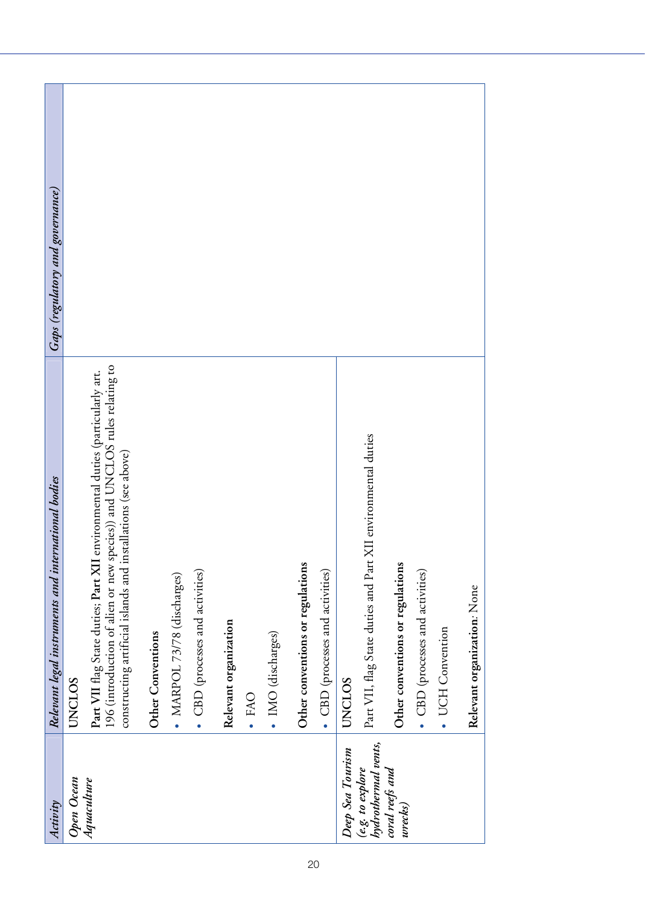| Activity | Relevant legal instruments and international bodies | Gaps (regulatory and governance) |
|---|---|---|
| ***Open Ocean Aquaculture*** | **UNCLOS**<br><br>**Part VII** flag State duties; **Part XII** environmental duties (particularly art. 196 (introduction of alien or new species)) and UNCLOS rules relating to constructing artificial islands and installations (see above)<br><br>**Other Conventions**<br>• MARPOL 73/78 (discharges)<br>• CBD (processes and activities)<br><br>**Relevant organization**<br>• FAO<br>• IMO (discharges)<br><br>**Other conventions or regulations**<br>• CBD (processes and activities) | |
| ***Deep Sea Tourism*** *(e.g. to explore hydrothermal vents, coral reefs and wrecks)* | **UNCLOS**<br><br>Part VII, flag State duties and Part XII environmental duties<br><br>**Other conventions or regulations**<br>• CBD (processes and activities)<br>• UCH Convention<br><br>**Relevant organization**: None | |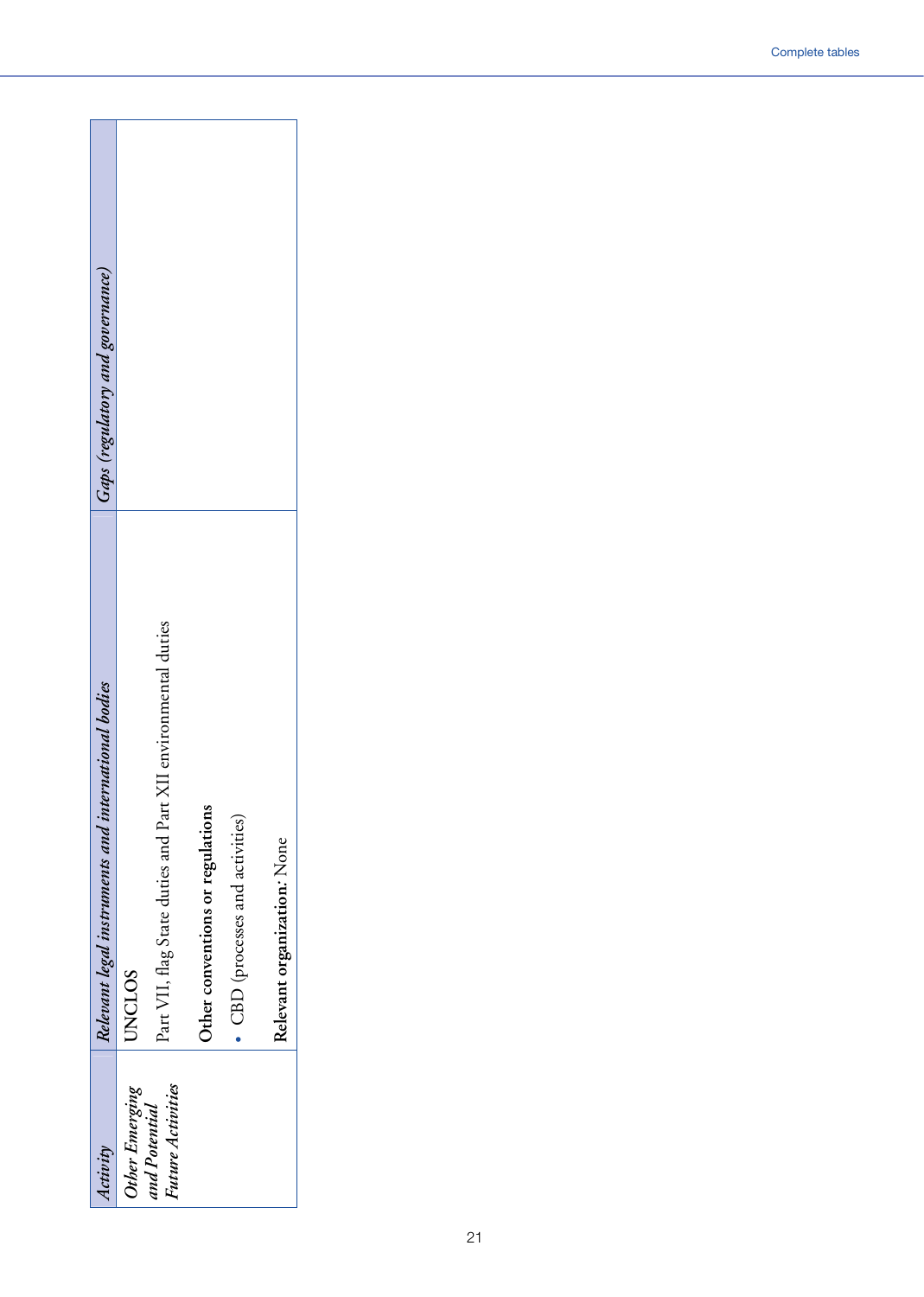| *Activity* | *Relevant legal instruments and international bodies* | *Gaps (regulatory and governance)* |
|---|---|---|
| *Other Emerging and Potential Future Activities* | UNCLOS<br><br>Part VII, flag State duties and Part XII environmental duties<br><br>**Other conventions or regulations**<br><br>• CBD (processes and activities)<br><br>**Relevant organization**: None | |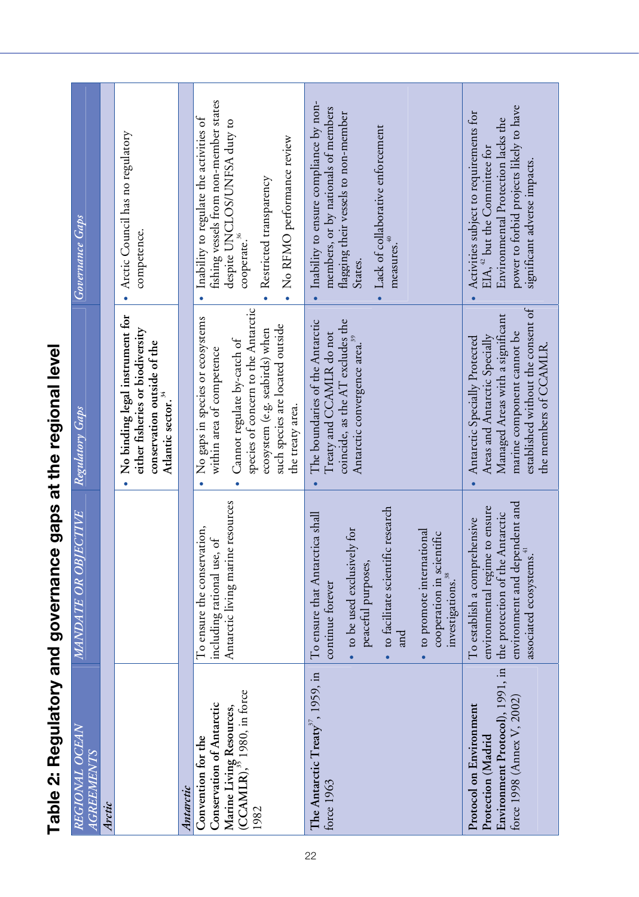# Table 2: Regulatory and governance gaps at the regional level

| REGIONAL OCEAN AGREEMENTS | MANDATE OR OBJECTIVE | Regulatory Gaps | Governance Gaps |
|---|---|---|---|
| *Arctic* | | | |
| | | • **No binding legal instrument for either fisheries or biodiversity conservation outside of the Atlantic sector.**[34] | • Arctic Council has no regulatory competence. |
| *Antarctic* | | | |
| **Convention for the Conservation of Antarctic Marine Living Resources, (CCAMLR)**[35] 1980, in force 1982 | To ensure the conservation, including rational use, of Antarctic living marine resources | • No gaps in species or ecosystems within area of competence<br>• Cannot regulate by-catch of species of concern to the Antarctic ecosystem (e.g. seabirds) when such species are located outside the treaty area. | • Inability to regulate the activities of fishing vessels from non-member states despite UNCLOS/UNFSA duty to cooperate.[36]<br>• Restricted transparency<br>• No RFMO performance review |
| **The Antarctic Treaty**[37], 1959, in force 1963 | To ensure that Antarctica shall continue forever<br>• to be used exclusively for peaceful purposes,<br>• to facilitate scientific research and<br>• to promote international cooperation in scientific investigations.[38] | • The boundaries of the Antarctic Treaty and CCAMLR do not coincide, as the AT excludes the Antarctic convergence area.[39] | • Inability to ensure compliance by non-members, or by nationals of members flagging their vessels to non-member States.<br>• Lack of collaborative enforcement measures.[40] |
| **Protocol on Environment Protection (Madrid Environment Protocol)**, 1991, in force 1998 (Annex V, 2002) | To establish a comprehensive environmental regime to ensure the protection of the Antarctic environment and dependent and associated ecosystems.[41] | • Antarctic Specially Protected Areas and Antarctic Specially Managed Areas with a significant marine component cannot be established without the consent of the members of CCAMLR. | • Activities subject to requirements for EIA,[42] but the Committee for Environmental Protection lacks the power to forbid projects likely to have significant adverse impacts. |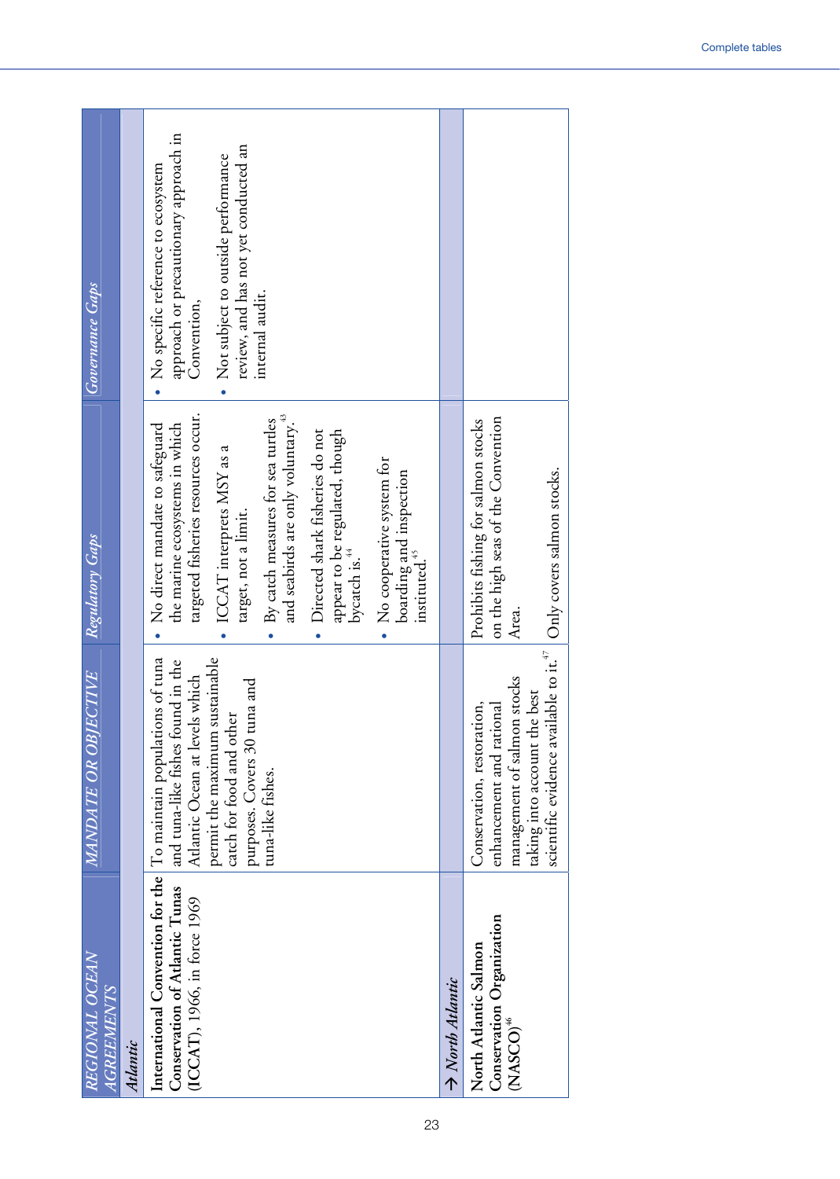| REGIONAL OCEAN AGREEMENTS | MANDATE OR OBJECTIVE | Regulatory Gaps | Governance Gaps |
|---|---|---|---|
| *Atlantic* | | | |
| **International Convention for the Conservation of Atlantic Tunas** (ICCAT), 1966, in force 1969 | To maintain populations of tuna and tuna-like fishes found in the Atlantic Ocean at levels which permit the maximum sustainable catch for food and other purposes. Covers 30 tuna and tuna-like fishes. | • No direct mandate to safeguard the marine ecosystems in which targeted fisheries resources occur.<br>• ICCAT interprets MSY as a target, not a limit.<br>• By catch measures for sea turtles and seabirds are only voluntary.[43]<br>• Directed shark fisheries do not appear to be regulated, though bycatch is.[44]<br>• No cooperative system for boarding and inspection instituted.[45] | • No specific reference to ecosystem approach or precautionary approach in Convention,<br>• Not subject to outside performance review, and has not yet conducted an internal audit. |
| → *North Atlantic* | | | |
| **North Atlantic Salmon Conservation Organization** (NASCO)[46] | Conservation, restoration, enhancement and rational management of salmon stocks taking into account the best scientific evidence available to it.[47] | Prohibits fishing for salmon stocks on the high seas of the Convention Area.<br><br>Only covers salmon stocks. | |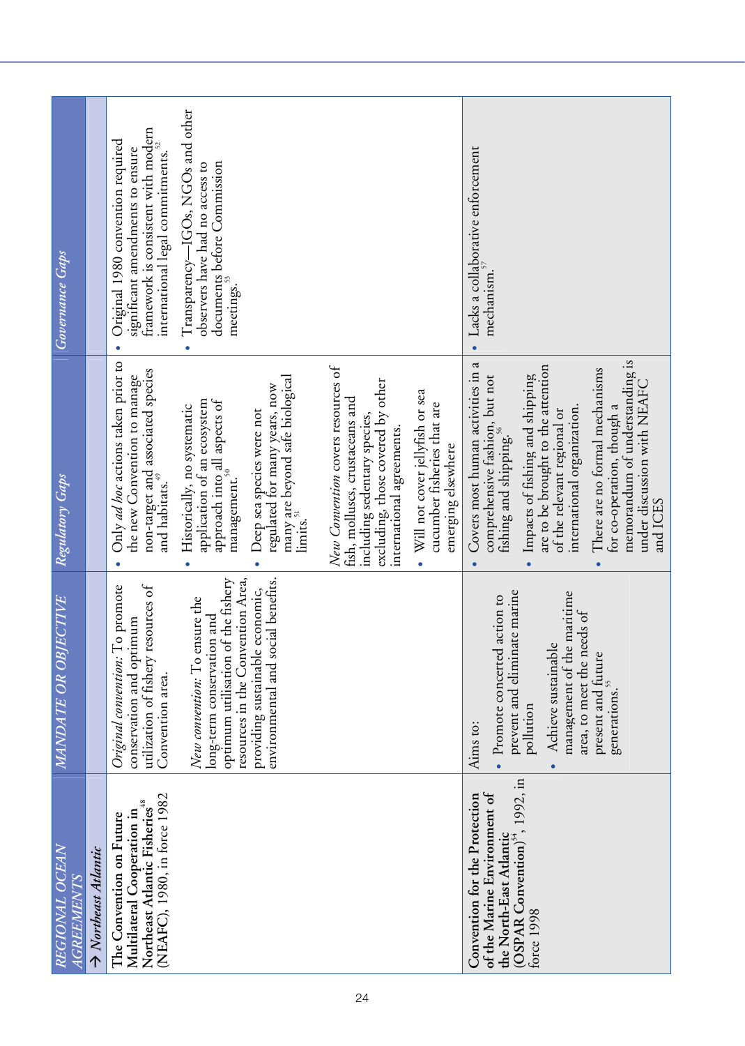| REGIONAL OCEAN AGREEMENTS | MANDATE OR OBJECTIVE | Regulatory Gaps | Governance Gaps |
|---|---|---|---|
| → *Northeast Atlantic* | | | |
| **The Convention on Future Multilateral Cooperation in Northeast Atlantic Fisheries**[48] **(NEAFC)**, 1980, in force 1982 | *Original convention:* To promote conservation and optimum utilization of fishery resources of Convention area.<br><br>*New convention:* To ensure the long-term conservation and optimum utilisation of the fishery resources in the Convention Area, providing sustainable economic, environmental and social benefits. | • Only *ad hoc* actions taken prior to the new Convention to manage non-target and associated species and habitats.[49]<br>• Historically, no systematic application of an ecosystem approach into all aspects of management.[50]<br>• Deep sea species were not regulated for many years, now many are beyond safe biological limits.[51]<br><br>*New Convention* covers resources of fish, molluscs, crustaceans and including sedentary species, excluding, those covered by other international agreements.<br>• Will not cover jellyfish or sea cucumber fisheries that are emerging elsewhere | • Original 1980 convention required significant amendments to ensure framework is consistent with modern international legal commitments.[52]<br>• Transparency—IGOs, NGOs and other observers have had no access to documents before Commission meetings.[53] |
| **Convention for the Protection of the Marine Environment of the North-East Atlantic (OSPAR Convention)**[54], 1992, in force 1998 | Aims to:<br>• Promote concerted action to prevent and eliminate marine pollution<br>• Achieve sustainable management of the maritime area, to meet the needs of present and future generations.[55] | • Covers most human activities in a comprehensive fashion, but not fishing and shipping.[56]<br>• Impacts of fishing and shipping are to be brought to the attention of the relevant regional or international organization.<br>• There are no formal mechanisms for co-operation, though a memorandum of understanding is under discussion with NEAFC and ICES | • Lacks a collaborative enforcement mechanism.[57] |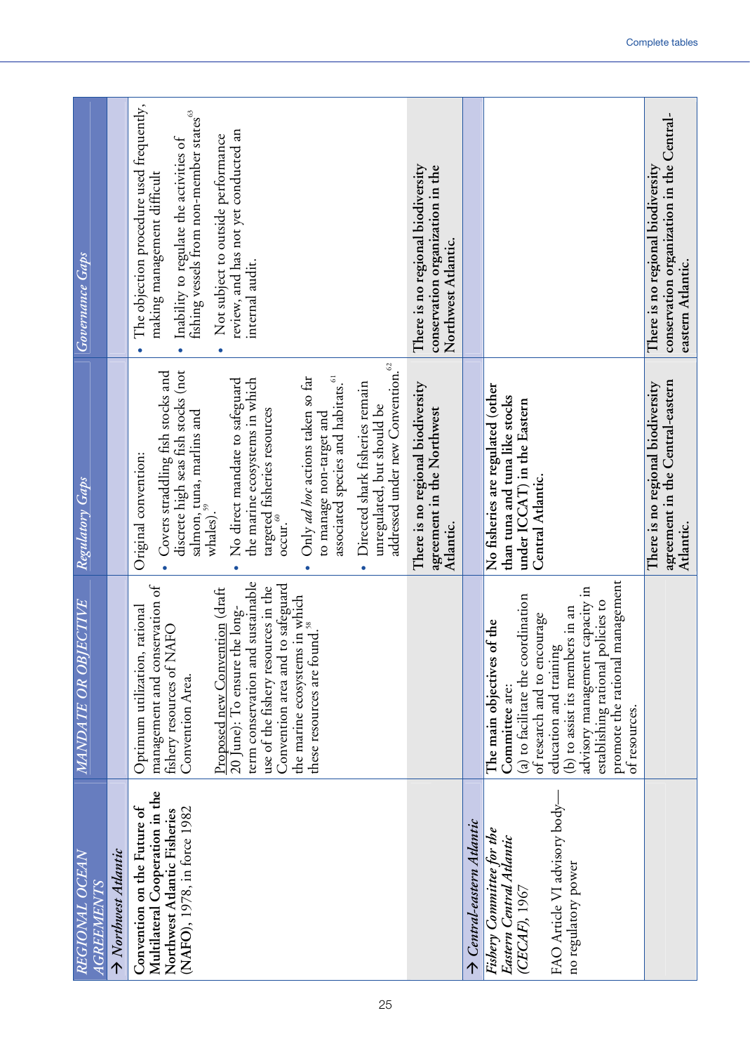| REGIONAL OCEAN AGREEMENTS | MANDATE OR OBJECTIVE | Regulatory Gaps | Governance Gaps |
|---|---|---|---|
| → *Northwest Atlantic* | | | |
| **Convention on the Future of Multilateral Cooperation in the Northwest Atlantic Fisheries** (NAFO), 1978, in force 1982 | Optimum utilization, rational management and conservation of fishery resources of NAFO Convention Area.<br><br>Proposed new Convention (draft 20 June): To ensure the long-term conservation and sustainable use of the fishery resources in the Convention area and to safeguard the marine ecosystems in which these resources are found.[58] | Original convention:<br>• Covers straddling fish stocks and discrete high seas fish stocks (not salmon, tuna, marlins and whales).[59]<br>• No direct mandate to safeguard the marine ecosystems in which targeted fisheries resources occur.[60]<br>• Only *ad hoc* actions taken so far to manage non-target and associated species and habitats.[61]<br>• Directed shark fisheries remain unregulated, but should be addressed under new Convention.[62] | • The objection procedure used frequently, making management difficult<br>• Inability to regulate the activities of fishing vessels from non-member states[63]<br>• Not subject to outside performance review, and has not yet conducted an internal audit. |
| | | There is no regional biodiversity agreement in the Northwest Atlantic. | There is no regional biodiversity conservation organization in the Northwest Atlantic. |
| → *Central-eastern Atlantic* | | | |
| *Fishery Committee for the Eastern Central Atlantic (CECAF)*, 1967<br><br>FAO Article VI advisory body—no regulatory power | The main objectives of the Committee are:<br>(a) to facilitate the coordination of research and to encourage education and training<br>(b) to assist its members in an advisory management capacity in establishing rational policies to promote the rational management of resources. | No fisheries are regulated (other than tuna and tuna like stocks under ICCAT) in the Eastern Central Atlantic. | |
| | | There is no regional biodiversity agreement in the Central-eastern Atlantic. | There is no regional biodiversity conservation organization in the Central-eastern Atlantic. |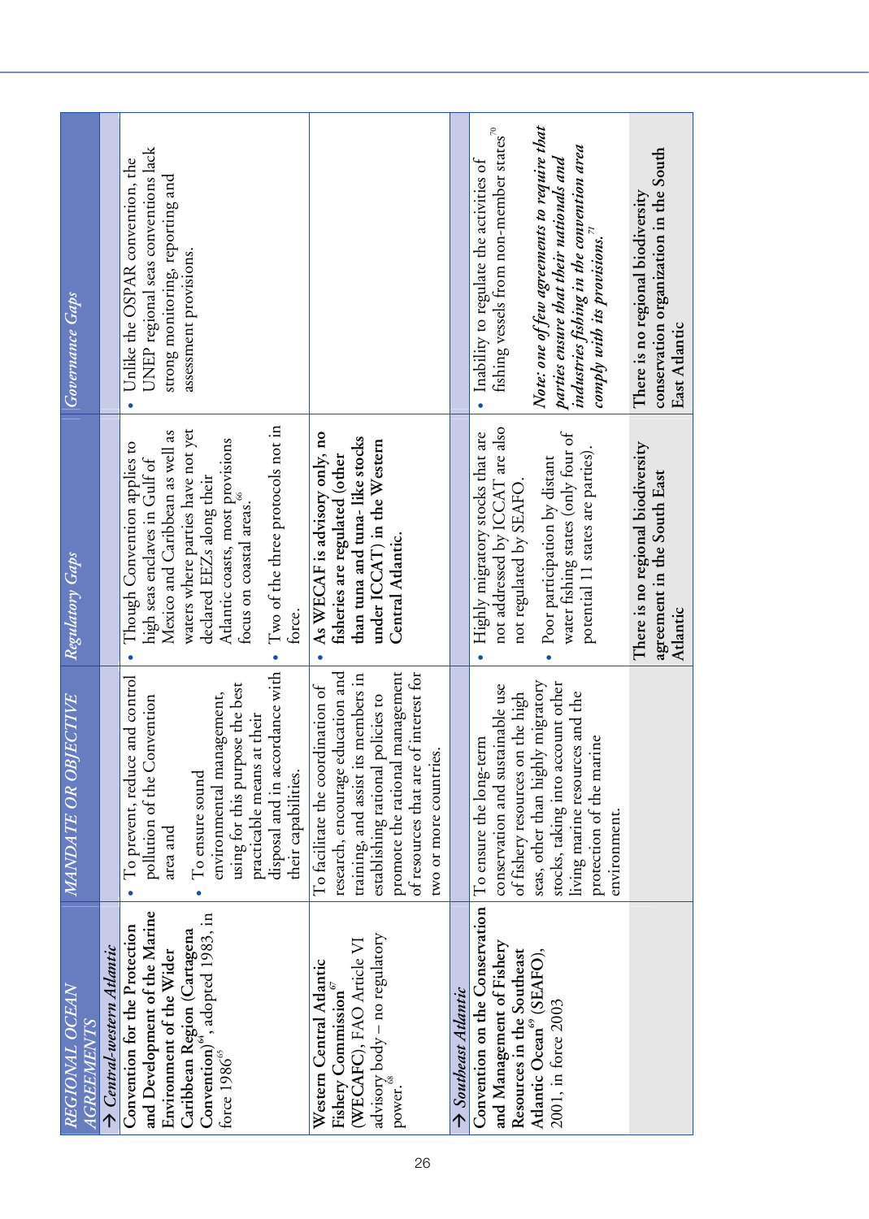| REGIONAL OCEAN AGREEMENTS | MANDATE OR OBJECTIVE | Regulatory Gaps | Governance Gaps |
|---|---|---|---|
| → *Central-western Atlantic* | | | |
| **Convention for the Protection and Development of the Marine Environment of the Wider Caribbean Region (Cartagena Convention)**[64], adopted 1983, in force 1986[65] | • To prevent, reduce and control pollution of the Convention area and<br>• To ensure sound environmental management, using for this purpose the best practicable means at their disposal and in accordance with their capabilities. | • Though Convention applies to high seas enclaves in Gulf of Mexico and Caribbean as well as waters where parties have not yet declared EEZs along their Atlantic coasts, most provisions focus on coastal areas.[66]<br>• Two of the three protocols not in force. | • Unlike the OSPAR convention, the UNEP regional seas conventions lack strong monitoring, reporting and assessment provisions. |
| Western Central Atlantic Fishery Commission[67] (WECAFC), FAO Article VI advisory body – no regulatory power.[68] | To facilitate the coordination of research, encourage education and training, and assist its members in establishing rational policies to promote the rational management of resources that are of interest for two or more countries. | • **As WECAF is advisory only, no fisheries are regulated (other than tuna and tuna- like stocks under ICCAT) in the Western Central Atlantic.** | |
| → *Southeast Atlantic* | | | |
| **Convention on the Conservation and Management of Fishery Resources in the Southeast Atlantic Ocean**[69] **(SEAFO)**, 2001, in force 2003 | To ensure the long-term conservation and sustainable use of fishery resources on the high seas, other than highly migratory stocks, taking into account other living marine resources and the protection of the marine environment. | • Highly migratory stocks that are not addressed by ICCAT are also not regulated by SEAFO.<br>• Poor participation by distant water fishing states (only four of potential 11 states are parties). | • Inability to regulate the activities of fishing vessels from non-member states[70]<br><br>***Note: one of few agreements to require that*** *parties ensure that their nationals and industries fishing in the convention area comply with its provisions.*[71] |
| | | **There is no regional biodiversity agreement in the South East Atlantic** | **There is no regional biodiversity conservation organization in the South East Atlantic** |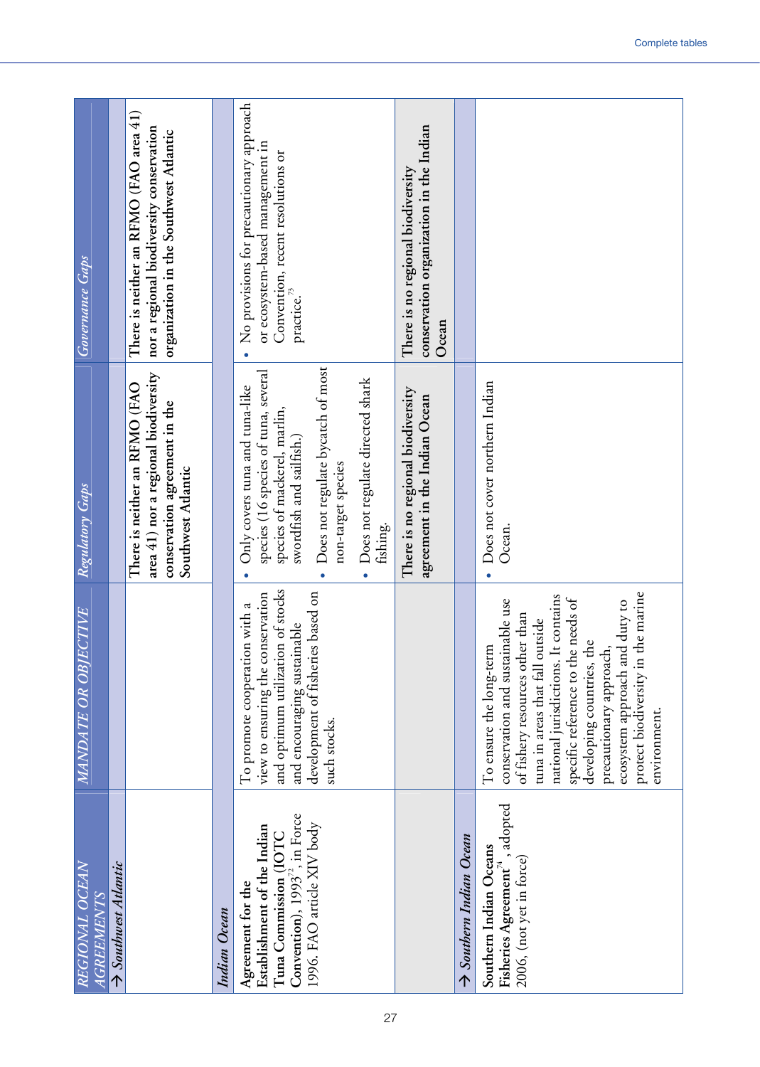| *REGIONAL OCEAN AGREEMENTS* | *MANDATE OR OBJECTIVE* | *Regulatory Gaps* | *Governance Gaps* |
|---|---|---|---|
| → *Southwest Atlantic* | | | |
| | | **There is neither an RFMO (FAO area 41) nor a regional biodiversity conservation agreement in the Southwest Atlantic** | **There is neither an RFMO (FAO area 41) nor a regional biodiversity conservation organization in the Southwest Atlantic** |
| *Indian Ocean* | | | |
| **Agreement for the Establishment of the Indian Ocean Tuna Commission (IOTC Convention)**, 1993[72], in Force 1996. FAO article XIV body | To promote cooperation with a view to ensuring the conservation and optimum utilization of stocks and encouraging sustainable development of fisheries based on such stocks. | • Only covers tuna and tuna-like species (16 species of tuna, several species of mackerel, marlin, swordfish and sailfish.)<br>• Does not regulate bycatch of most non-target species<br>• Does not regulate directed shark fishing. | • No provisions for precautionary approach or ecosystem-based management in Convention, recent resolutions or practice.[73] |
| | | **There is no regional biodiversity agreement in the Indian Ocean** | **There is no regional biodiversity conservation organization in the Indian Ocean** |
| → *Southern Indian Ocean* | | | |
| **Southern Indian Oceans Fisheries Agreement**[74], adopted 2006, (not yet in force) | To ensure the long-term conservation and sustainable use of fishery resources other than tuna in areas that fall outside national jurisdictions. It contains specific reference to the needs of developing countries, the precautionary approach, ecosystem approach and duty to protect biodiversity in the marine environment. | • Does not cover northern Indian Ocean. | |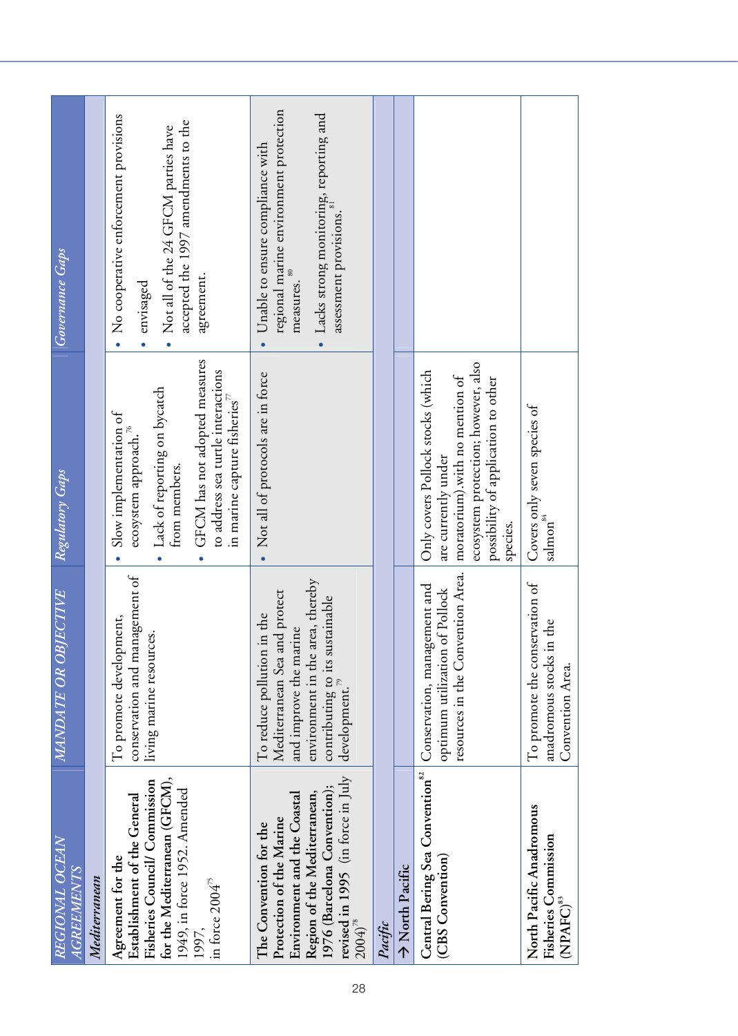| REGIONAL OCEAN AGREEMENTS | MANDATE OR OBJECTIVE | Regulatory Gaps | Governance Gaps |
|---|---|---|---|
| *Mediterranean* | | | |
| Agreement for the Establishment of the General **Fisheries Council/ Commission for the Mediterranean (GFCM),** 1949, in force 1952. Amended 1997, in force 2004[75] | To promote development, conservation and management of living marine resources. | • Slow implementation of ecosystem approach.[76] • Lack of reporting on bycatch from members. • GFCM has not adopted measures to address sea turtle interactions in marine capture fisheries[77] | • No cooperative enforcement provisions envisaged • Not all of the 24 GFCM parties have accepted the 1997 amendments to the agreement. |
| The Convention for the Protection of the Marine Environment and the Coastal Region of the Mediterranean, **1976 (Barcelona Convention); revised in 1995** (in force in July 2004)[78] | To reduce pollution in the Mediterranean Sea and protect and improve the marine environment in the area, thereby contributing to its sustainable development.[79] | • Not all of protocols are in force | • Unable to ensure compliance with regional marine environment protection measures.[80] • Lacks strong monitoring, reporting and assessment provisions.[81] |
| *Pacific* | | | |
| → North Pacific | | | |
| Central Bering Sea Convention[82] (CBS Convention) | Conservation, management and optimum utilization of Pollock resources in the Convention Area. | Only covers Pollock stocks (which are currently under moratorium) with no mention of ecosystem protection; however, also possibility of application to other species. | |
| North Pacific Anadromous Fisheries Commission (NPAFC)[83] | To promote the conservation of anadromous stocks in the Convention Area. | Covers only seven species of salmon[84] | |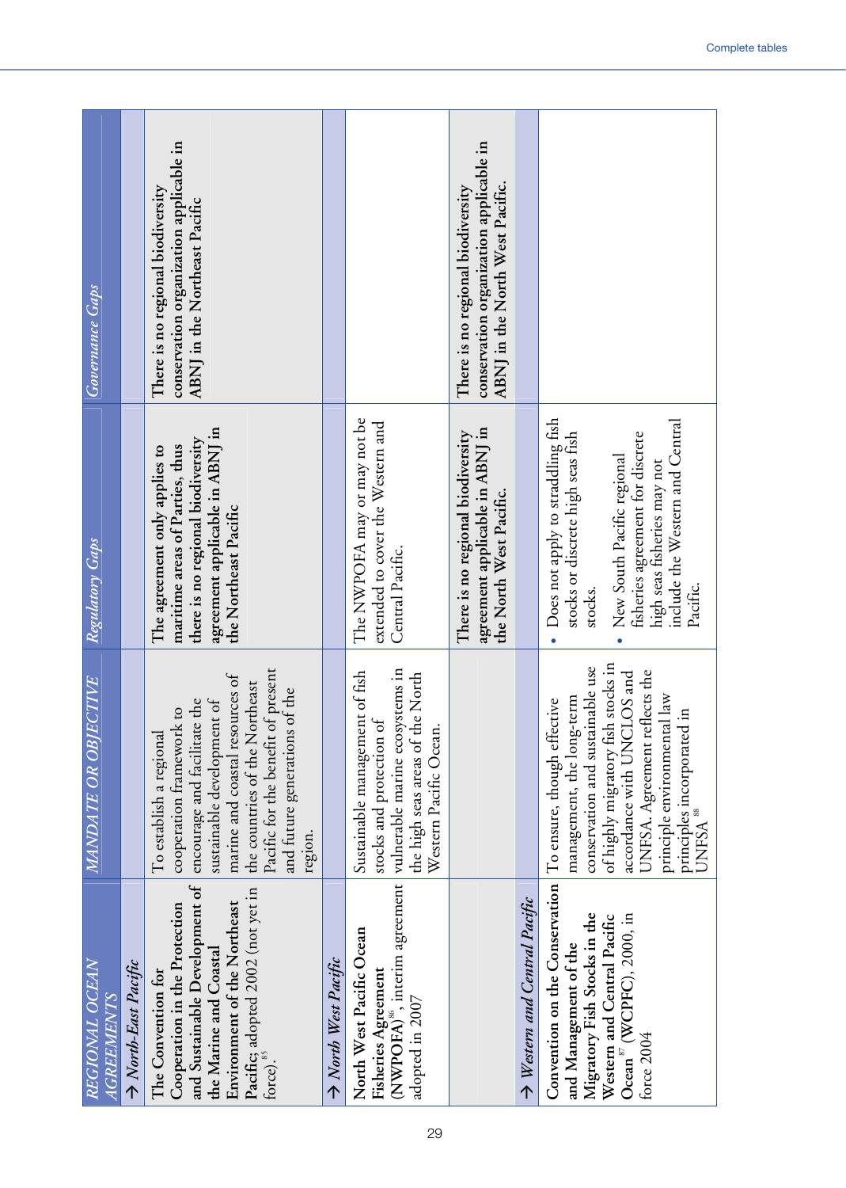| REGIONAL OCEAN AGREEMENTS | MANDATE OR OBJECTIVE | Regulatory Gaps | Governance Gaps |
|---|---|---|---|
| → *North-East Pacific* | | | |
| The Convention for Cooperation in the Protection and Sustainable Development of the Marine and Coastal Environment of the Northeast Pacific; adopted 2002 (not yet in force).[85] | To establish a regional cooperation framework to encourage and facilitate the sustainable development of marine and coastal resources of the countries of the Northeast Pacific for the benefit of present and future generations of the region. | The agreement only applies to maritime areas of Parties, thus there is no regional biodiversity agreement applicable in ABNJ in the Northeast Pacific | There is no regional biodiversity conservation organization applicable in ABNJ in the Northeast Pacific |
| → *North West Pacific* | | | |
| North West Pacific Ocean Fisheries Agreement (NWPOFA)[86], interim agreement adopted in 2007 | Sustainable management of fish stocks and protection of vulnerable marine ecosystems in the high seas areas of the North Western Pacific Ocean. | The NWPOFA may or may not be extended to cover the Western and Central Pacific. | |
| | | There is no regional biodiversity agreement applicable in ABNJ in the North West Pacific. | There is no regional biodiversity conservation organization applicable in ABNJ in the North West Pacific. |
| → *Western and Central Pacific* | | | |
| Convention on the Conservation and Management of the Migratory Fish Stocks in the Western and Central Pacific Ocean[87] (WCPFC), 2000, in force 2004 | To ensure, though effective management, the long-term conservation and sustainable use of highly migratory fish stocks in accordance with UNCLOS and UNFSA. Agreement reflects the principle environmental law principles incorporated in UNFSA[88] | • Does not apply to straddling fish stocks or discrete high seas fish stocks.<br>• New South Pacific regional fisheries agreement for discrete high seas fisheries may not include the Western and Central Pacific. | |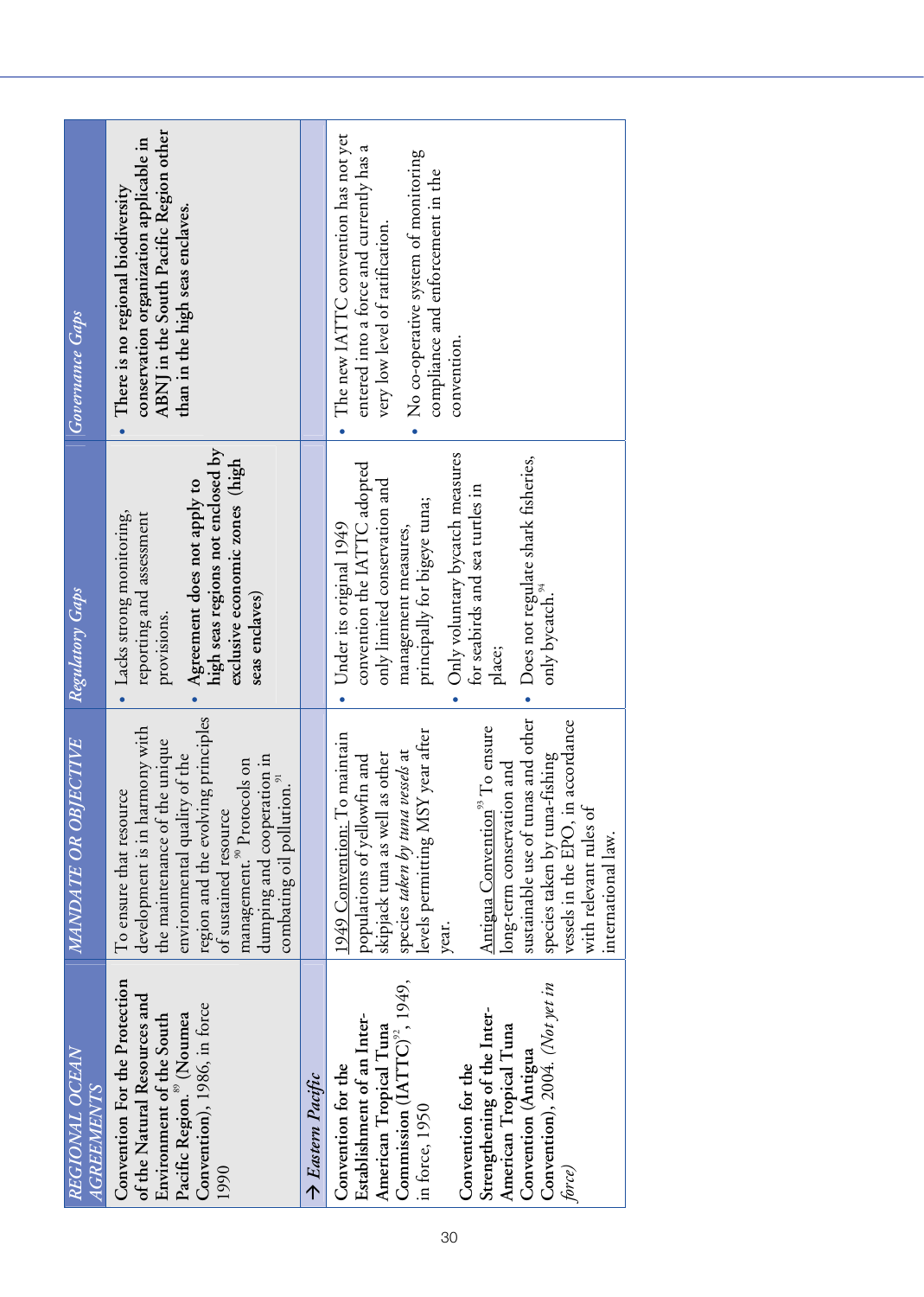| *REGIONAL OCEAN AGREEMENTS* | *MANDATE OR OBJECTIVE* | *Regulatory Gaps* | *Governance Gaps* |
|---|---|---|---|
| **Convention For the Protection of the Natural Resources and Environment of the South Pacific Region.**[89] **(Noumea Convention)**, 1986, in force 1990 | To ensure that resource development is in harmony with the maintenance of the unique environmental quality of the region and the evolving principles of sustained resource management.[90] Protocols on dumping and cooperation in combating oil pollution.[91] | • Lacks strong monitoring, reporting and assessment provisions.<br>• **Agreement does not apply to high seas regions not enclosed by exclusive economic zones (high seas enclaves)** | • **There is no regional biodiversity conservation organization applicable in ABNJ in the South Pacific Region other than in the high seas enclaves.** |
| *→ Eastern Pacific* | | | |
| Convention for the Establishment of an Inter-American Tropical Tuna Commission (IATTC)[92], 1949, in force, 1950<br><br>Convention for the Strengthening of the Inter-American Tropical Tuna Convention (Antigua Convention), 2004. *(Not yet in force)* | 1949 Convention: To maintain populations of yellowfin and skipjack tuna as well as other species *taken by tuna vessels* at levels permitting MSY year after year.<br><br>Antigua Convention[93] To ensure long-term conservation and sustainable use of tunas and other species taken by tuna-fishing vessels in the EPO, in accordance with relevant rules of international law. | • Under its original 1949 convention the IATTC adopted only limited conservation and management measures, principally for bigeye tuna;<br>• Only voluntary bycatch measures for seabirds and sea turtles in place;<br>• Does not regulate shark fisheries, only bycatch.[94] | • The new IATTC convention has not yet entered into a force and currently has a very low level of ratification.<br>• No co-operative system of monitoring compliance and enforcement in the convention. |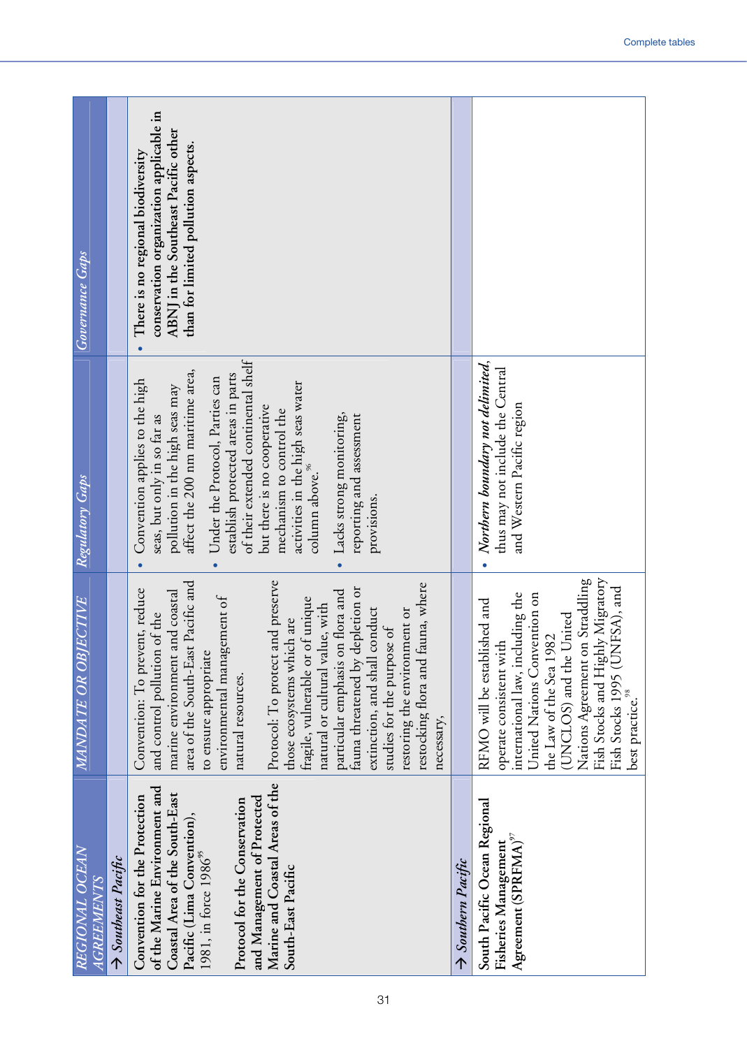| REGIONAL OCEAN AGREEMENTS | MANDATE OR OBJECTIVE | Regulatory Gaps | Governance Gaps |
|---|---|---|---|
| → *Southeast Pacific* | | | |
| **Convention for the Protection of the Marine Environment and Coastal Area of the South-East Pacific (Lima Convention),** 1981, in force 1986[95]<br><br>**Protocol for the Conservation and Management of Protected Marine and Coastal Areas of the South-East Pacific** | Convention: To prevent, reduce and control pollution of the marine environment and coastal area of the South-East Pacific and to ensure appropriate environmental management of natural resources.<br><br>Protocol: To protect and preserve those ecosystems which are fragile, vulnerable or of unique natural or cultural value, with particular emphasis on flora and fauna threatened by depletion or extinction, and shall conduct studies for the purpose of restoring the environment or restocking flora and fauna, where necessary, | • Convention applies to the high seas, but only in so far as pollution in the high seas may affect the 200 nm maritime area.<br>• Under the Protocol, Parties can establish protected areas in parts of their extended continental shelf but there is no cooperative mechanism to control the activities in the high seas water column above.[96]<br>• Lacks strong monitoring, reporting and assessment provisions. | • **There is no regional biodiversity conservation organization applicable in ABNJ in the Southeast Pacific other than for limited pollution aspects.** |
| → *Southern Pacific* | | | |
| **South Pacific Ocean Regional Fisheries Management Agreement (SPRFMA)**[97] | RFMO will be established and operate consistent with international law, including the United Nations Convention on the Law of the Sea 1982 (UNCLOS) and the United Nations Agreement on Straddling Fish Stocks and Highly Migratory Fish Stocks 1995 (UNFSA), and best practice.[98] | • ***Northern boundary not delimited***, thus may not include the Central and Western Pacific region | |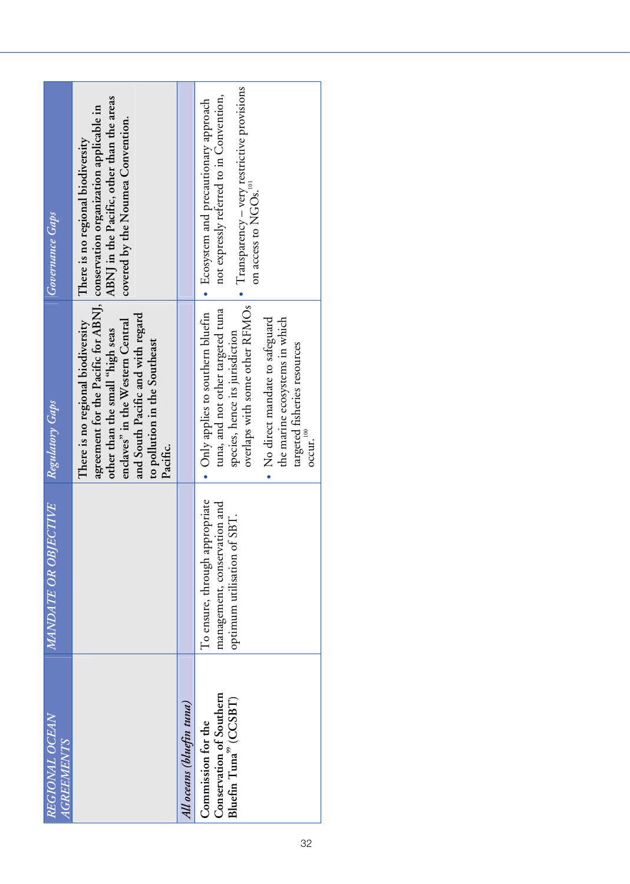| *REGIONAL OCEAN AGREEMENTS* | *MANDATE OR OBJECTIVE* | *Regulatory Gaps* | *Governance Gaps* |
|---|---|---|---|
| | | **There is no regional biodiversity agreement for the Pacific for ABNJ, other than the small "high seas enclaves" in the Western Central and South Pacific and with regard to pollution in the Southeast Pacific.** | **There is no regional biodiversity conservation organization applicable in ABNJ in the Pacific, other than the areas covered by the Noumea Convention.** |
| *All oceans (bluefin tuna)* | | | |
| Commission for the Conservation of Southern Bluefin Tuna[99] (CCSBT) | To ensure, through appropriate management, conservation and optimum utilisation of SBT. | • Only applies to southern bluefin tuna, and not other targeted tuna species, hence its jurisdiction overlaps with some other RFMOs<br>• No direct mandate to safeguard the marine ecosystems in which targeted fisheries resources occur.[100] | • Ecosystem and precautionary approach not expressly referred to in Convention,<br>• Transparency – very restrictive provisions on access to NGOs.[101] |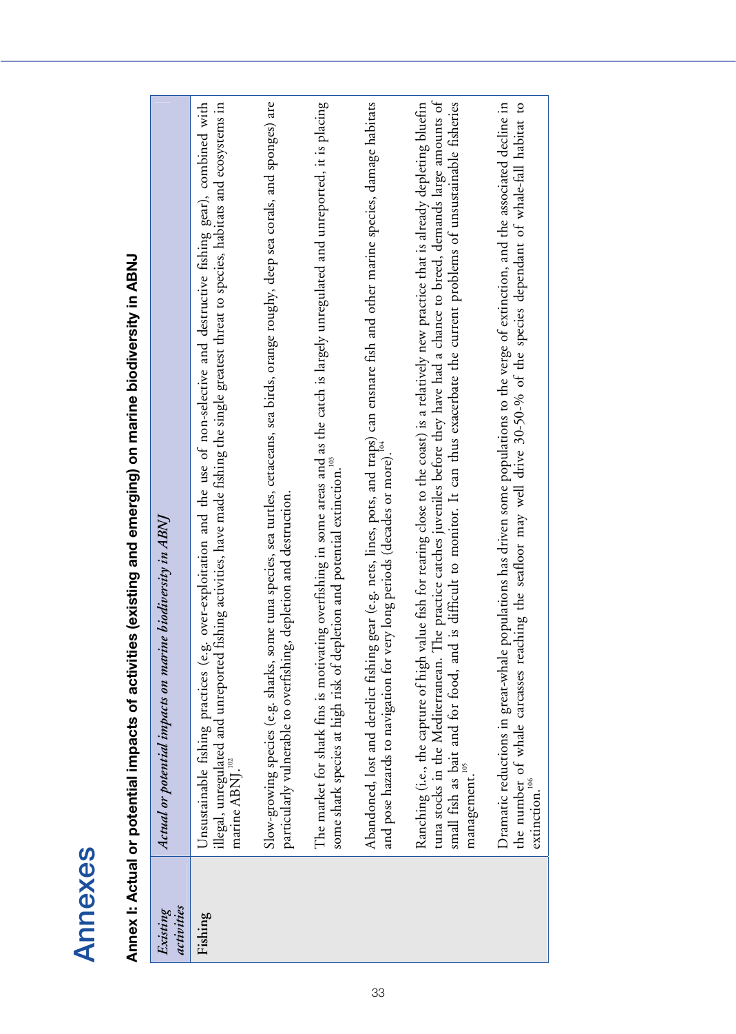# Annexes

## Annex I: Actual or potential impacts of activities (existing and emerging) on marine biodiversity in ABNJ

| *Existing activities* | *Actual or potential impacts on marine biodiversity in ABNJ* |
|---|---|
| **Fishing** | Unsustainable fishing practices (e.g. over-exploitation and the use of non-selective and destructive fishing gear), combined with illegal, unregulated and unreported fishing activities, have made fishing the single greatest threat to species, habitats and ecosystems in marine ABNJ.[102] |
| | Slow-growing species (e.g. sharks, some tuna species, sea turtles, cetaceans, sea birds, orange roughy, deep sea corals, and sponges) are particularly vulnerable to overfishing, depletion and destruction. |
| | The market for shark fins is motivating overfishing in some areas and as the catch is largely unregulated and unreported, it is placing some shark species at high risk of depletion and potential extinction.[103] |
| | Abandoned, lost and derelict fishing gear (e.g. nets, lines, pots, and traps) can ensnare fish and other marine species, damage habitats and pose hazards to navigation for very long periods (decades or more).[104] |
| | Ranching (i.e., the capture of high value fish for rearing close to the coast) is a relatively new practice that is already depleting bluefin tuna stocks in the Mediterranean. The practice catches juveniles before they have had a chance to breed, demands large amounts of small fish as bait and for food, and is difficult to monitor. It can thus exacerbate the current problems of unsustainable fisheries management.[105] |
| | Dramatic reductions in great-whale populations has driven some populations to the verge of extinction, and the associated decline in the number of whale carcasses reaching the seafloor may well drive 30-50-% of the species dependant of whale-fall habitat to extinction.[106] |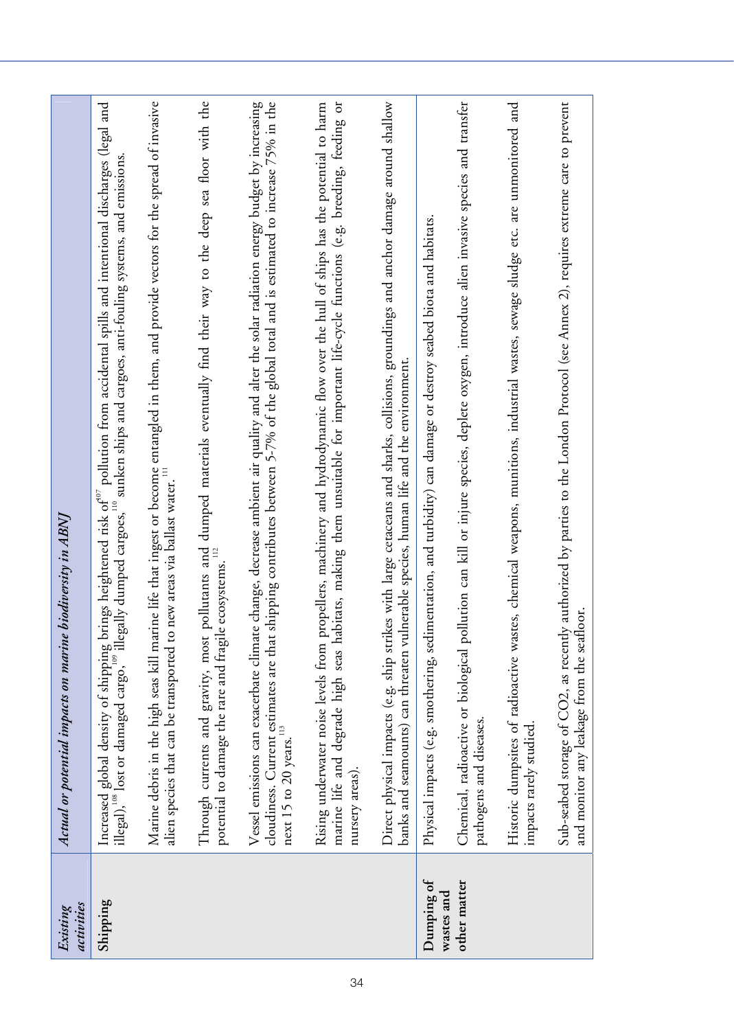| *Existing activities* | *Actual or potential impacts on marine biodiversity in ABNJ* |
|---|---|
| **Shipping** | Increased global density of shipping brings heightened risk of[107] pollution from accidental spills and intentional discharges (legal and illegal),[108] lost or damaged cargo,[109] illegally dumped cargoes,[110] sunken ships and cargoes, anti-fouling systems, and emissions. |
| | Marine debris in the high seas kill marine life that ingest or become entangled in them, and provide vectors for the spread of invasive alien species that can be transported to new areas via ballast water.[111] |
| | Through currents and gravity, most pollutants and dumped materials eventually find their way to the deep sea floor with the potential to damage the rare and fragile ecosystems.[112] |
| | Vessel emissions can exacerbate climate change, decrease ambient air quality and alter the solar radiation energy budget by increasing cloudiness. Current estimates are that shipping contributes between 5-7% of the global total and is estimated to increase 75% in the next 15 to 20 years.[113] |
| | Rising underwater noise levels from propellers, machinery and hydrodynamic flow over the hull of ships has the potential to harm marine life and degrade high seas habitats, making them unsuitable for important life-cycle functions (e.g. breeding, feeding or nursery areas). |
| | Direct physical impacts (e.g. ship strikes with large cetaceans and sharks, collisions, groundings and anchor damage around shallow banks and seamounts) can threaten vulnerable species, human life and the environment. |
| **Dumping of wastes and other matter** | Physical impacts (e.g. smothering, sedimentation, and turbidity) can damage or destroy seabed biota and habitats. |
| | Chemical, radioactive or biological pollution can kill or injure species, deplete oxygen, introduce alien invasive species and transfer pathogens and diseases. |
| | Historic dumpsites of radioactive wastes, chemical weapons, munitions, industrial wastes, sewage sludge etc. are unmonitored and impacts rarely studied. |
| | Sub-seabed storage of CO2, as recently authorized by parties to the London Protocol (see Annex 2), requires extreme care to prevent and monitor any leakage from the seafloor. |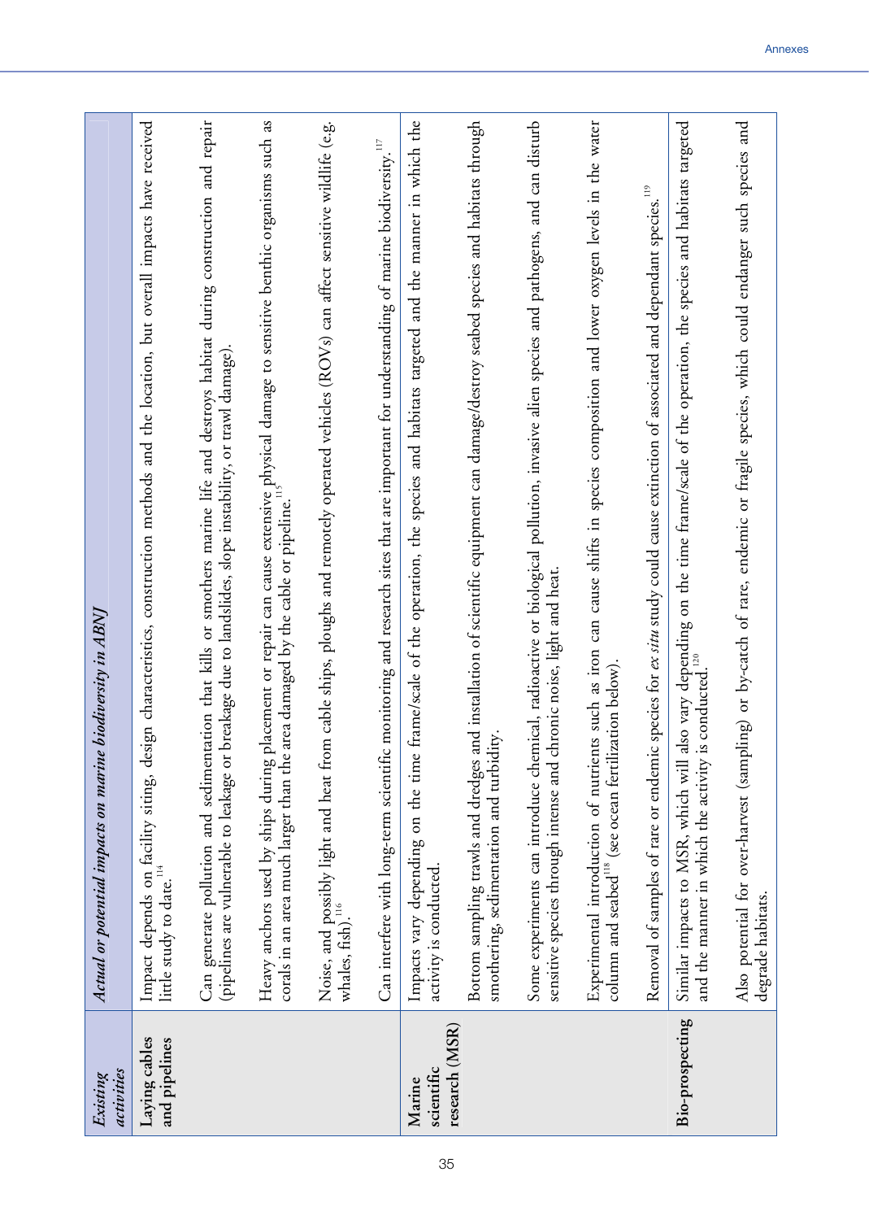| *Existing activities* | *Actual or potential impacts on marine biodiversity in ABNJ* |
|---|---|
| **Laying cables and pipelines** | Impact depends on facility siting, design characteristics, construction methods and the location, but overall impacts have received little study to date.[114] |
| | Can generate pollution and sedimentation that kills or smothers marine life and destroys habitat during construction and repair (pipelines are vulnerable to leakage or breakage due to landslides, slope instability, or trawl damage). |
| | Heavy anchors used by ships during placement or repair can cause extensive physical damage to sensitive benthic organisms such as corals in an area much larger than the area damaged by the cable or pipeline.[115] |
| | Noise, and possibly light and heat from cable ships, ploughs and remotely operated vehicles (ROVs) can affect sensitive wildlife (e.g. whales, fish).[116] |
| | Can interfere with long-term scientific monitoring and research sites that are important for understanding of marine biodiversity.[117] |
| **Marine scientific research (MSR)** | Impacts vary depending on the time frame/scale of the operation, the species and habitats targeted and the manner in which the activity is conducted. |
| | Bottom sampling trawls and dredges and installation of scientific equipment can damage/destroy seabed species and habitats through smothering, sedimentation and turbidity. |
| | Some experiments can introduce chemical, radioactive or biological pollution, invasive alien species and pathogens, and can disturb sensitive species through intense and chronic noise, light and heat. |
| | Experimental introduction of nutrients such as iron can cause shifts in species composition and lower oxygen levels in the water column and seabed[118] (see ocean fertilization below). |
| | Removal of samples of rare or endemic species for *ex situ* study could cause extinction of associated and dependant species.[119] |
| **Bio-prospecting** | Similar impacts to MSR, which will also vary depending on the time frame/scale of the operation, the species and habitats targeted and the manner in which the activity is conducted.[120] |
| | Also potential for over-harvest (sampling) or by-catch of rare, endemic or fragile species, which could endanger such species and degrade habitats. |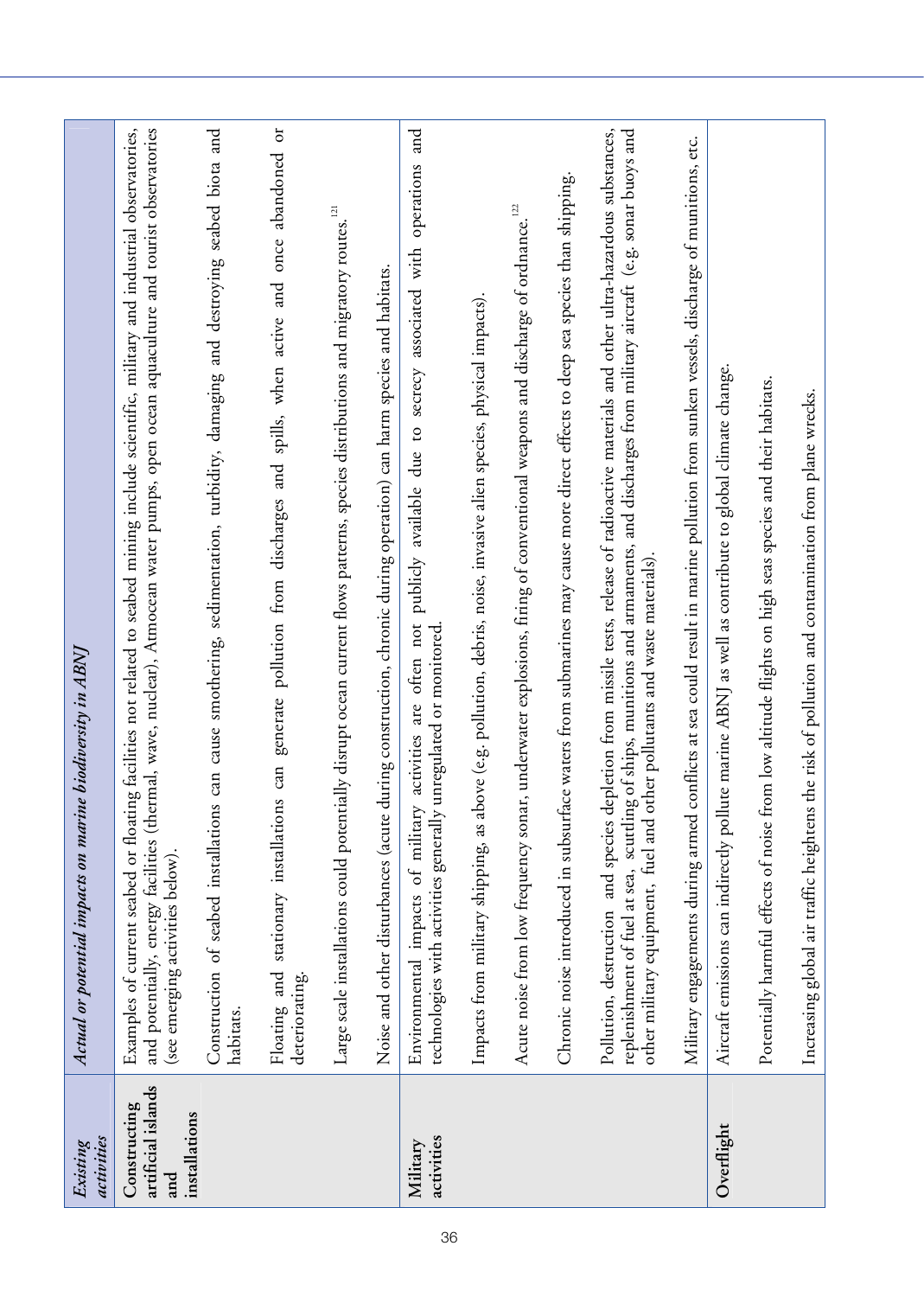| *Existing activities* | *Actual or potential impacts on marine biodiversity in ABNJ* |
|---|---|
| **Constructing artificial islands and installations** | Examples of current seabed or floating facilities not related to seabed mining include scientific, military and industrial observatories, and potentially, energy facilities (thermal, wave, nuclear), Atmocean water pumps, open ocean aquaculture and tourist observatories (see emerging activities below). |
| | Construction of seabed installations can cause smothering, sedimentation, turbidity, damaging and destroying seabed biota and habitats. |
| | Floating and stationary installations can generate pollution from discharges and spills, when active and once abandoned or deteriorating. |
| | Large scale installations could potentially disrupt ocean current flows patterns, species distributions and migratory routes.[121] |
| | Noise and other disturbances (acute during construction, chronic during operation) can harm species and habitats. |
| **Military activities** | Environmental impacts of military activities are often not publicly available due to secrecy associated with operations and technologies with activities generally unregulated or monitored. |
| | Impacts from military shipping, as above (e.g. pollution, debris, noise, invasive alien species, physical impacts). |
| | Acute noise from low frequency sonar, underwater explosions, firing of conventional weapons and discharge of ordnance.[122] |
| | Chronic noise introduced in subsurface waters from submarines may cause more direct effects to deep sea species than shipping. |
| | Pollution, destruction and species depletion from missile tests, release of radioactive materials and other ultra-hazardous substances, replenishment of fuel at sea, scuttling of ships, munitions and armaments, and discharges from military aircraft (e.g. sonar buoys and other military equipment, fuel and other pollutants and waste materials). |
| | Military engagements during armed conflicts at sea could result in marine pollution from sunken vessels, discharge of munitions, etc. |
| **Overflight** | Aircraft emissions can indirectly pollute marine ABNJ as well as contribute to global climate change. |
| | Potentially harmful effects of noise from low altitude flights on high seas species and their habitats. |
| | Increasing global air traffic heightens the risk of pollution and contamination from plane wrecks. |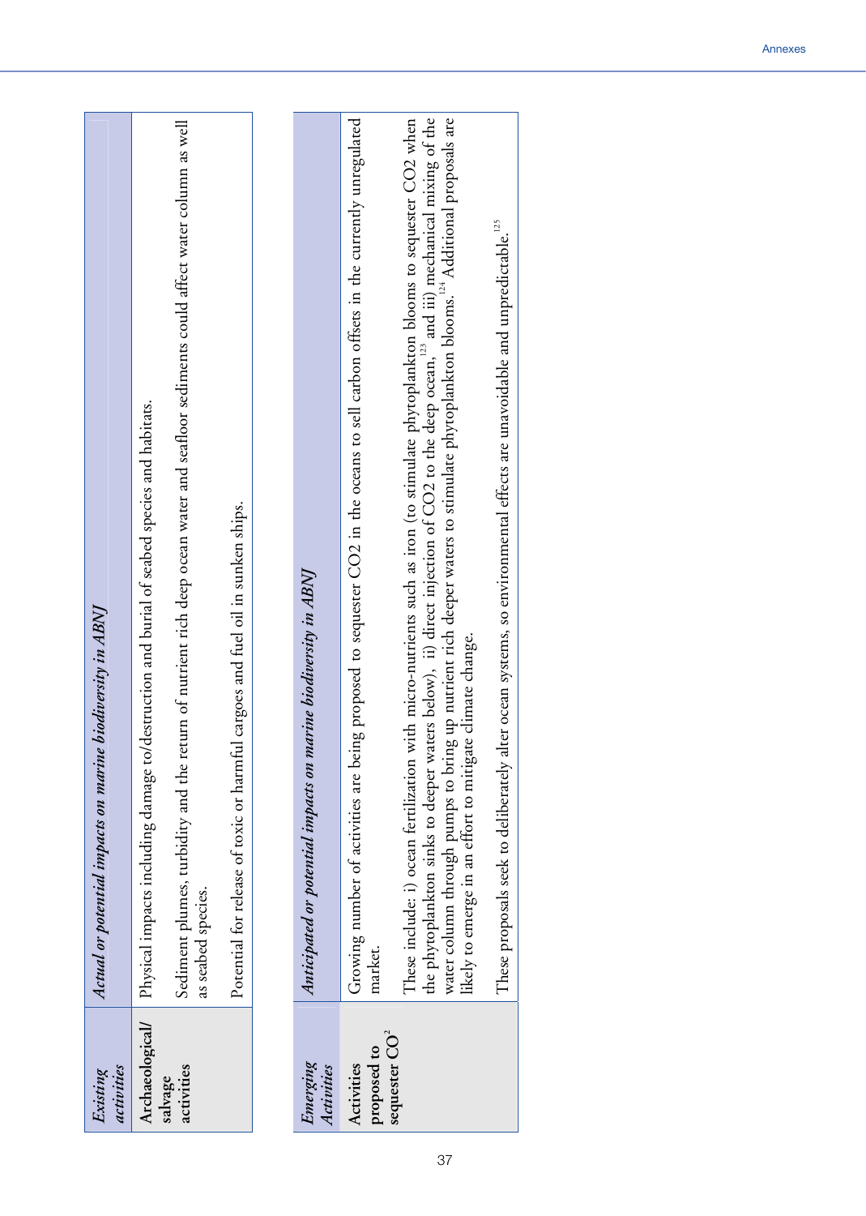| *Existing activities* | *Actual or potential impacts on marine biodiversity in ABNJ* |
|---|---|
| **Archaeological/ salvage activities** | Physical impacts including damage to/destruction and burial of seabed species and habitats.<br><br>Sediment plumes, turbidity and the return of nutrient rich deep ocean water and seafloor sediments could affect water column as well as seabed species.<br><br>Potential for release of toxic or harmful cargoes and fuel oil in sunken ships. |

| *Emerging Activities* | *Anticipated or potential impacts on marine biodiversity in ABNJ* |
|---|---|
| **Activities proposed to sequester $CO_2$** | Growing number of activities are being proposed to sequester CO2 in the oceans to sell carbon offsets in the currently unregulated market.<br><br>These include: i) ocean fertilization with micro-nutrients such as iron (to stimulate phytoplankton blooms to sequester CO2 when the phytoplankton sinks to deeper waters below), ii) direct injection of CO2 to the deep ocean,[123] and iii) mechanical mixing of the water column through pumps to bring up nutrient rich deeper waters to stimulate phytoplankton blooms.[124] Additional proposals are likely to emerge in an effort to mitigate climate change.<br><br>These proposals seek to deliberately alter ocean systems, so environmental effects are unavoidable and unpredictable.[125] |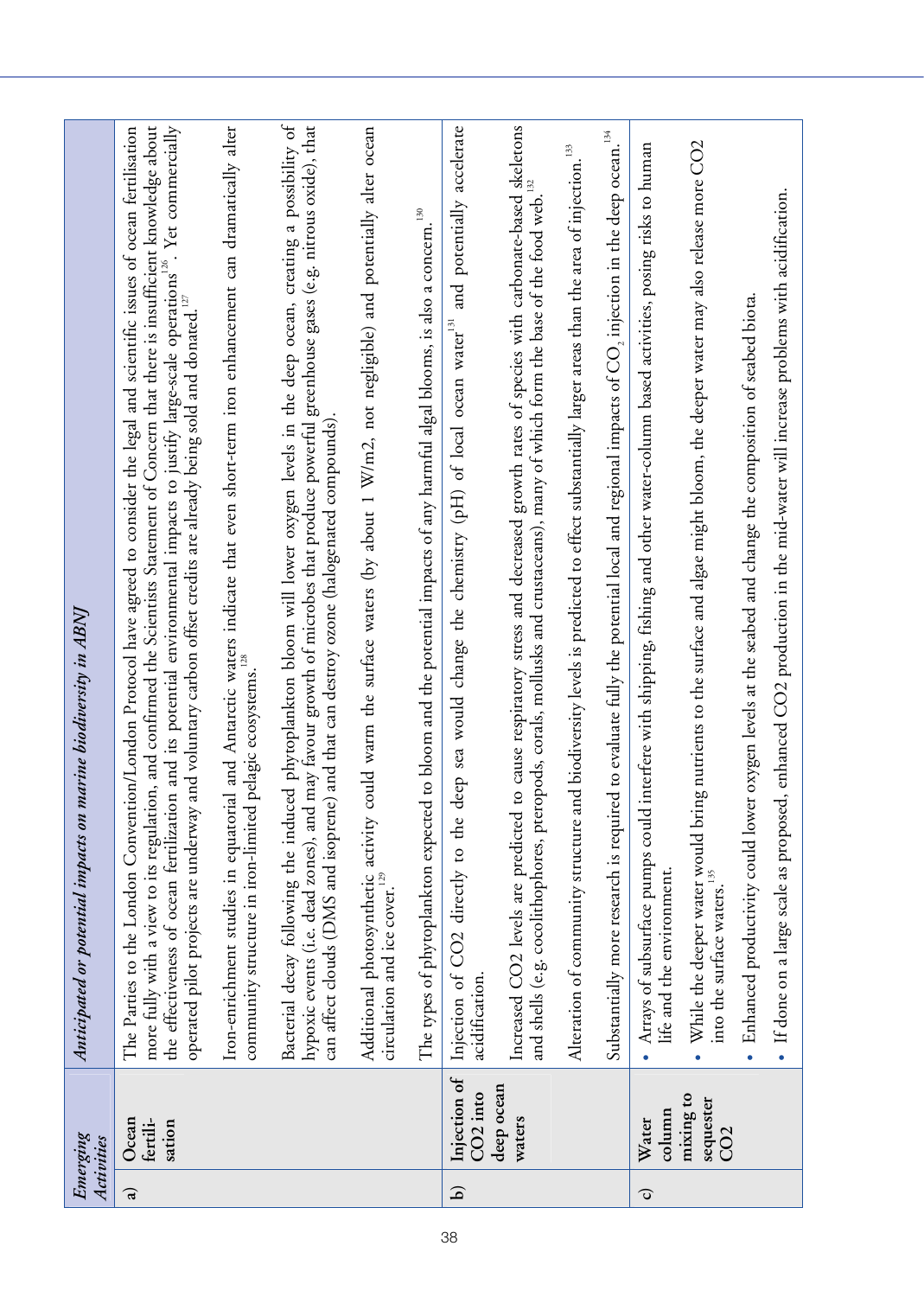| | *Emerging Activities* | *Anticipated or potential impacts on marine biodiversity in ABNJ* |
|---|---|---|
| a) | **Ocean fertilisation** | The Parties to the London Convention/London Protocol have agreed to consider the legal and scientific issues of ocean fertilisation more fully with a view to its regulation, and confirmed the Scientists Statement of Concern that there is insufficient knowledge about the effectiveness of ocean fertilization and its potential environmental impacts to justify large-scale operations[126]. Yet commercially operated pilot projects are underway and voluntary carbon offset credits are already being sold and donated.[127]<br><br>Iron-enrichment studies in equatorial and Antarctic waters indicate that even short-term iron enhancement can dramatically alter community structure in iron-limited pelagic ecosystems.[128]<br><br>Bacterial decay following the induced phytoplankton bloom will lower oxygen levels in the deep ocean, creating a possibility of hypoxic events (i.e. dead zones), and may favour growth of microbes that produce powerful greenhouse gases (e.g. nitrous oxide), that can affect clouds (DMS and isoprene) and that can destroy ozone (halogenated compounds).<br><br>Additional photosynthetic activity could warm the surface waters (by about 1 W/m2, not negligible) and potentially alter ocean circulation and ice cover.[129]<br><br>The types of phytoplankton expected to bloom and the potential impacts of any harmful algal blooms, is also a concern.[130] |
| b) | **Injection of CO2 into deep ocean waters** | Injection of CO2 directly to the deep sea would change the chemistry (pH) of local ocean water[131] and potentially accelerate acidification.<br><br>Increased CO2 levels are predicted to cause respiratory stress and decreased growth rates of species with carbonate-based skeletons and shells (e.g. cocolithophores, pteropods, corals, mollusks and crustaceans), many of which form the base of the food web.[132]<br><br>Alteration of community structure and biodiversity levels is predicted to effect substantially larger areas than the area of injection.[133]<br><br>Substantially more research is required to evaluate fully the potential local and regional impacts of $CO_2$ injection in the deep ocean.[134] |
| c) | **Water column mixing to sequester CO2** | • Arrays of subsurface pumps could interfere with shipping, fishing and other water-column based activities, posing risks to human life and the environment.<br><br>• While the deeper water would bring nutrients to the surface and algae might bloom, the deeper water may also release more CO2 into the surface waters.[135]<br><br>• Enhanced productivity could lower oxygen levels at the seabed and change the composition of seabed biota.<br><br>• If done on a large scale as proposed, enhanced CO2 production in the mid-water will increase problems with acidification. |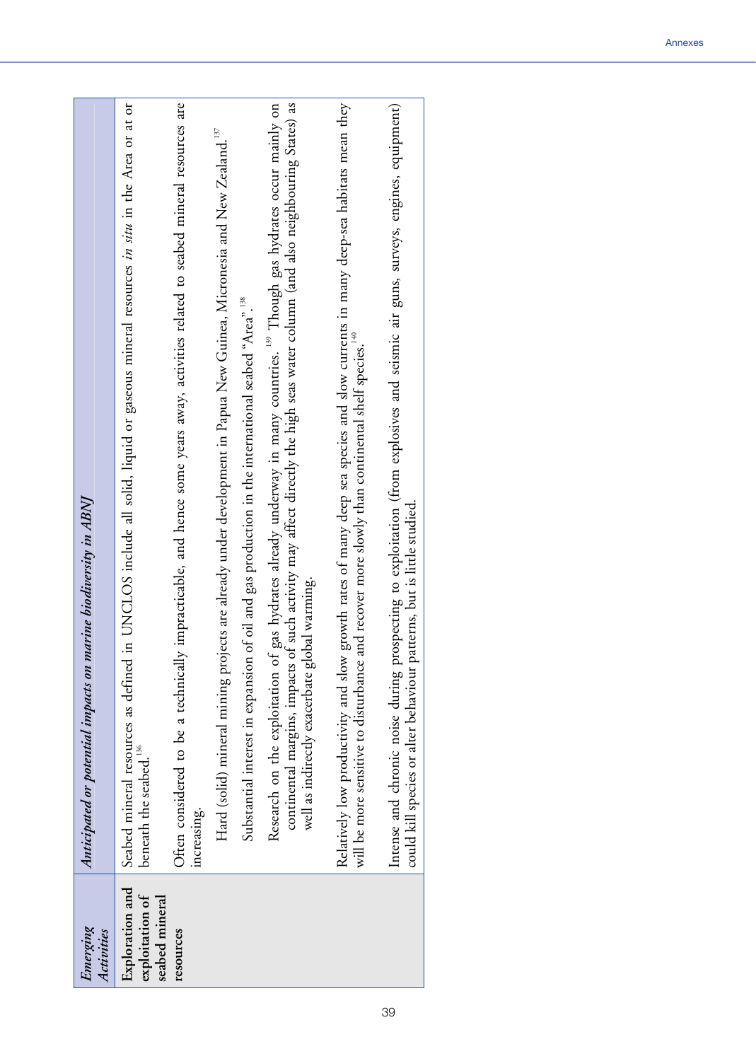| *Emerging Activities* | *Anticipated or potential impacts on marine biodiversity in ABNJ* |
|---|---|
| **Exploration and exploitation of seabed mineral resources** | Seabed mineral resources as defined in UNCLOS include all solid, liquid or gaseous mineral resources *in situ* in the Area or at or beneath the seabed.[136]<br><br>Often considered to be a technically impracticable, and hence some years away, activities related to seabed mineral resources are increasing.<br><br>Hard (solid) mineral mining projects are already under development in Papua New Guinea, Micronesia and New Zealand.[137]<br><br>Substantial interest in expansion of oil and gas production in the international seabed "Area".[138]<br><br>Research on the exploitation of gas hydrates already underway in many countries.[139] Though gas hydrates occur mainly on continental margins, impacts of such activity may affect directly the high seas water column (and also neighbouring States) as well as indirectly exacerbate global warming.<br><br>Relatively low productivity and slow growth rates of many deep sea species and slow currents in many deep-sea habitats mean they will be more sensitive to disturbance and recover more slowly than continental shelf species.[140]<br><br>Intense and chronic noise during prospecting to exploitation (from explosives and seismic air guns, surveys, engines, equipment) could kill species or alter behaviour patterns, but is little studied. |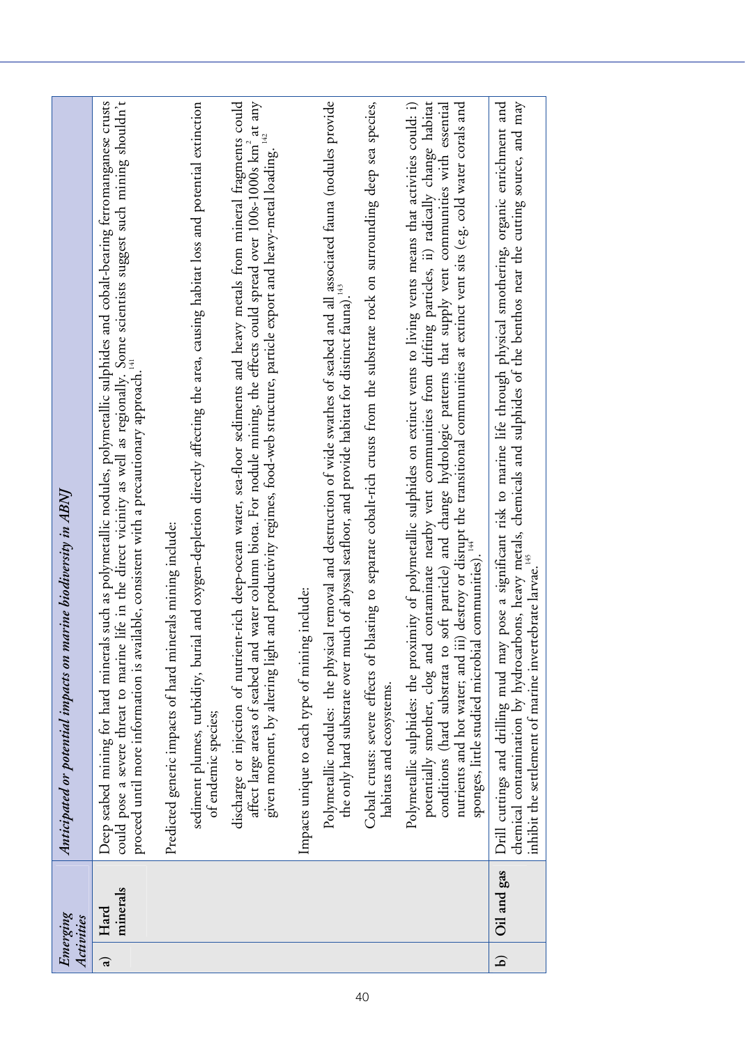| | *Emerging Activities* | *Anticipated or potential impacts on marine biodiversity in ABNJ* |
|---|---|---|
| a) | **Hard minerals** | Deep seabed mining for hard minerals such as polymetallic nodules, polymetallic sulphides and cobalt-bearing ferromanganese crusts could pose a severe threat to marine life in the direct vicinity as well as regionally. Some scientists suggest such mining shouldn't proceed until more information is available, consistent with a precautionary approach.[141] |
| | | Predicted generic impacts of hard minerals mining include: sediment plumes, turbidity, burial and oxygen-depletion directly affecting the area, causing habitat loss and potential extinction of endemic species; discharge or injection of nutrient-rich deep-ocean water, sea-floor sediments and heavy metals from mineral fragments could affect large areas of seabed and water column biota. For nodule mining, the effects could spread over 100s-1000s km$^2$ at any given moment, by altering light and productivity regimes, food-web structure, particle export and heavy-metal loading.[142] |
| | | Impacts unique to each type of mining include: Polymetallic nodules: the physical removal and destruction of wide swathes of seabed and all associated fauna (nodules provide the only hard substrate over much of abyssal seafloor, and provide habitat for distinct fauna).[143] Cobalt crusts: severe effects of blasting to separate cobalt-rich crusts from the substrate rock on surrounding deep sea species, habitats and ecosystems. Polymetallic sulphides: the proximity of polymetallic sulphides on extinct vents to living vents means that activities could: i) potentially smother, clog and contaminate nearby vent communities from drifting particles, ii) radically change habitat conditions (hard substrata to soft particle) and change hydrologic patterns that supply vent communities with essential nutrients and hot water; and iii) destroy or disrupt the transitional communities at extinct vent sits (e.g. cold water corals and sponges, little studied microbial communities).[144] |
| b) | **Oil and gas** | Drill cuttings and drilling mud may pose a significant risk to marine life through physical smothering, organic enrichment and chemical contamination by hydrocarbons, heavy metals, chemicals and sulphides of the benthos near the cutting source, and may inhibit the settlement of marine invertebrate larvae.[145] |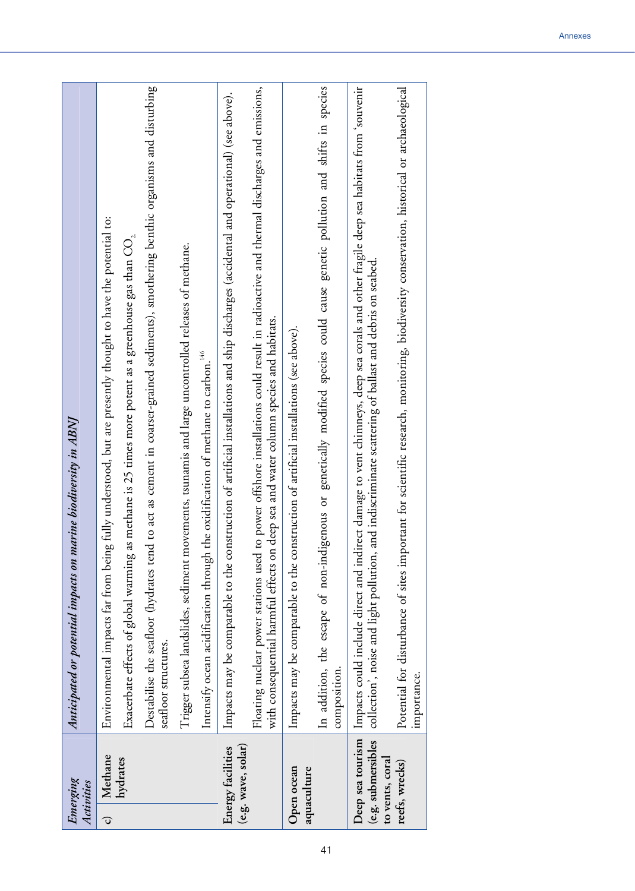| *Emerging Activities* | *Anticipated or potential impacts on marine biodiversity in ABNJ* |
|---|---|
| c) Methane hydrates | Environmental impacts far from being fully understood, but are presently thought to have the potential to: <br><br> Exacerbate effects of global warming as methane is 25 times more potent as a greenhouse gas than $CO_2$. <br><br> Destabilise the seafloor (hydrates tend to act as cement in coarser-grained sediments), smothering benthic organisms and disturbing seafloor structures. <br><br> Trigger subsea landslides, sediment movements, tsunamis and large uncontrolled releases of methane. <br><br> Intensify ocean acidification through the oxidification of methane to carbon.[146] |
| **Energy facilities (e.g. wave, solar)** | Impacts may be comparable to the construction of artificial installations and ship discharges (accidental and operational) (see above). <br><br> Floating nuclear power stations used to power offshore installations could result in radioactive and thermal discharges and emissions, with consequential harmful effects on deep sea and water column species and habitats. |
| **Open ocean aquaculture** | Impacts may be comparable to the construction of artificial installations (see above). <br><br> In addition, the escape of non-indigenous or genetically modified species could cause genetic pollution and shifts in species composition. |
| **Deep sea tourism (e.g. submersibles to vents, coral reefs, wrecks)** | Impacts could include direct and indirect damage to vent chimneys, deep sea corals and other fragile deep sea habitats from 'souvenir collection', noise and light pollution, and indiscriminate scattering of ballast and debris on seabed. <br><br> Potential for disturbance of sites important for scientific research, monitoring, biodiversity conservation, historical or archaeological importance. |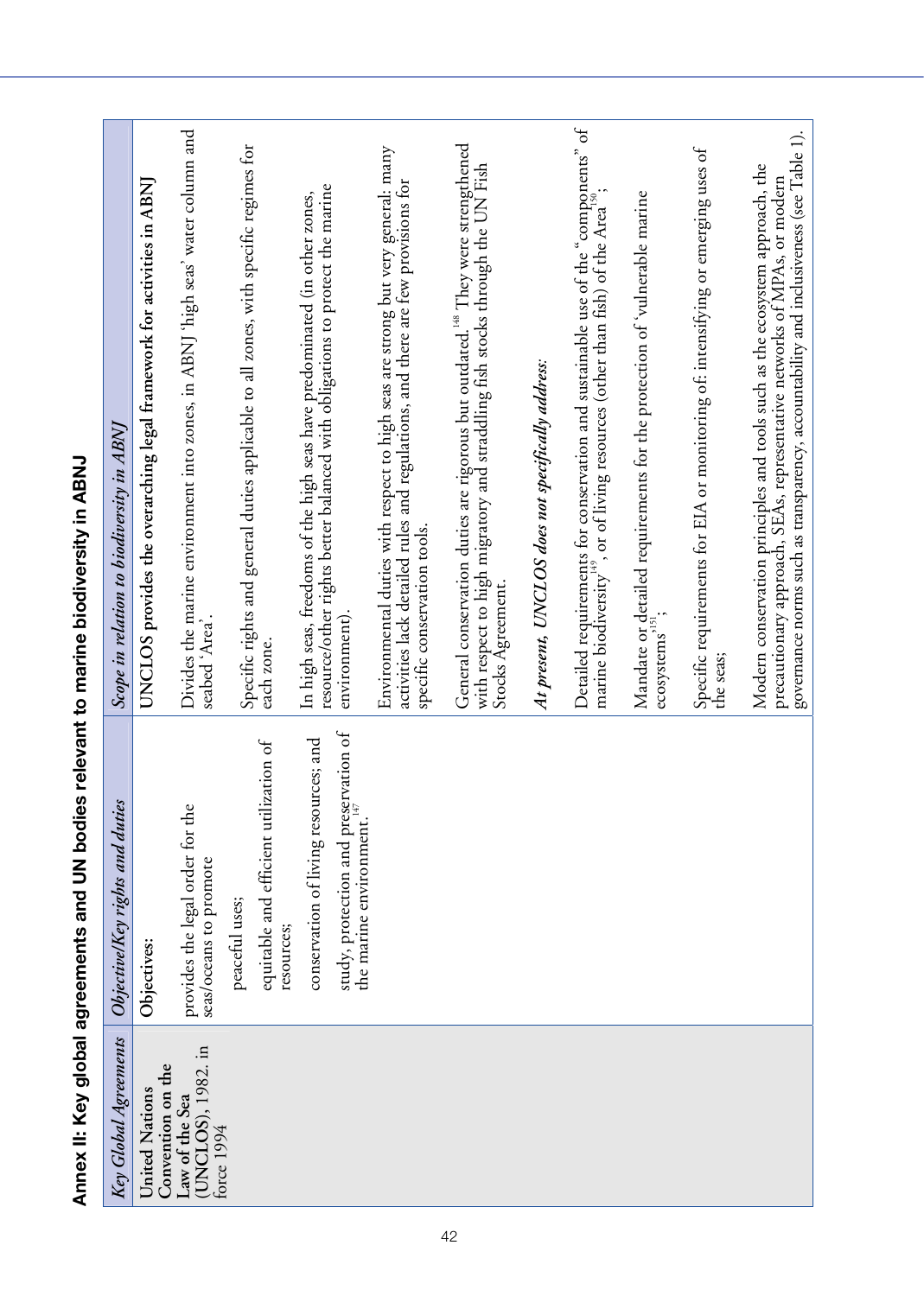# Annex II: Key global agreements and UN bodies relevant to marine biodiversity in ABNJ

| *Key Global Agreements* | *Objective/Key rights and duties* | *Scope in relation to biodiversity in ABNJ* |
|---|---|---|
| United Nations Convention on the Law of the Sea (UNCLOS), 1982. in force 1994 | Objectives:<br><br>provides the legal order for the seas/oceans to promote<br><br>peaceful uses;<br><br>equitable and efficient utilization of resources;<br><br>conservation of living resources; and<br><br>study, protection and preservation of the marine environment.[147] | UNCLOS provides the overarching legal framework for activities in ABNJ<br><br>Divides the marine environment into zones, in ABNJ 'high seas' water column and seabed 'Area'.<br><br>Specific rights and general duties applicable to all zones, with specific regimes for each zone.<br><br>In high seas, freedoms of the high seas have predominated (in other zones, resource/other rights better balanced with obligations to protect the marine environment).<br><br>Environmental duties with respect to high seas are strong but very general: many activities lack detailed rules and regulations, and there are few provisions for specific conservation tools.<br><br>General conservation duties are rigorous but outdated.[148] They were strengthened with respect to high migratory and straddling fish stocks through the UN Fish Stocks Agreement.<br><br>***At present, UNCLOS does not specifically address:***<br><br>Detailed requirements for conservation and sustainable use of the "components" of marine biodiversity[149], or of living resources (other than fish) of the Area[150];<br><br>Mandate or detailed requirements for the protection of 'vulnerable marine ecosystems'[151];<br><br>Specific requirements for EIA or monitoring of: intensifying or emerging uses of the seas;<br><br>Modern conservation principles and tools such as the ecosystem approach, the precautionary approach, SEAs, representative networks of MPAs, or modern governance norms such as transparency, accountability and inclusiveness (see Table 1). |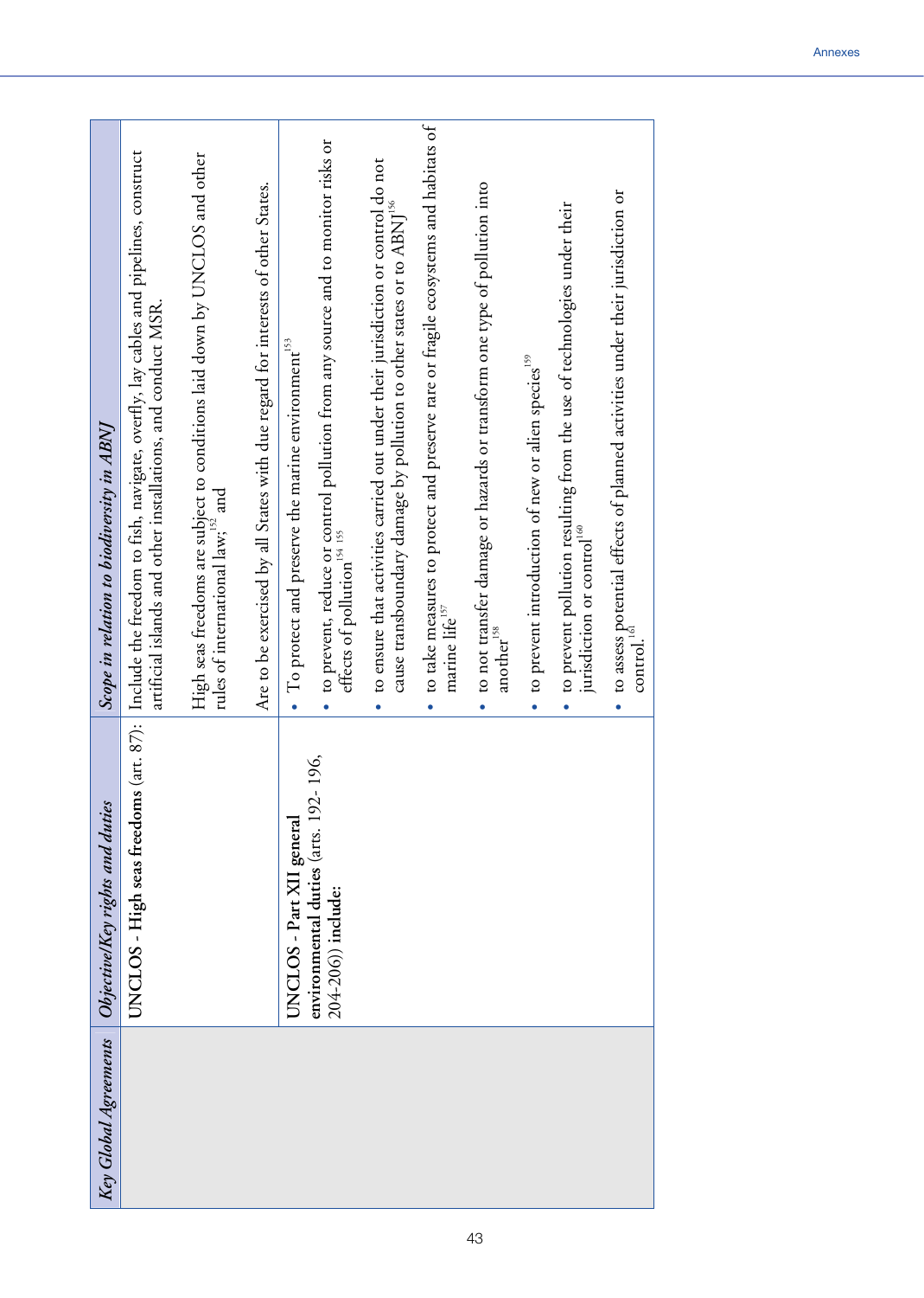| *Key Global Agreements* | *Objective/Key rights and duties* | *Scope in relation to biodiversity in ABNJ* |
|---|---|---|
| | UNCLOS - **High seas freedoms** (art. 87): | Include the freedom to fish, navigate, overfly, lay cables and pipelines, construct artificial islands and other installations, and conduct MSR.<br><br>High seas freedoms are subject to conditions laid down by UNCLOS and other rules of international law;[152] and<br><br>Are to be exercised by all States with due regard for interests of other States. |
| | **UNCLOS - Part XII general environmental duties** (arts. 192- 196, 204-206)) **include:** | • To protect and preserve the marine environment[153]<br>• to prevent, reduce or control pollution from any source and to monitor risks or effects of pollution[154 155]<br>• to ensure that activities carried out under their jurisdiction or control do not cause transboundary damage by pollution to other states or to ABNJ[156]<br>• to take measures to protect and preserve rare or fragile ecosystems and habitats of marine life[157]<br>• to not transfer damage or hazards or transform one type of pollution into another[158]<br>• to prevent introduction of new or alien species[159]<br>• to prevent pollution resulting from the use of technologies under their jurisdiction or control[160]<br>• to assess potential effects of planned activities under their jurisdiction or control.[161] |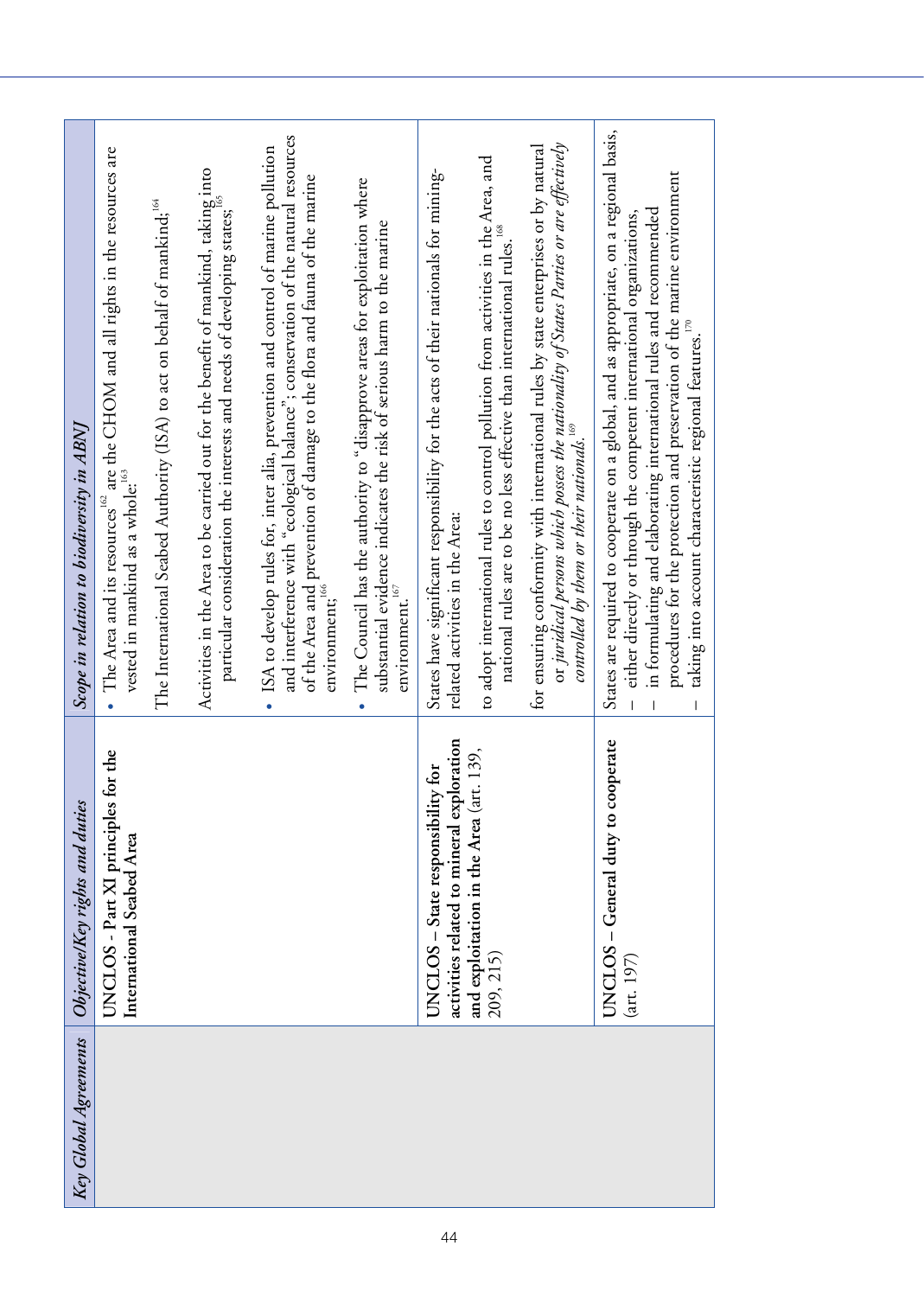| Key Global Agreements | Objective/Key rights and duties | Scope in relation to biodiversity in ABNJ |
|---|---|---|
| | **UNCLOS - Part XI principles for the International Seabed Area** | • The Area and its resources[162] are the CHOM and all rights in the resources are vested in mankind as a whole;[163]<br><br>The International Seabed Authority (ISA) to act on behalf of mankind;[164]<br><br>Activities in the Area to be carried out for the benefit of mankind, taking into particular consideration the interests and needs of developing states;[165]<br><br>• ISA to develop rules for, inter alia, prevention and control of marine pollution and interference with "ecological balance"; conservation of the natural resources of the Area and prevention of damage to the flora and fauna of the marine environment;[166]<br><br>• The Council has the authority to "disapprove areas for exploitation where substantial evidence indicates the risk of serious harm to the marine environment.[167] |
| | **UNCLOS – State responsibility for activities related to mineral exploration and exploitation in the Area** (art. 139, 209, 215) | States have significant responsibility for the acts of their nationals for mining-related activities in the Area:<br><br>to adopt international rules to control pollution from activities in the Area, and national rules are to be no less effective than international rules.[168]<br><br>for ensuring conformity with international rules by state enterprises or by natural or *juridical persons which possess the nationality of States Parties or are effectively controlled by them or their nationals*.[169] |
| | **UNCLOS – General duty to cooperate** (art. 197) | States are required to cooperate on a global, and as appropriate, on a regional basis,<br>– either directly or through the competent international organizations,<br>– in formulating and elaborating international rules and recommended procedures for the protection and preservation of the marine environment<br>– taking into account characteristic regional features.[170] |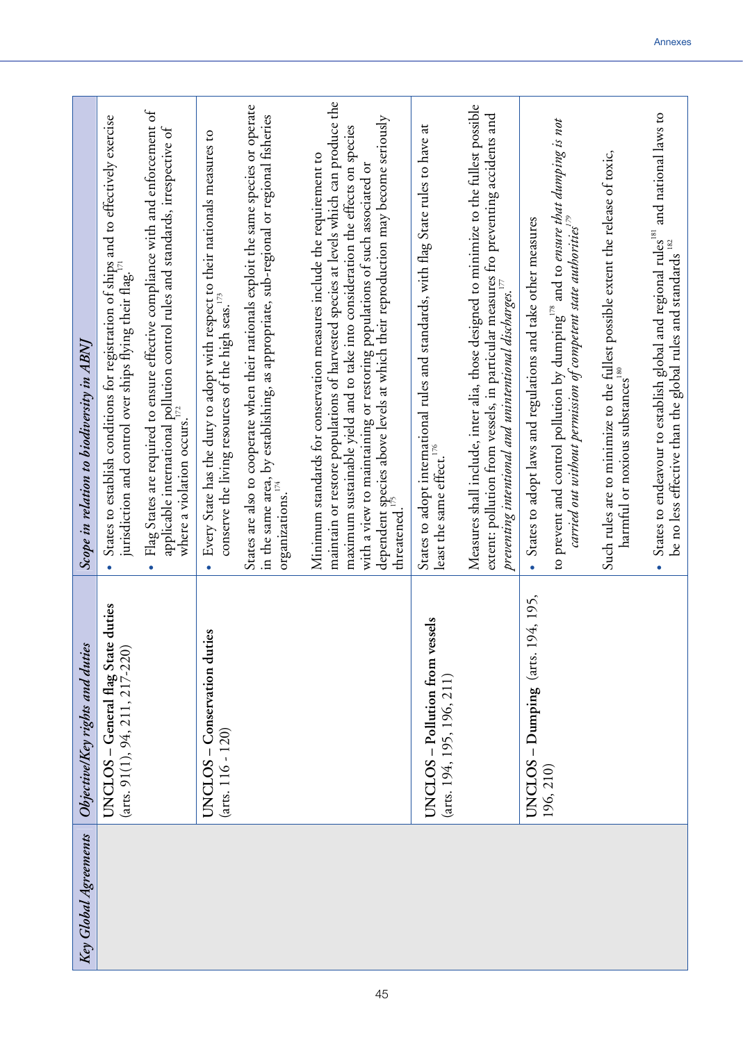| *Key Global Agreements* | *Objective/Key rights and duties* | *Scope in relation to biodiversity in ABNJ* |
|---|---|---|
| | **UNCLOS – General flag State duties** (arts. 91(1), 94, 211, 217-220) | • States to establish conditions for registration of ships and to effectively exercise jurisdiction and control over ships flying their flag.[171]<br><br>• Flag States are required to ensure effective compliance with and enforcement of applicable international pollution control rules and standards, irrespective of where a violation occurs.[172] |
| | **UNCLOS – Conservation duties** (arts. 116 - 120) | • Every State has the duty to adopt with respect to their nationals measures to conserve the living resources of the high seas.[173]<br><br>States are also to cooperate when their nationals exploit the same species or operate in the same area, by establishing, as appropriate, sub-regional or regional fisheries organizations.[174]<br><br>Minimum standards for conservation measures include the requirement to maintain or restore populations of harvested species at levels which can produce the maximum sustainable yield and to take into consideration the effects on species with a view to maintaining or restoring populations of such associated or dependent species above levels at which their reproduction may become seriously threatened.[175] |
| | **UNCLOS – Pollution from vessels** (arts. 194, 195, 196, 211) | States to adopt international rules and standards, with flag State rules to have at least the same effect.[176]<br><br>Measures shall include, inter alia, those designed to minimize to the fullest possible extent: pollution from vessels, in particular measures fro preventing accidents and *preventing intentional and unintentional discharges.*[177] |
| | **UNCLOS – Dumping** (arts. 194, 195, 196, 210) | • States to adopt laws and regulations and take other measures<br><br>to prevent and control pollution by dumping[178] and to *ensure that dumping is not carried out without permission of competent state authorities*[179]<br><br>Such rules are to minimize to the fullest possible extent the release of toxic, harmful or noxious substances[180]<br><br>• States to endeavour to establish global and regional rules[181] and national laws to be no less effective than the global rules and standards[182] |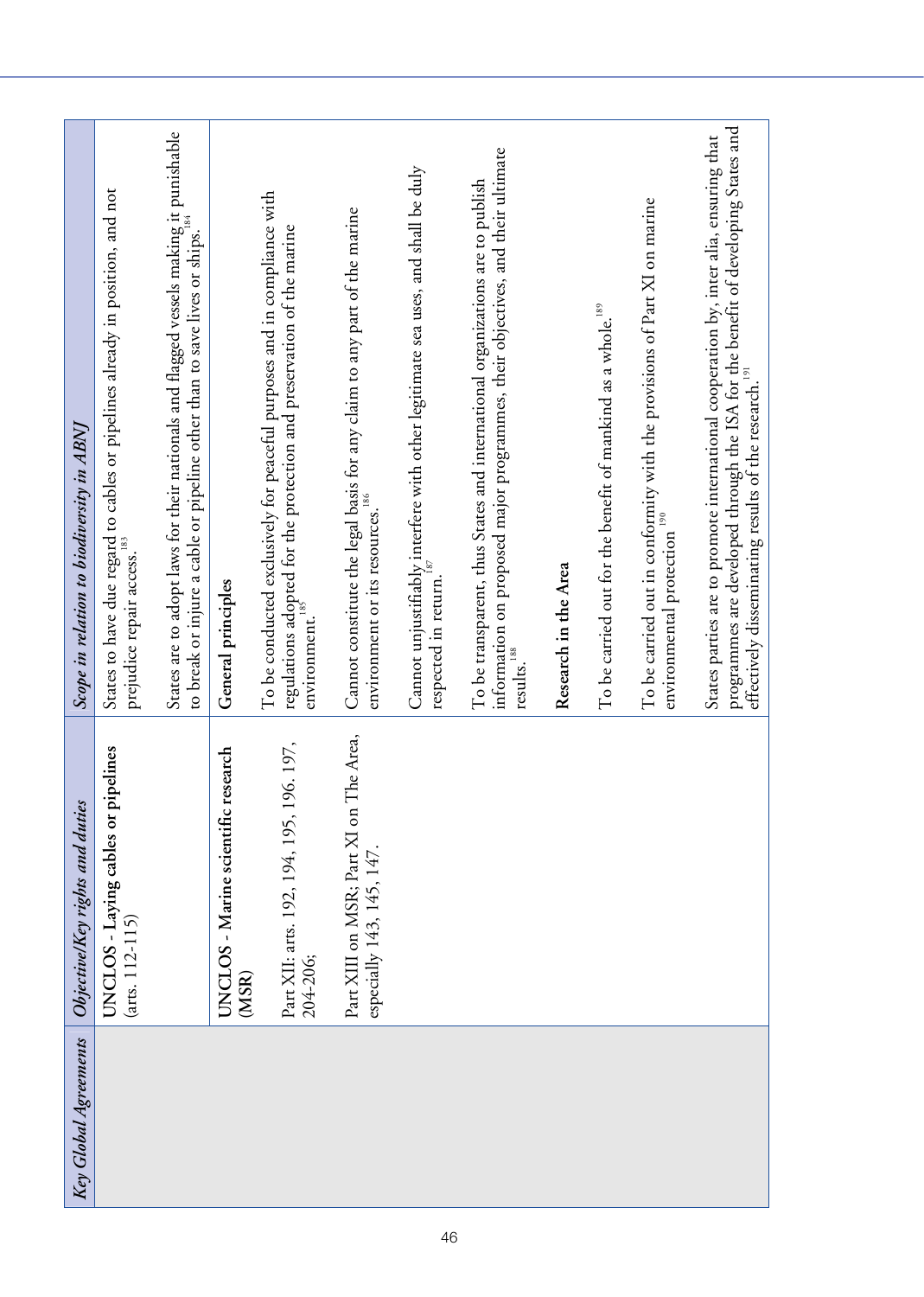| Key Global Agreements | Objective/Key rights and duties | Scope in relation to biodiversity in ABNJ |
|---|---|---|
| | **UNCLOS - Laying cables or pipelines** (arts. 112-115) | States to have due regard to cables or pipelines already in position, and not prejudice repair access.[183] |
| | | States are to adopt laws for their nationals and flagged vessels making it punishable to break or injure a cable or pipeline other than to save lives or ships.[184] |
| | **UNCLOS - Marine scientific research (MSR)** | **General principles** |
| | Part XII: arts. 192, 194, 195, 196. 197, 204-206; | To be conducted exclusively for peaceful purposes and in compliance with regulations adopted for the protection and preservation of the marine environment.[185] |
| | Part XIII on MSR; Part XI on The Area, especially 143, 145, 147. | Cannot constitute the legal basis for any claim to any part of the marine environment or its resources.[186] |
| | | Cannot unjustifiably interfere with other legitimate sea uses, and shall be duly respected in return.[187] |
| | | To be transparent, thus States and international organizations are to publish information on proposed major programmes, their objectives, and their ultimate results.[188] |
| | | **Research in the Area** |
| | | To be carried out for the benefit of mankind as a whole.[189] |
| | | To be carried out in conformity with the provisions of Part XI on marine environmental protection[190] |
| | | States parties are to promote international cooperation by, inter alia, ensuring that programmes are developed through the ISA for the benefit of developing States and effectively disseminating results of the research.[191] |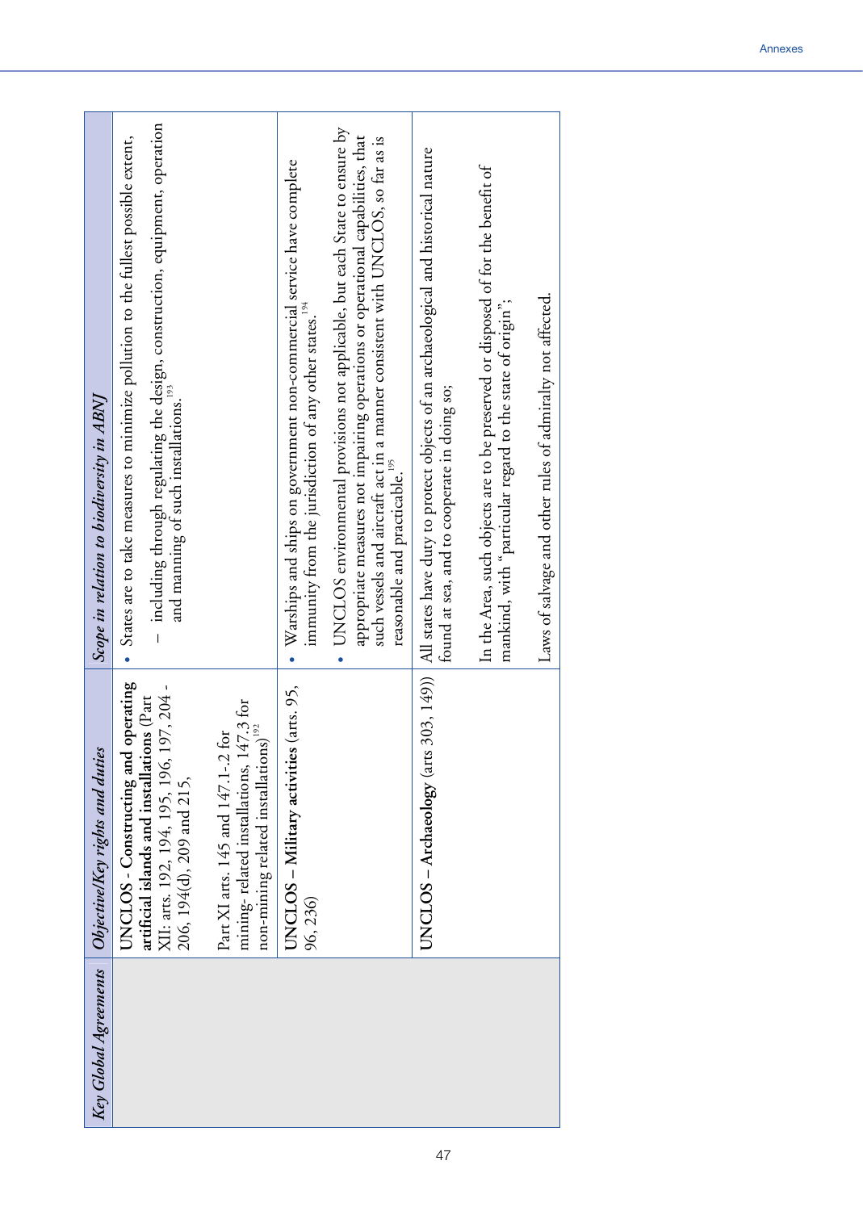| Key Global Agreements | Objective/Key rights and duties | Scope in relation to biodiversity in ABNJ |
|---|---|---|
| | **UNCLOS - Constructing and operating artificial islands and installations** (Part XII; arts. 192, 194, 195, 196, 197, 204 - 206, 194(d), 209 and 215, <br><br> Part XI arts. 145 and 147.1-.2 for mining- related installations, 147.3 for non-mining related installations)[192] | • States are to take measures to minimize pollution to the fullest possible extent, <br> – including through regulating the design, construction, equipment, operation and manning of such installations.[193] |
| | **UNCLOS – Military activities** (arts. 95, 96, 236) | • Warships and ships on government non-commercial service have complete immunity from the jurisdiction of any other states.[194] <br> • UNCLOS environmental provisions not applicable, but each State to ensure by appropriate measures not impairing operations or operational capabilities, that such vessels and aircraft act in a manner consistent with UNCLOS, so far as is reasonable and practicable.[195] |
| | **UNCLOS – Archaeology** (arts 303, 149)) | All states have duty to protect objects of an archaeological and historical nature found at sea, and to cooperate in doing so; <br><br> In the Area, such objects are to be preserved or disposed of for the benefit of mankind, with "particular regard to the state of origin"; <br><br> Laws of salvage and other rules of admiralty not affected. |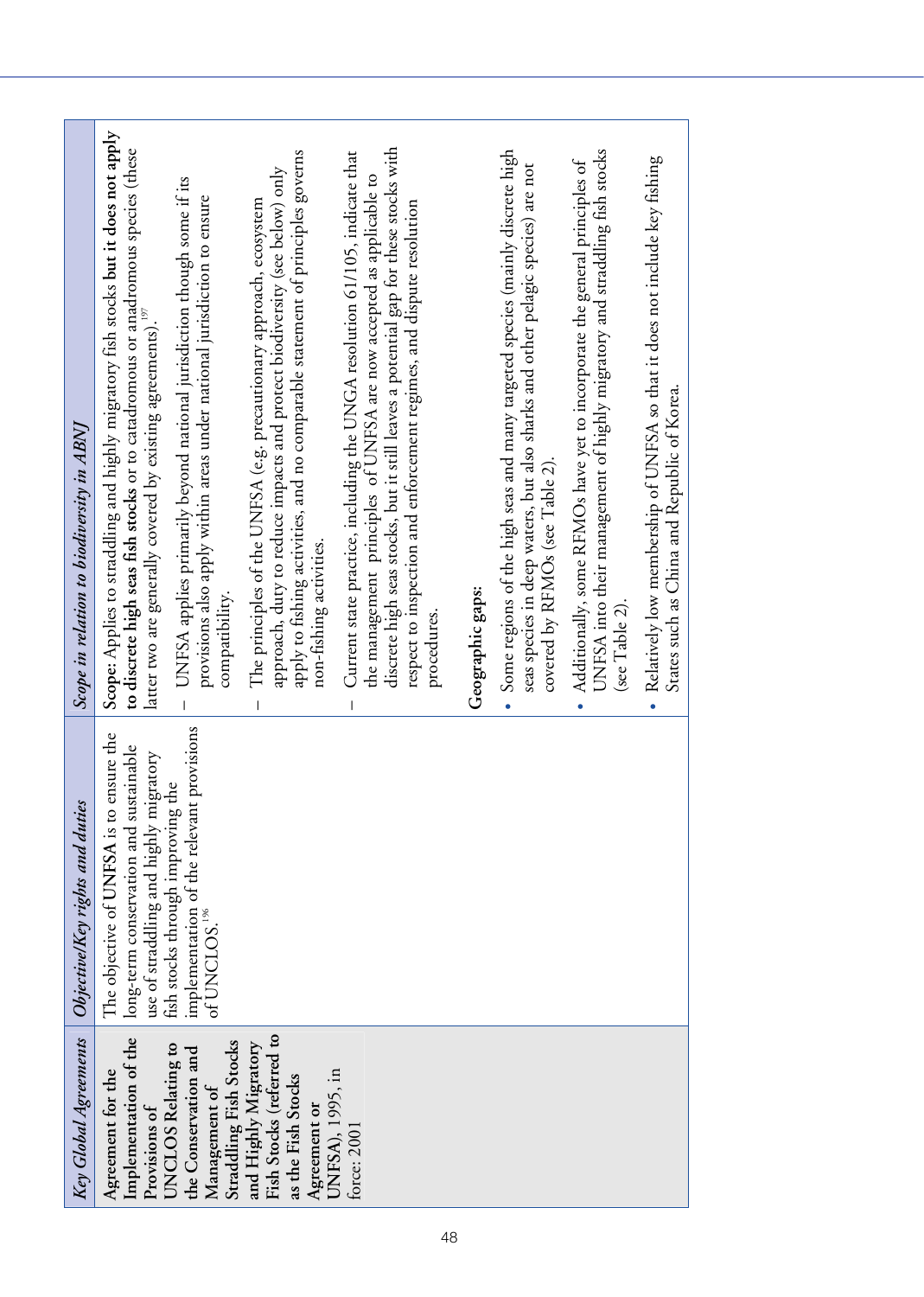| *Key Global Agreements* | *Objective/Key rights and duties* | *Scope in relation to biodiversity in ABNJ* |
|---|---|---|
| **Agreement for the Implementation of the Provisions of UNCLOS Relating to the Conservation and Management of Straddling Fish Stocks and Highly Migratory Fish Stocks (referred to as the Fish Stocks Agreement or UNFSA)**, 1995, in force: 2001 | The objective of UNFSA is to ensure the long-term conservation and sustainable use of straddling and highly migratory fish stocks through improving the implementation of the relevant provisions of UNCLOS.[196] | **Scope:** Applies to straddling and highly migratory fish stocks **but it does not apply to discrete high seas fish stocks** or to catadromous or anadromous species (these latter two are generally covered by existing agreements).[197]<br>– UNFSA applies primarily beyond national jurisdiction though some if its provisions also apply within areas under national jurisdiction to ensure compatibility.<br>– The principles of the UNFSA (e.g. precautionary approach, ecosystem approach, duty to reduce impacts and protect biodiversity (see below) only apply to fishing activities, and no comparable statement of principles governs non-fishing activities.<br>– Current state practice, including the UNGA resolution 61/105, indicate that the management principles of UNFSA are now accepted as applicable to discrete high seas stocks, but it still leaves a potential gap for these stocks with respect to inspection and enforcement regimes, and dispute resolution procedures.<br><br>**Geographic gaps:**<br>• Some regions of the high seas and many targeted species (mainly discrete high seas species in deep waters, but also sharks and other pelagic species) are not covered by RFMOs (see Table 2).<br>• Additionally, some RFMOs have yet to incorporate the general principles of UNFSA into their management of highly migratory and straddling fish stocks (see Table 2).<br>• Relatively low membership of UNFSA so that it does not include key fishing States such as China and Republic of Korea. |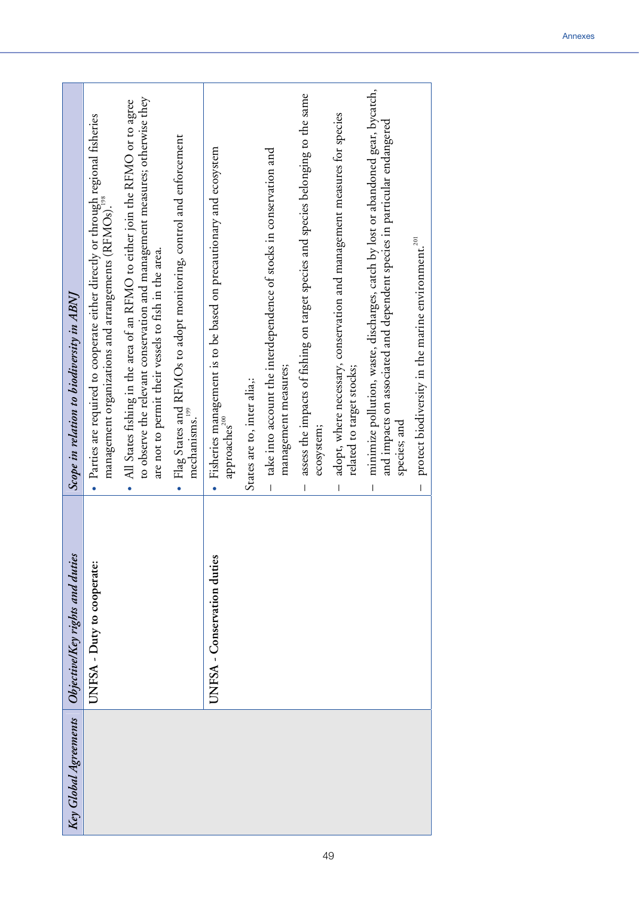| *Key Global Agreements* | *Objective/Key rights and duties* | *Scope in relation to biodiversity in ABNJ* |
|---|---|---|
| | **UNFSA - Duty to cooperate:** | • Parties are required to cooperate either directly or through regional fisheries management organizations and arrangements (RFMOs).[198]<br>• All States fishing in the area of an RFMO to either join the RFMO or to agree to observe the relevant conservation and management measures; otherwise they are not to permit their vessels to fish in the area.<br>• Flag States and RFMOs to adopt monitoring, control and enforcement mechanisms.[199] |
| | **UNFSA - Conservation duties** | • Fisheries management is to be based on precautionary and ecosystem approaches[200]<br>States are to, inter alia,:<br>– take into account the interdependence of stocks in conservation and management measures;<br>– assess the impacts of fishing on target species and species belonging to the same ecosystem;<br>– adopt, where necessary, conservation and management measures for species related to target stocks;<br>– minimize pollution, waste, discharges, catch by lost or abandoned gear, bycatch, and impacts on associated and dependent species in particular endangered species; and<br>– protect biodiversity in the marine environment.[201] |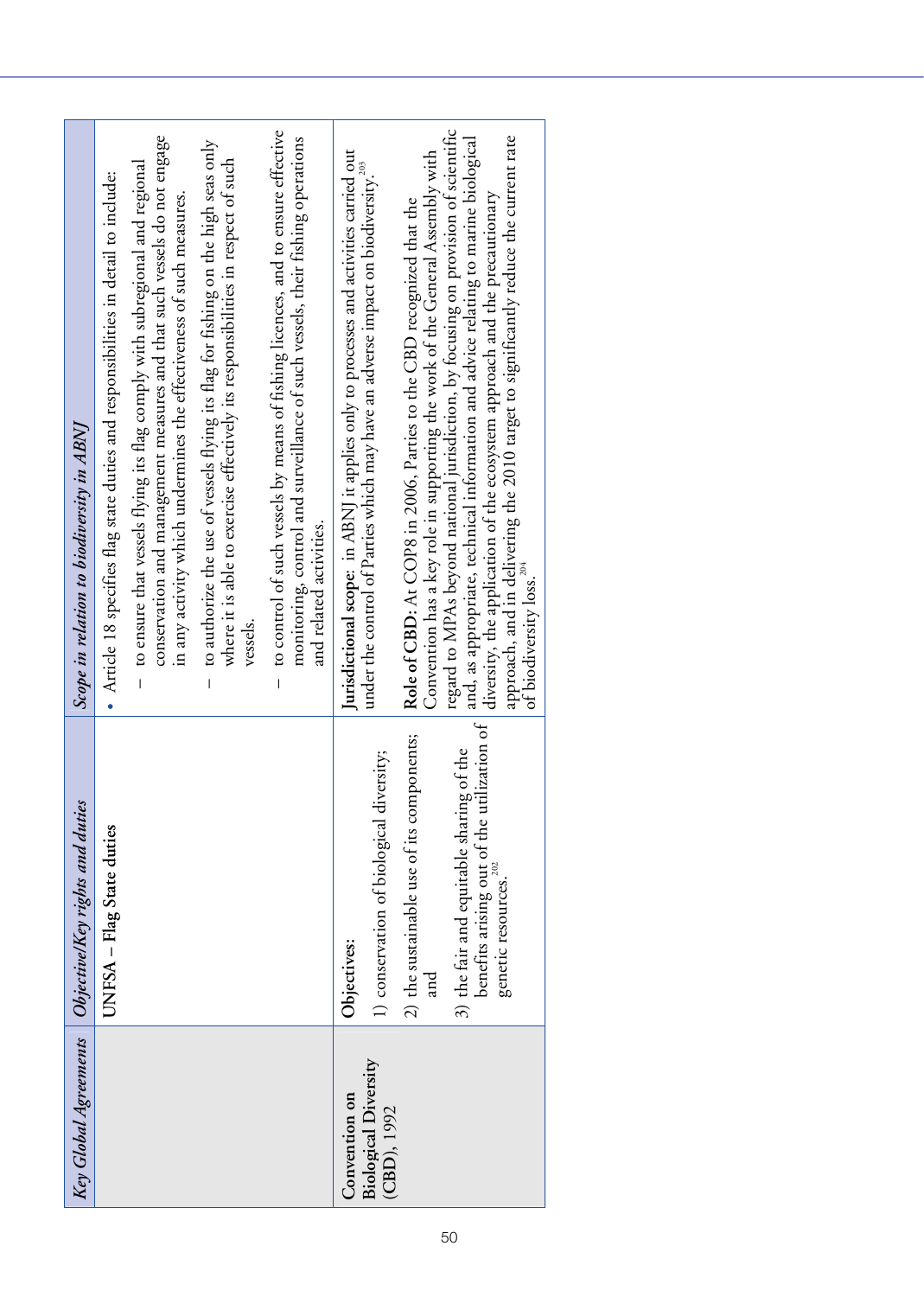| *Key Global Agreements* | *Objective/Key rights and duties* | *Scope in relation to biodiversity in ABNJ* |
|---|---|---|
| | UNFSA – Flag State duties | • Article 18 specifies flag state duties and responsibilities in detail to include:<br>– to ensure that vessels flying its flag comply with subregional and regional conservation and management measures and that such vessels do not engage in any activity which undermines the effectiveness of such measures.<br>– to authorize the use of vessels flying its flag for fishing on the high seas only where it is able to exercise effectively its responsibilities in respect of such vessels.<br>– to control of such vessels by means of fishing licences, and to ensure effective monitoring, control and surveillance of such vessels, their fishing operations and related activities. |
| **Convention on Biological Diversity (CBD)**, 1992 | **Objectives:**<br>1) conservation of biological diversity;<br>2) the sustainable use of its components; and<br>3) the fair and equitable sharing of the benefits arising out of the utilization of genetic resources.[202] | **Jurisdictional scope**: in ABNJ it applies only to processes and activities carried out under the control of Parties which may have an adverse impact on biodiversity.[203]<br><br>**Role of CBD**: At COP8 in 2006, Parties to the CBD recognized that the Convention has a key role in supporting the work of the General Assembly with regard to MPAs beyond national jurisdiction, by focusing on provision of scientific and, as appropriate, technical information and advice relating to marine biological diversity, the application of the ecosystem approach and the precautionary approach, and in delivering the 2010 target to significantly reduce the current rate of biodiversity loss.[204] |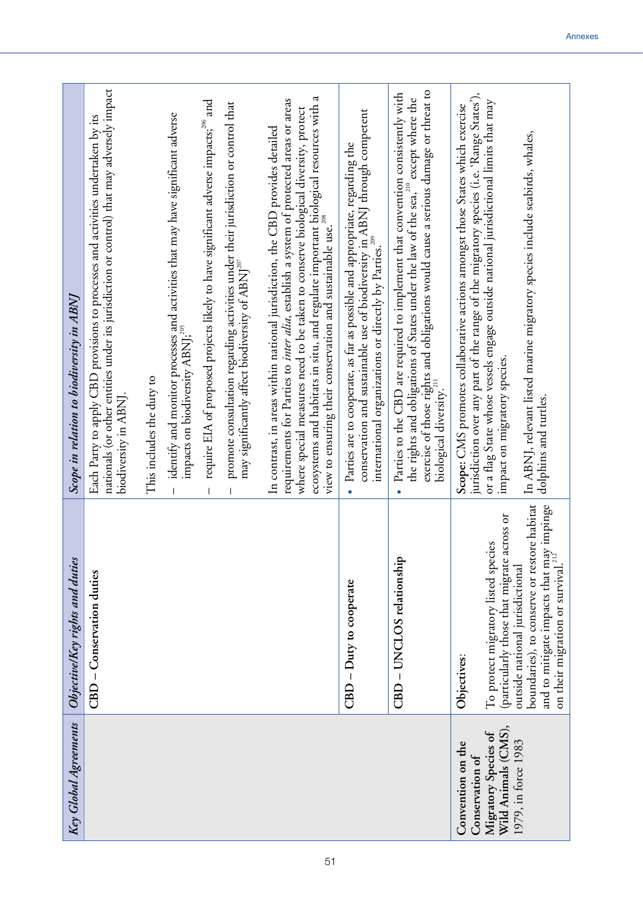| *Key Global Agreements* | *Objective/Key rights and duties* | *Scope in relation to biodiversity in ABNJ* |
|---|---|---|
| | **CBD – Conservation duties** | Each Party to apply CBD provisions to processes and activities undertaken by its nationals (or other entities under its jurisdiction or control) that may adversely impact biodiversity in ABNJ.<br><br>This includes the duty to<br>– identify and monitor processes and activities that may have significant adverse impacts on biodiversity ABNJ;[205]<br>– require EIA of proposed projects likely to have significant adverse impacts;[206] and<br>– promote consultation regarding activities under their jurisdiction or control that may significantly affect biodiversity of ABNJ[207]<br><br>In contrast, in areas within national jurisdiction, the CBD provides detailed requirements for Parties to *inter alia*, establish a system of protected areas or areas where special measures need to be taken to conserve biological diversity, protect ecosystems and habitats in situ, and regulate important biological resources with a view to ensuring their conservation and sustainable use.[208] |
| | **CBD – Duty to cooperate** | • Parties are to cooperate, as far as possible and appropriate, regarding the conservation and sustainable use of biodiversity in ABNJ through competent international organizations or directly by Parties.[209] |
| | **CBD – UNCLOS relationship** | • Parties to the CBD are required to implement that convention consistently with the rights and obligations of States under the law of the sea,[210] except where the exercise of those rights and obligations would cause a serious damage or threat to biological diversity.[211] |
| **Convention on the Conservation of Migratory Species of Wild Animals (CMS),** 1979, in force 1983 | **Objectives**:<br><br>To protect migratory listed species (particularly those that migrate across or outside national jurisdictional boundaries), to conserve or restore habitat and to mitigate impacts that may impinge on their migration or survival.[212] | **Scope**: CMS promotes collaborative actions amongst those States which exercise jurisdiction over any part of the range of the migratory species (i.e. 'Range States'), or a flag State whose vessels engage outside national jurisdictional limits that may impact on migratory species.<br><br>In ABNJ, relevant listed marine migratory species include seabirds, whales, dolphins and turtles. |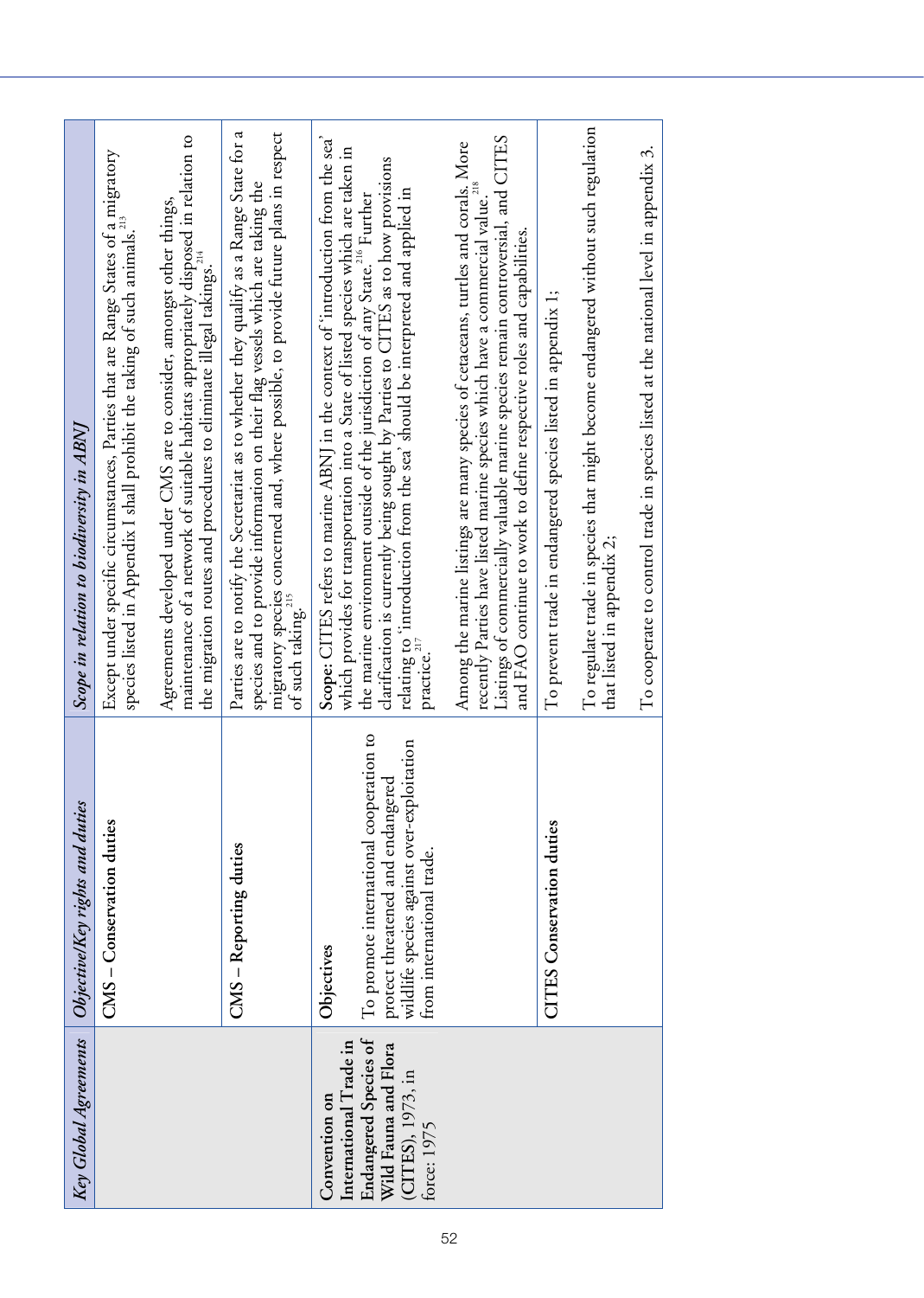| *Key Global Agreements* | *Objective/Key rights and duties* | *Scope in relation to biodiversity in ABNJ* |
|---|---|---|
| | **CMS – Conservation duties** | Except under specific circumstances, Parties that are Range States of a migratory species listed in Appendix I shall prohibit the taking of such animals.[213] |
| | | Agreements developed under CMS are to consider, amongst other things, maintenance of a network of suitable habitats appropriately disposed in relation to the migration routes and procedures to eliminate illegal takings.[214] |
| | **CMS – Reporting duties** | Parties are to notify the Secretariat as to whether they qualify as a Range State for a species and to provide information on their flag vessels which are taking the migratory species concerned and, where possible, to provide future plans in respect of such taking.[215] |
| **Convention on International Trade in Endangered Species of Wild Fauna and Flora** (CITES), 1973, in force: 1975 | **Objectives** To promote international cooperation to protect threatened and endangered wildlife species against over-exploitation from international trade. | **Scope**: CITES refers to marine ABNJ in the context of 'introduction from the sea' which provides for transportation into a State of listed species which are taken in the marine environment outside of the jurisdiction of any State.[216] Further clarification is currently being sought by Parties to CITES as to how provisions relating to 'introduction from the sea' should be interpreted and applied in practice.[217] |
| | | Among the marine listings are many species of cetaceans, turtles and corals. More recently Parties have listed marine species which have a commercial value.[218] Listings of commercially valuable marine species remain controversial, and CITES and FAO continue to work to define respective roles and capabilities. |
| | **CITES Conservation duties** | To prevent trade in endangered species listed in appendix 1; |
| | | To regulate trade in species that might become endangered without such regulation that listed in appendix 2; |
| | | To cooperate to control trade in species listed at the national level in appendix 3. |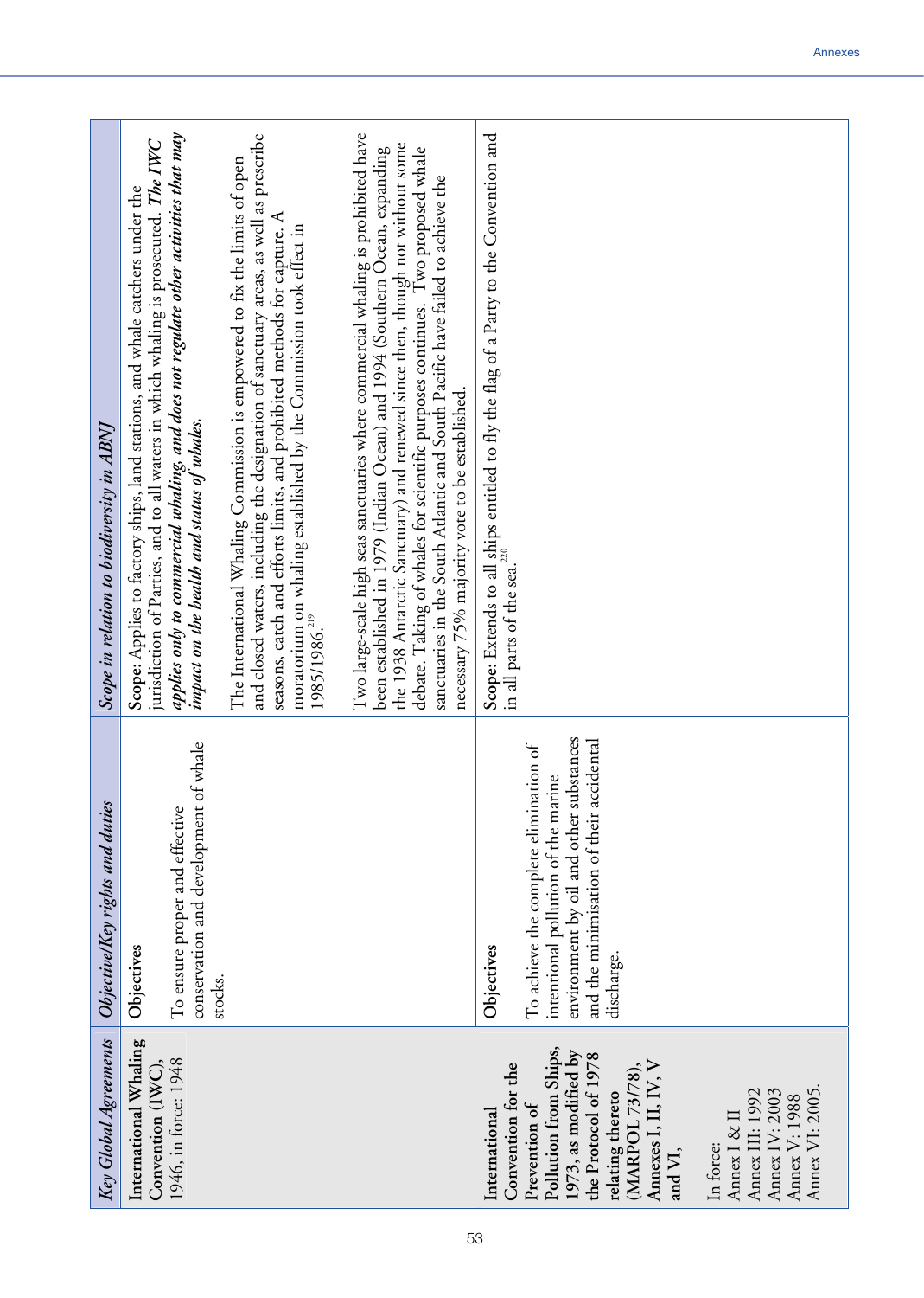| Key Global Agreements | Objective/Key rights and duties | Scope in relation to biodiversity in ABNJ |
|---|---|---|
| **International Whaling Convention (IWC),** 1946, in force: 1948 | **Objectives**<br><br>To ensure proper and effective conservation and development of whale stocks. | **Scope**: Applies to factory ships, land stations, and whale catchers under the jurisdiction of Parties, and to all waters in which whaling is prosecuted. ***The IWC applies only to commercial whaling, and does not regulate other activities that may impact on the health and status of whales.***<br><br>The International Whaling Commission is empowered to fix the limits of open and closed waters, including the designation of sanctuary areas, as well as prescribe seasons, catch and efforts limits, and prohibited methods for capture. A moratorium on whaling established by the Commission took effect in 1985/1986.[219]<br><br>Two large-scale high seas sanctuaries where commercial whaling is prohibited have been established in 1979 (Indian Ocean) and 1994 (Southern Ocean, expanding the 1938 Antarctic Sanctuary) and renewed since then, though not without some debate. Taking of whales for scientific purposes continues. Two proposed whale sanctuaries in the South Atlantic and South Pacific have failed to achieve the necessary 75% majority vote to be established. |
| **International Convention for the Prevention of Pollution from Ships, 1973, as modified by the Protocol of 1978 relating thereto (MARPOL 73/78), Annexes I, II, IV, V and VI,**<br><br>In force:<br>Annex I & II<br>Annex III: 1992<br>Annex IV: 2003<br>Annex V: 1988<br>Annex VI: 2005. | **Objectives**<br><br>To achieve the complete elimination of intentional pollution of the marine environment by oil and other substances and the minimisation of their accidental discharge. | **Scope**: Extends to all ships entitled to fly the flag of a Party to the Convention and in all parts of the sea.[220] |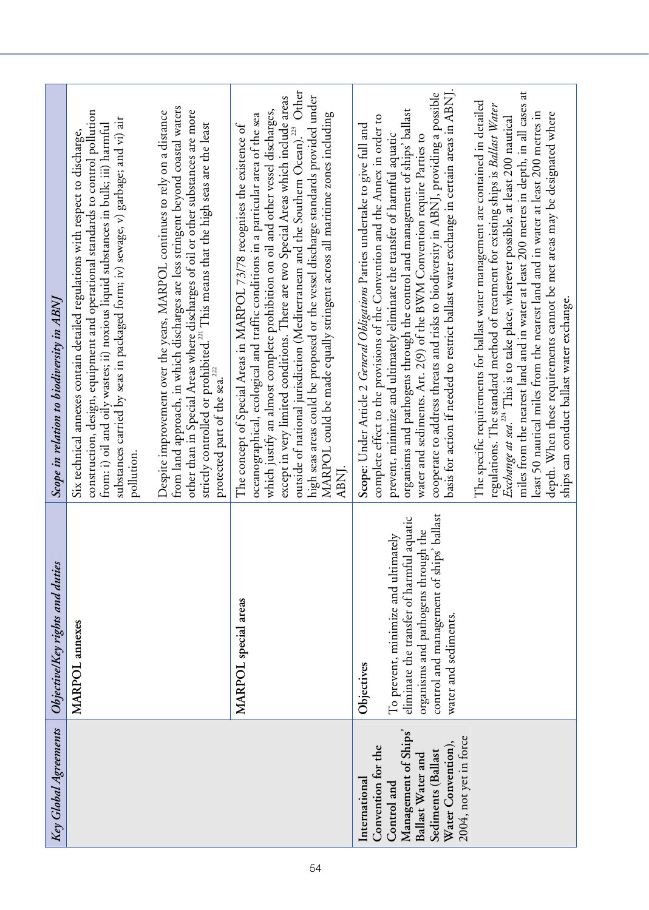| Key Global Agreements | Objective/Key rights and duties | Scope in relation to biodiversity in ABNJ |
|---|---|---|
| | **MARPOL annexes** | Six technical annexes contain detailed regulations with respect to discharge, construction, design, equipment and operational standards to control pollution from: i) oil and oily wastes; ii) noxious liquid substances in bulk; iii) harmful substances carried by seas in packaged form; iv) sewage, v) garbage; and vi) air pollution.<br><br>Despite improvement over the years, MARPOL continues to rely on a distance from land approach, in which discharges are less stringent beyond coastal waters other than in Special Areas where discharges of oil or other substances are more strictly controlled or prohibited.[221] This means that the high seas are the least protected part of the sea.[222] |
| | **MARPOL special areas** | The concept of Special Areas in MARPOL 73/78 recognises the existence of oceanographical, ecological and traffic conditions in a particular area of the sea which justify an almost complete prohibition on oil and other vessel discharges, except in very limited conditions. There are two Special Areas which include areas outside of national jurisdiction (Mediterranean and the Southern Ocean).[223] Other high seas areas could be proposed or the vessel discharge standards provided under MARPOL could be made equally stringent across all maritime zones including ABNJ. |
| International Convention for the Control and Management of Ships' Ballast Water and Sediments (Ballast Water Convention), 2004, not yet in force | **Objectives**<br><br>To prevent, minimize and ultimately eliminate the transfer of harmful aquatic organisms and pathogens through the control and management of ships' ballast water and sediments. | **Scope**: Under Article 2 *General Obligations* Parties undertake to give full and complete effect to the provisions of the Convention and the Annex in order to prevent, minimize and ultimately eliminate the transfer of harmful aquatic organisms and pathogens through the control and management of ships' ballast water and sediments. Art. 2(9) of the BWM Convention require Parties to cooperate to address threats and risks to biodiversity in ABNJ, providing a possible basis for action if needed to restrict ballast water exchange in certain areas in ABNJ.<br><br>The specific requirements for ballast water management are contained in detailed regulations. The standard method of treatment for existing ships is *Ballast Water Exchange at sea*.[224] This is to take place, wherever possible, at least 200 nautical miles from the nearest land and in water at least 200 metres in depth, in all cases at least 50 nautical miles from the nearest land and in water at least 200 metres in depth. When these requirements cannot be met areas may be designated where ships can conduct ballast water exchange. |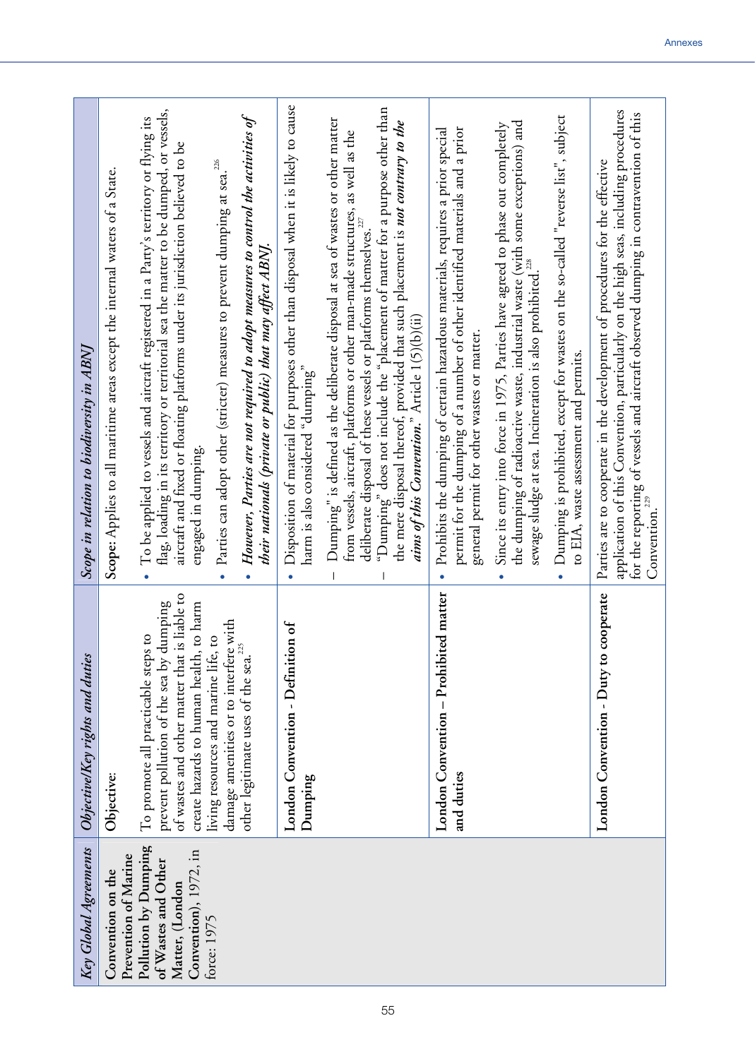| *Key Global Agreements* | *Objective/Key rights and duties* | *Scope in relation to biodiversity in ABNJ* |
|---|---|---|
| **Convention on the Prevention of Marine Pollution by Dumping of Wastes and Other Matter, (London Convention)**, 1972, in force: 1975 | **Objective:** To promote all practicable steps to prevent pollution of the sea by dumping of wastes and other matter that is liable to create hazards to human health, to harm living resources and marine life, to damage amenities or to interfere with other legitimate uses of the sea.[225] | **Scope**: Applies to all maritime areas except the internal waters of a State. <br>• To be applied to vessels and aircraft registered in a Party's territory or flying its flag, loading in its territory or territorial sea the matter to be dumped, or vessels, aircraft and fixed or floating platforms under its jurisdiction believed to be engaged in dumping. <br>• Parties can adopt other (stricter) measures to prevent dumping at sea.[226] <br>• ***However, Parties are not required to adopt measures to control the activities of their nationals (private or public) that may affect ABNJ.*** |
| | **London Convention - Definition of Dumping** | • Disposition of material for purposes other than disposal when it is likely to cause harm is also considered "dumping" <br>– Dumping" is defined as the deliberate disposal at sea of wastes or other matter from vessels, aircraft, platforms or other man-made structures, as well as the deliberate disposal of these vessels or platforms themselves.[227] <br>– "Dumping" does not include the "placement of matter for a purpose other than the mere disposal thereof, provided that such placement is ***not contrary to the aims of this Convention.***" Article 1(5)(b)(ii) |
| | **London Convention – Prohibited matter and duties** | • Prohibits the dumping of certain hazardous materials, requires a prior special permit for the dumping of a number of other identified materials and a prior general permit for other wastes or matter. <br>• Since its entry into force in 1975, Parties have agreed to phase out completely the dumping of radioactive waste, industrial waste (with some exceptions) and sewage sludge at sea. Incineration is also prohibited.[228] <br>• Dumping is prohibited, except for wastes on the so-called "reverse list", subject to EIA, waste assessment and permits. |
| | **London Convention - Duty to cooperate** | Parties are to cooperate in the development of procedures for the effective application of this Convention, particularly on the high seas, including procedures for the reporting of vessels and aircraft observed dumping in contravention of this Convention.[229] |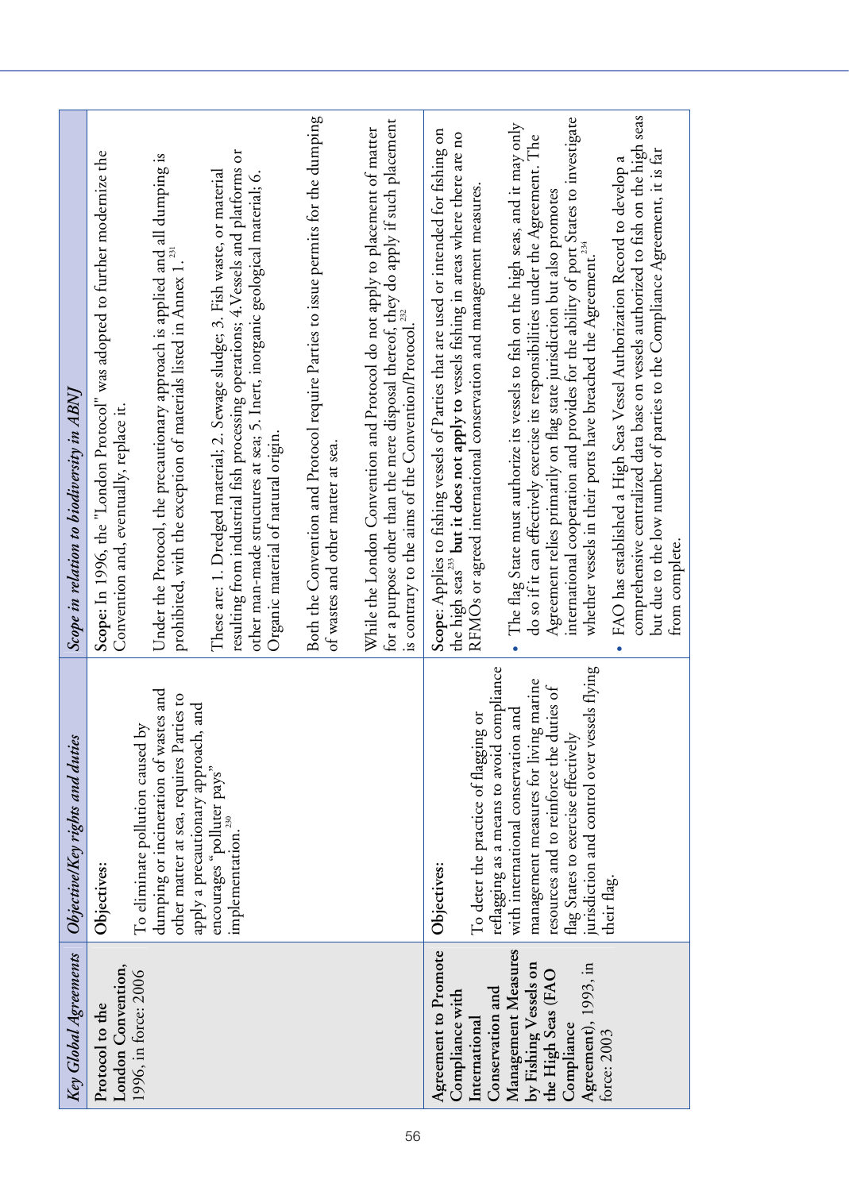| Key Global Agreements | Objective/Key rights and duties | Scope in relation to biodiversity in ABNJ |
|---|---|---|
| **Protocol to the London Convention,** 1996, in force: 2006 | **Objectives:**<br><br>To eliminate pollution caused by dumping or incineration of wastes and other matter at sea, requires Parties to apply a precautionary approach, and encourages "polluter pays" implementation.[230] | **Scope:** In 1996, the "London Protocol" was adopted to further modernize the Convention and, eventually, replace it.<br><br>Under the Protocol, the precautionary approach is applied and all dumping is prohibited, with the exception of materials listed in Annex 1.[231]<br><br>These are: 1. Dredged material; 2. Sewage sludge; 3. Fish waste, or material resulting from industrial fish processing operations; 4. Vessels and platforms or other man-made structures at sea; 5. Inert, inorganic geological material; 6. Organic material of natural origin.<br><br>Both the Convention and Protocol require Parties to issue permits for the dumping of wastes and other matter at sea.<br><br>While the London Convention and Protocol do not apply to placement of matter for a purpose other than the mere disposal thereof, they do apply if such placement is contrary to the aims of the Convention/Protocol.[232] |
| **Agreement to Promote Compliance with International Conservation and Management Measures by Fishing Vessels on the High Seas (FAO Compliance Agreement)**, 1993, in force: 2003 | **Objectives:**<br><br>To deter the practice of flagging or reflagging as a means to avoid compliance with international conservation and management measures for living marine resources and to reinforce the duties of flag States to exercise effectively jurisdiction and control over vessels flying their flag. | **Scope**: Applies to fishing vessels of Parties that are used or intended for fishing on the high seas[233] **but it does not apply to** vessels fishing in areas where there are no RFMOs or agreed international conservation and management measures.<br><br>• The flag State must authorize its vessels to fish on the high seas, and it may only do so if it can effectively exercise its responsibilities under the Agreement. The Agreement relies primarily on flag state jurisdiction but also promotes international cooperation and provides for the ability of port States to investigate whether vessels in their ports have breached the Agreement.[234]<br><br>• FAO has established a High Seas Vessel Authorization Record to develop a comprehensive centralized data base on vessels authorized to fish on the high seas but due to the low number of parties to the Compliance Agreement, it is far from complete. |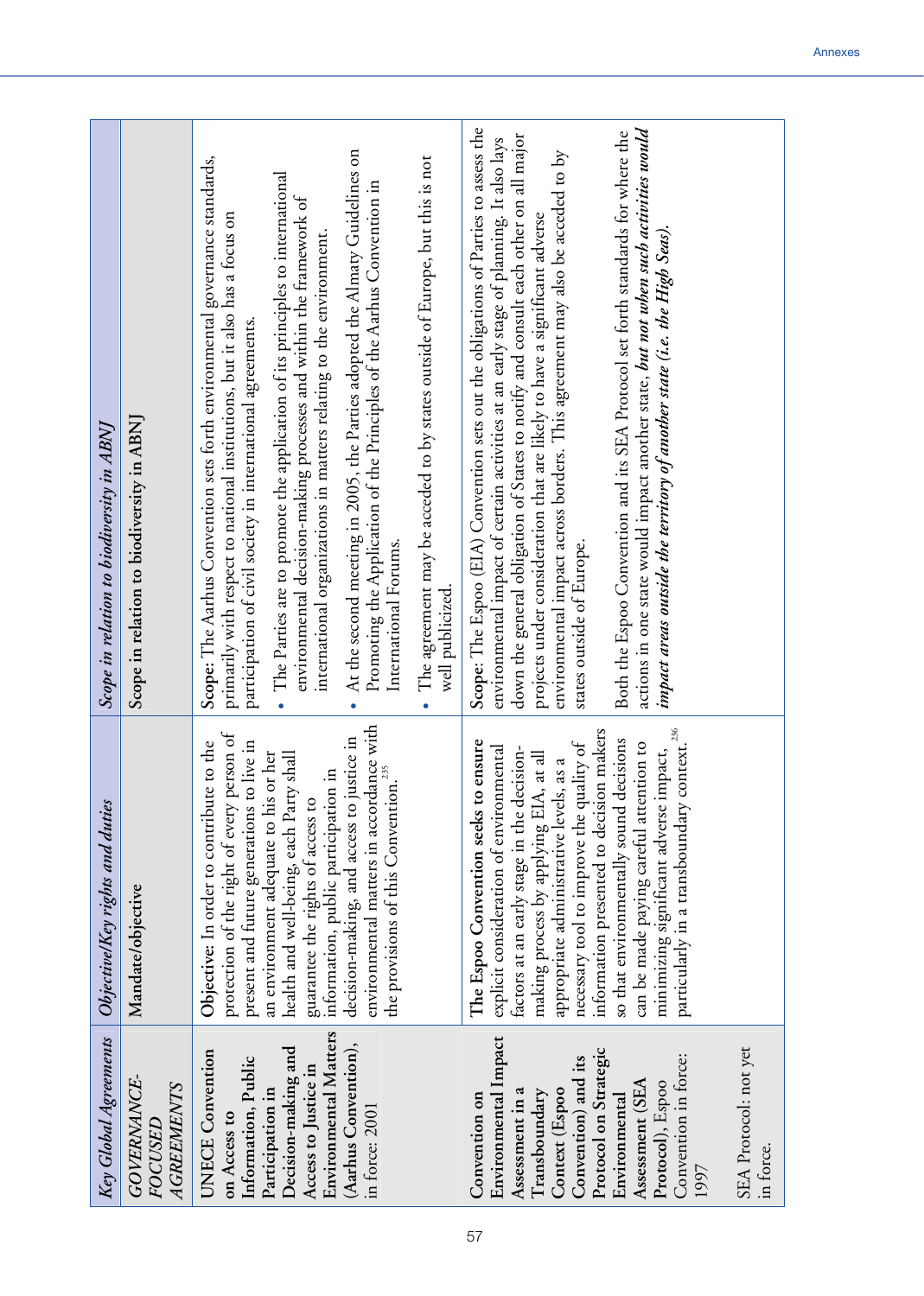| *Key Global Agreements* | *Objective/Key rights and duties* | *Scope in relation to biodiversity in ABNJ* |
|---|---|---|
| *GOVERNANCE-FOCUSED AGREEMENTS* | Mandate/objective | Scope in relation to biodiversity in ABNJ |
| **UNECE Convention on Access to Information, Public Participation in Decision-making and Access to Justice in Environmental Matters (Aarhus Convention),** in force: 2001 | **Objective:** In order to contribute to the protection of the right of every person of present and future generations to live in an environment adequate to his or her health and well-being, each Party shall guarantee the rights of access to information, public participation in decision-making, and access to justice in environmental matters in accordance with the provisions of this Convention.[235] | **Scope:** The Aarhus Convention sets forth environmental governance standards, primarily with respect to national institutions, but it also has a focus on participation of civil society in international agreements. <br>• The Parties are to promote the application of its principles to international environmental decision-making processes and within the framework of international organizations in matters relating to the environment. <br>• At the second meeting in 2005, the Parties adopted the Almaty Guidelines on Promoting the Application of the Principles of the Aarhus Convention in International Forums. <br>• The agreement may be acceded to by states outside of Europe, but this is not well publicized. |
| **Convention on Environmental Impact Assessment in a Transboundary Context (Espoo Convention) and its Protocol on Strategic Environmental Assessment (SEA Protocol),** Espoo Convention in force: 1997 <br><br>SEA Protocol: not yet in force. | **The Espoo Convention seeks to ensure** explicit consideration of environmental factors at an early stage in the decision-making process by applying EIA, at all appropriate administrative levels, as a necessary tool to improve the quality of information presented to decision makers so that environmentally sound decisions can be made paying careful attention to minimizing significant adverse impact, particularly in a transboundary context.[236] | **Scope**: The Espoo (EIA) Convention sets out the obligations of Parties to assess the environmental impact of certain activities at an early stage of planning. It also lays down the general obligation of States to notify and consult each other on all major projects under consideration that are likely to have a significant adverse environmental impact across borders. This agreement may also be acceded to by states outside of Europe. <br><br>Both the Espoo Convention and its SEA Protocol set forth standards for where the actions in one state would impact another state, ***but not when such activities would impact areas outside the territory of another state (i.e. the High Seas)***. |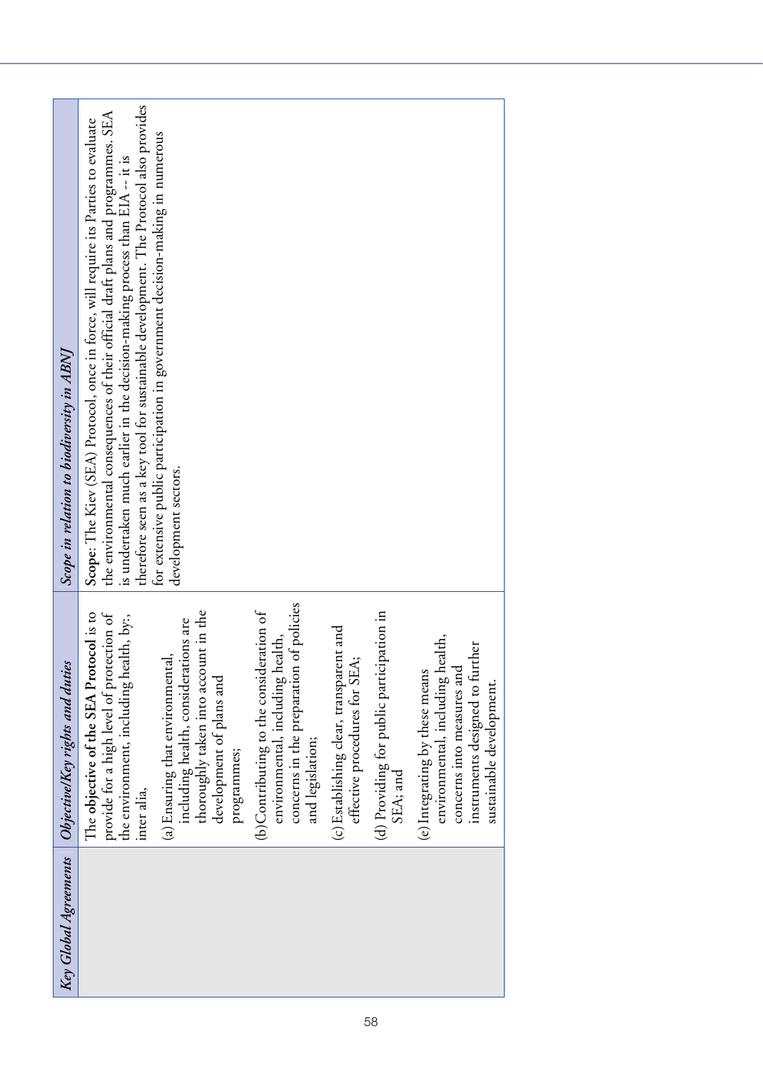| *Key Global Agreements* | *Objective/Key rights and duties* | *Scope in relation to biodiversity in ABNJ* |
|---|---|---|
| | The **objective of the SEA Protocol** is to provide for a high level of protection of the environment, including health, by:, inter alia,<br><br>(a) Ensuring that environmental, including health, considerations are thoroughly taken into account in the development of plans and programmes;<br><br>(b) Contributing to the consideration of environmental, including health, concerns in the preparation of policies and legislation;<br><br>(c) Establishing clear, transparent and effective procedures for SEA;<br><br>(d) Providing for public participation in SEA; and<br><br>(e) Integrating by these means environmental, including health, concerns into measures and instruments designed to further sustainable development. | **Scope**: The Kiev (SEA) Protocol, once in force, will require its Parties to evaluate the environmental consequences of their official draft plans and programmes. SEA is undertaken much earlier in the decision-making process than EIA – it is therefore seen as a key tool for sustainable development. The Protocol also provides for extensive public participation in government decision-making in numerous development sectors. |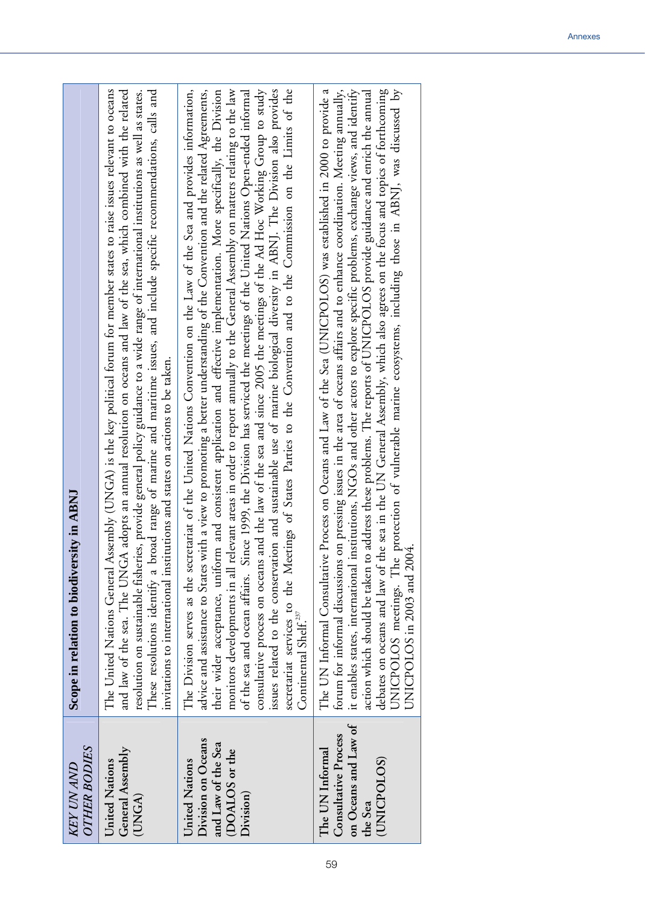| *KEY UN AND OTHER BODIES* | **Scope in relation to biodiversity in ABNJ** |
|---|---|
| United Nations General Assembly (UNGA) | The United Nations General Assembly (UNGA) is the key political forum for member states to raise issues relevant to oceans and law of the sea. The UNGA adopts an annual resolution on oceans and law of the sea, which combined with the related resolution on sustainable fisheries, provide general policy guidance to a wide range of international institutions as well as states. These resolutions identify a broad range of marine and maritime issues, and include specific recommendations, calls and invitations to international institutions and states on actions to be taken. |
| United Nations Division on Oceans and Law of the Sea (DOALOS or the Division) | The Division serves as the secretariat of the United Nations Convention on the Law of the Sea and provides information, advice and assistance to States with a view to promoting a better understanding of the Convention and the related Agreements, their wider acceptance, uniform and consistent application and effective implementation. More specifically, the Division monitors developments in all relevant areas in order to report annually to the General Assembly on matters relating to the law of the sea and ocean affairs. Since 1999, the Division has serviced the meetings of the United Nations Open-ended informal consultative process on oceans and the law of the sea and since 2005 the meetings of the Ad Hoc Working Group to study issues related to the conservation and sustainable use of marine biological diversity in ABNJ. The Division also provides secretariat services to the Meetings of States Parties to the Convention and to the Commission on the Limits of the Continental Shelf.[237] |
| The UN Informal Consultative Process on Oceans and Law of the Sea (UNICPOLOS) | The UN Informal Consultative Process on Oceans and Law of the Sea (UNICPOLOS) was established in 2000 to provide a forum for informal discussions on pressing issues in the area of oceans affairs and to enhance coordination. Meeting annually, it enables states, international institutions, NGOs and other actors to explore specific problems, exchange views, and identify action which should be taken to address these problems. The reports of UNICPOLOS provide guidance and enrich the annual debates on oceans and law of the sea in the UN General Assembly, which also agrees on the focus and topics of forthcoming UNICPOLOS meetings. The protection of vulnerable marine ecosystems, including those in ABNJ, was discussed by UNICPOLOS in 2003 and 2004. |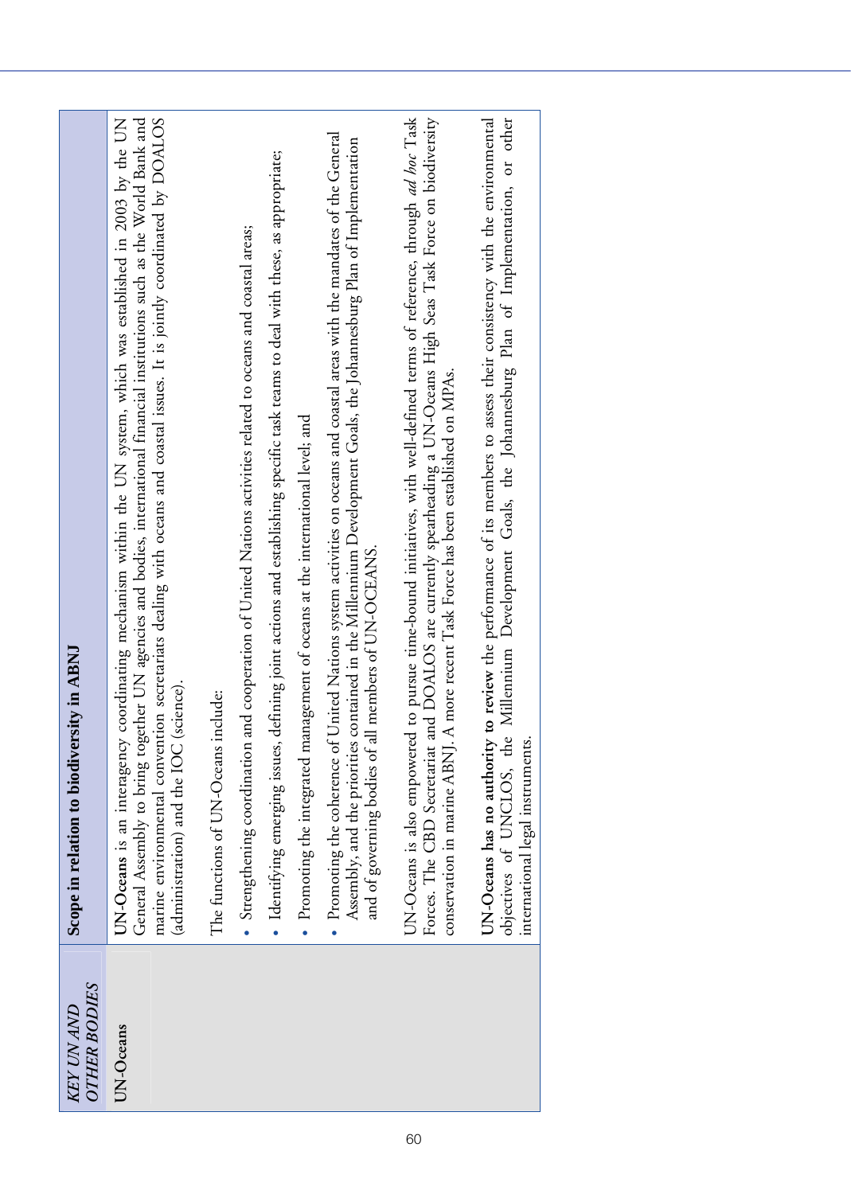| *KEY UN AND OTHER BODIES* | **Scope in relation to biodiversity in ABNJ** |
|---|---|
| UN-Oceans | **UN-Oceans** is an interagency coordinating mechanism within the UN system, which was established in 2003 by the UN General Assembly to bring together UN agencies and bodies, international financial institutions such as the World Bank and marine environmental convention secretariats dealing with oceans and coastal issues. It is jointly coordinated by DOALOS (administration) and the IOC (science).<br><br>The functions of UN-Oceans include:<br>• Strengthening coordination and cooperation of United Nations activities related to oceans and coastal areas;<br>• Identifying emerging issues, defining joint actions and establishing specific task teams to deal with these, as appropriate;<br>• Promoting the integrated management of oceans at the international level; and<br>• Promoting the coherence of United Nations system activities on oceans and coastal areas with the mandates of the General Assembly, and the priorities contained in the Millennium Development Goals, the Johannesburg Plan of Implementation and of governing bodies of all members of UN-OCEANS.<br><br>UN-Oceans is also empowered to pursue time-bound initiatives, with well-defined terms of reference, through *ad hoc* Task Forces. The CBD Secretariat and DOALOS are currently spearheading a UN-Oceans High Seas Task Force on biodiversity conservation in marine ABNJ. A more recent Task Force has been established on MPAs.<br><br>**UN-Oceans has no authority to review** the performance of its members to assess their consistency with the environmental objectives of UNCLOS, the Millennium Development Goals, the Johannesburg Plan of Implementation, or other international legal instruments. |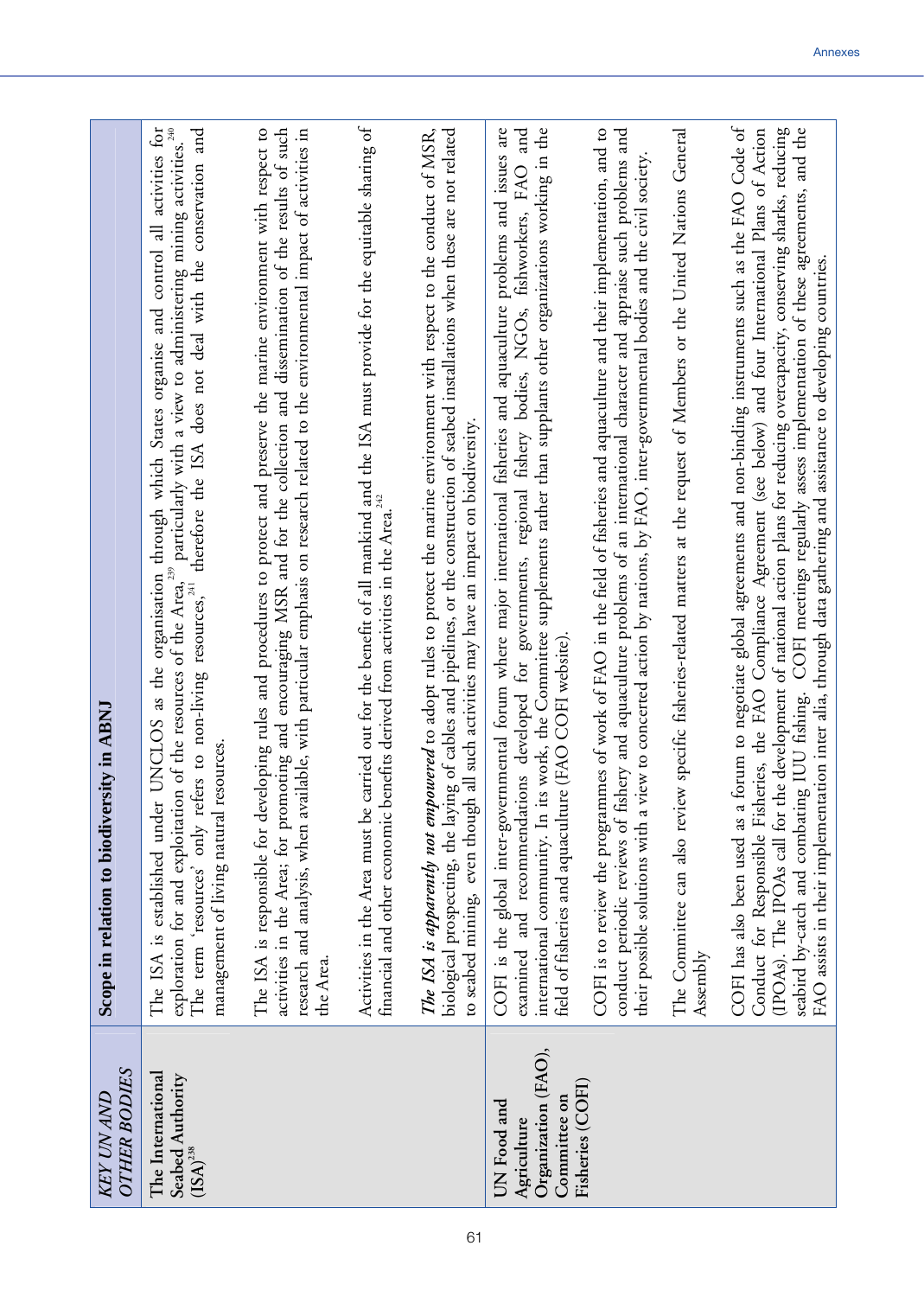| *KEY UN AND OTHER BODIES* | **Scope in relation to biodiversity in ABNJ** |
|---|---|
| **The International Seabed Authority (ISA)**[238] | The ISA is established under UNCLOS as the organisation through which States organise and control all activities for exploration for and exploitation of the resources of the Area,[239] particularly with a view to administering mining activities.[240] The term 'resources' only refers to non-living resources,[241] therefore the ISA does not deal with the conservation and management of living natural resources. |
| | The ISA is responsible for developing rules and procedures to protect and preserve the marine environment with respect to activities in the Area; for promoting and encouraging MSR and for the collection and dissemination of the results of such research and analysis, when available, with particular emphasis on research related to the environmental impact of activities in the Area. |
| | Activities in the Area must be carried out for the benefit of all mankind and the ISA must provide for the equitable sharing of financial and other economic benefits derived from activities in the Area.[242] |
| | ***The ISA is apparently not empowered*** to adopt rules to protect the marine environment with respect to the conduct of MSR, biological prospecting, the laying of cables and pipelines, or the construction of seabed installations when these are not related to seabed mining, even though all such activities may have an impact on biodiversity. |
| **UN Food and Agriculture Organization (FAO), Committee on Fisheries (COFI)** | COFI is the global inter-governmental forum where major international fisheries and aquaculture problems and issues are examined and recommendations developed for governments, regional fishery bodies, NGOs, fishworkers, FAO and international community. In its work, the Committee supplements rather than supplants other organizations working in the field of fisheries and aquaculture (FAO COFI website). |
| | COFI is to review the programmes of work of FAO in the field of fisheries and aquaculture and their implementation, and to conduct periodic reviews of fishery and aquaculture problems of an international character and appraise such problems and their possible solutions with a view to concerted action by nations, by FAO, inter-governmental bodies and the civil society. |
| | The Committee can also review specific fisheries-related matters at the request of Members or the United Nations General Assembly |
| | COFI has also been used as a forum to negotiate global agreements and non-binding instruments such as the FAO Code of Conduct for Responsible Fisheries, the FAO Compliance Agreement (see below) and four International Plans of Action (IPOAs). The IPOAs call for the development of national action plans for reducing overcapacity, conserving sharks, reducing seabird by-catch and combating IUU fishing. COFI meetings regularly assess implementation of these agreements, and the FAO assists in their implementation inter alia, through data gathering and assistance to developing countries. |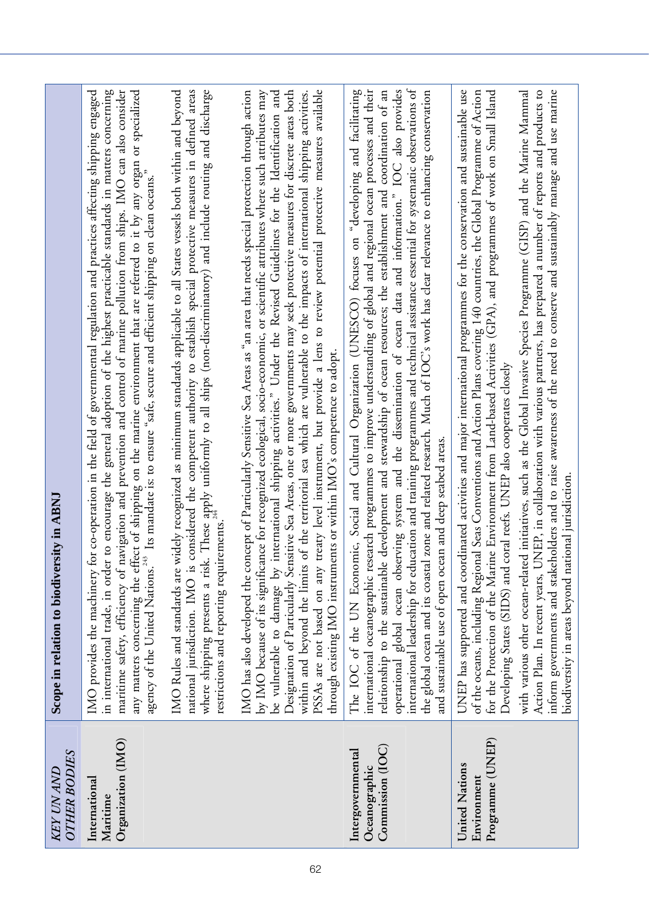| *KEY UN AND OTHER BODIES* | **Scope in relation to biodiversity in ABNJ** |
|---|---|
| International Maritime Organization (IMO) | IMO provides the machinery for co-operation in the field of governmental regulation and practices affecting shipping engaged in international trade, in order to encourage the general adoption of the highest practicable standards in matters concerning maritime safety, efficiency of navigation and prevention and control of marine pollution from ships. IMO can also consider any matters concerning the effect of shipping on the marine environment that are referred to it by any organ or specialized agency of the United Nations.[243] Its mandate is: to ensure "safe, secure and efficient shipping on clean oceans." <br><br> IMO Rules and standards are widely recognized as minimum standards applicable to all States vessels both within and beyond national jurisdiction. IMO is considered the competent authority to establish special protective measures in defined areas where shipping presents a risk. These apply uniformly to all ships (non-discriminatory) and include routing and discharge restrictions and reporting requirements.[244] <br><br> IMO has also developed the concept of Particularly Sensitive Sea Areas as "an area that needs special protection through action by IMO because of its significance for recognized ecological, socio-economic, or scientific attributes where such attributes may be vulnerable to damage by international shipping activities." Under the Revised Guidelines for the Identification and Designation of Particularly Sensitive Sea Areas, one or more governments may seek protective measures for discrete areas both within and beyond the limits of the territorial sea which are vulnerable to the impacts of international shipping activities. PSSAs are not based on any treaty level instrument, but provide a lens to review potential protective measures available through existing IMO instruments or within IMO's competence to adopt. |
| Intergovernmental Oceanographic Commission (IOC) | The IOC of the UN Economic, Social and Cultural Organization (UNESCO) focuses on "developing and facilitating international oceanographic research programmes to improve understanding of global and regional ocean processes and their relationship to the sustainable development and stewardship of ocean resources; the establishment and coordination of an operational global ocean observing system and the dissemination of ocean data and information." IOC also provides international leadership for education and training programmes and technical assistance essential for systematic observations of the global ocean and its coastal zone and related research. Much of IOC's work has clear relevance to enhancing conservation and sustainable use of open ocean and deep seabed areas. |
| United Nations Environment Programme (UNEP) | UNEP has supported and coordinated activities and major international programmes for the conservation and sustainable use of the oceans, including Regional Seas Conventions and Action Plans covering 140 countries, the Global Programme of Action for the Protection of the Marine Environment from Land-based Activities (GPA), and programmes of work on Small Island Developing States (SIDS) and coral reefs. UNEP also cooperates closely <br><br> with various other ocean-related initiatives, such as the Global Invasive Species Programme (GISP) and the Marine Mammal Action Plan. In recent years, UNEP, in collaboration with various partners, has prepared a number of reports and products to inform governments and stakeholders and to raise awareness of the need to conserve and sustainably manage and use marine biodiversity in areas beyond national jurisdiction. |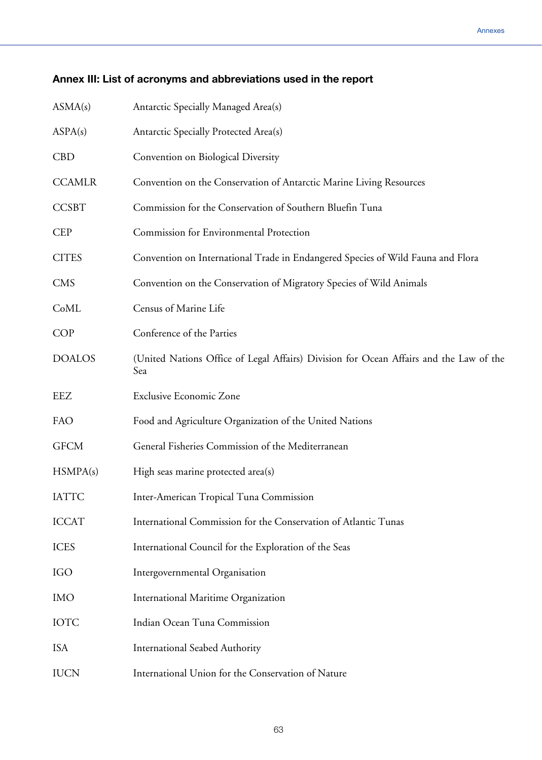## Annex III: List of acronyms and abbreviations used in the report

| | |
|---|---|
| ASMA(s) | Antarctic Specially Managed Area(s) |
| ASPA(s) | Antarctic Specially Protected Area(s) |
| CBD | Convention on Biological Diversity |
| CCAMLR | Convention on the Conservation of Antarctic Marine Living Resources |
| CCSBT | Commission for the Conservation of Southern Bluefin Tuna |
| CEP | Commission for Environmental Protection |
| CITES | Convention on International Trade in Endangered Species of Wild Fauna and Flora |
| CMS | Convention on the Conservation of Migratory Species of Wild Animals |
| CoML | Census of Marine Life |
| COP | Conference of the Parties |
| DOALOS | (United Nations Office of Legal Affairs) Division for Ocean Affairs and the Law of the Sea |
| EEZ | Exclusive Economic Zone |
| FAO | Food and Agriculture Organization of the United Nations |
| GFCM | General Fisheries Commission of the Mediterranean |
| HSMPA(s) | High seas marine protected area(s) |
| IATTC | Inter-American Tropical Tuna Commission |
| ICCAT | International Commission for the Conservation of Atlantic Tunas |
| ICES | International Council for the Exploration of the Seas |
| IGO | Intergovernmental Organisation |
| IMO | International Maritime Organization |
| IOTC | Indian Ocean Tuna Commission |
| ISA | International Seabed Authority |
| IUCN | International Union for the Conservation of Nature |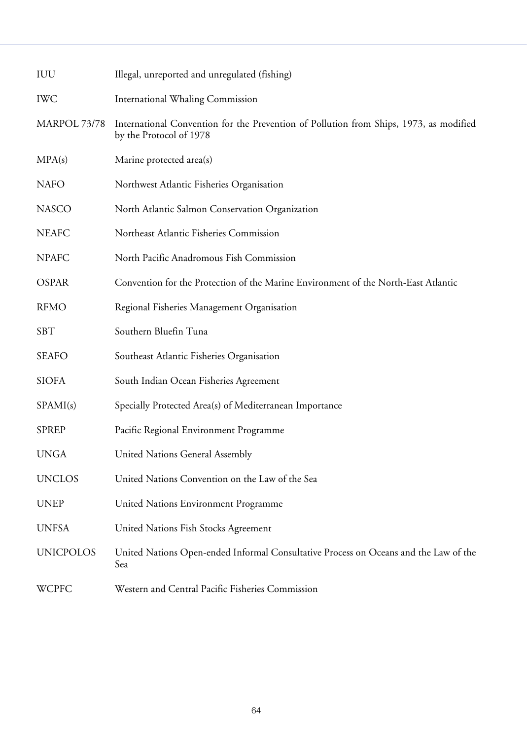| | |
|---|---|
| IUU | Illegal, unreported and unregulated (fishing) |
| IWC | International Whaling Commission |
| MARPOL 73/78 | International Convention for the Prevention of Pollution from Ships, 1973, as modified by the Protocol of 1978 |
| MPA(s) | Marine protected area(s) |
| NAFO | Northwest Atlantic Fisheries Organisation |
| NASCO | North Atlantic Salmon Conservation Organization |
| NEAFC | Northeast Atlantic Fisheries Commission |
| NPAFC | North Pacific Anadromous Fish Commission |
| OSPAR | Convention for the Protection of the Marine Environment of the North-East Atlantic |
| RFMO | Regional Fisheries Management Organisation |
| SBT | Southern Bluefin Tuna |
| SEAFO | Southeast Atlantic Fisheries Organisation |
| SIOFA | South Indian Ocean Fisheries Agreement |
| SPAMI(s) | Specially Protected Area(s) of Mediterranean Importance |
| SPREP | Pacific Regional Environment Programme |
| UNGA | United Nations General Assembly |
| UNCLOS | United Nations Convention on the Law of the Sea |
| UNEP | United Nations Environment Programme |
| UNFSA | United Nations Fish Stocks Agreement |
| UNICPOLOS | United Nations Open-ended Informal Consultative Process on Oceans and the Law of the Sea |
| WCPFC | Western and Central Pacific Fisheries Commission |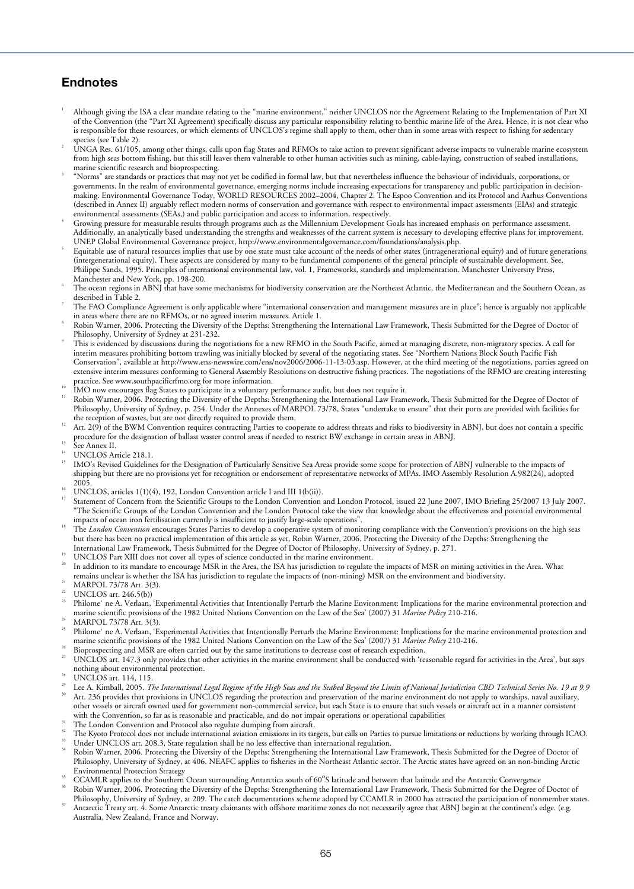## Endnotes

1. Although giving the ISA a clear mandate relating to the "marine environment," neither UNCLOS nor the Agreement Relating to the Implementation of Part XI of the Convention (the "Part XI Agreement") specifically discuss any particular responsibility relating to benthic marine life of the Area. Hence, it is not clear who is responsible for these resources, or which elements of UNCLOS's regime shall apply to them, other than in some areas with respect to fishing for sedentary species (see Table 2).
2. UNGA Res. 61/105, among other things, calls upon flag States and RFMOs to take action to prevent significant adverse impacts to vulnerable marine ecosystem from high seas bottom fishing, but this still leaves them vulnerable to other human activities such as mining, cable-laying, construction of seabed installations, marine scientific research and bioprospecting.
3. "Norms" are standards or practices that may not yet be codified in formal law, but that nevertheless influence the behaviour of individuals, corporations, or governments. In the realm of environmental governance, emerging norms include increasing expectations for transparency and public participation in decision-making. Environmental Governance Today, WORLD RESOURCES 2002–2004, Chapter 2. The Espoo Convention and its Protocol and Aarhus Conventions (described in Annex II) arguably reflect modern norms of conservation and governance with respect to environmental impact assessments (EIAs) and strategic environmental assessments (SEAs,) and public participation and access to information, respectively.
4. Growing pressure for measurable results through programs such as the Millennium Development Goals has increased emphasis on performance assessment. Additionally, an analytically based understanding the strengths and weaknesses of the current system is necessary to developing effective plans for improvement. UNEP Global Environmental Governance project, http://www.environmentalgovernance.com/foundations/analysis.php.
5. Equitable use of natural resources implies that use by one state must take account of the needs of other states (intragenerational equity) and of future generations (intergenerational equity). These aspects are considered by many to be fundamental components of the general principle of sustainable development. See, Philippe Sands, 1995. Principles of international environmental law, vol. 1, Frameworks, standards and implementation. Manchester University Press, Manchester and New York, pp. 198-200.
6. The ocean regions in ABNJ that have some mechanisms for biodiversity conservation are the Northeast Atlantic, the Mediterranean and the Southern Ocean, as described in Table 2.
7. The FAO Compliance Agreement is only applicable where "international conservation and management measures are in place"; hence is arguably not applicable in areas where there are no RFMOs, or no agreed interim measures. Article 1.
8. Robin Warner, 2006. Protecting the Diversity of the Depths: Strengthening the International Law Framework, Thesis Submitted for the Degree of Doctor of Philosophy, University of Sydney at 231-232.
9. This is evidenced by discussions during the negotiations for a new RFMO in the South Pacific, aimed at managing discrete, non-migratory species. A call for interim measures prohibiting bottom trawling was initially blocked by several of the negotiating states. See "Northern Nations Block South Pacific Fish Conservation", available at http://www.ens-newswire.com/ens/nov2006/2006-11-13-03.asp. However, at the third meeting of the negotiations, parties agreed on extensive interim measures conforming to General Assembly Resolutions on destructive fishing practices. The negotiations of the RFMO are creating interesting practice. See www.southpacificrfmo.org for more information.
10. IMO now encourages flag States to participate in a voluntary performance audit, but does not require it.
11. Robin Warner, 2006. Protecting the Diversity of the Depths: Strengthening the International Law Framework, Thesis Submitted for the Degree of Doctor of Philosophy, University of Sydney, p. 254. Under the Annexes of MARPOL 73/78, States "undertake to ensure" that their ports are provided with facilities for the reception of wastes, but are not directly required to provide them.
12. Art. 2(9) of the BWM Convention requires contracting Parties to cooperate to address threats and risks to biodiversity in ABNJ, but does not contain a specific procedure for the designation of ballast waster control areas if needed to restrict BW exchange in certain areas in ABNJ.
13. See Annex II.
14. UNCLOS Article 218.1.
15. IMO's Revised Guidelines for the Designation of Particularly Sensitive Sea Areas provide some scope for protection of ABNJ vulnerable to the impacts of shipping but there are no provisions yet for recognition or endorsement of representative networks of MPAs. IMO Assembly Resolution A.982(24), adopted 2005.
16. UNCLOS, articles 1(1)(4), 192, London Convention article I and III 1(b(ii)).
17. Statement of Concern from the Scientific Groups to the London Convention and London Protocol, issued 22 June 2007, IMO Briefing 25/2007 13 July 2007. "The Scientific Groups of the London Convention and the London Protocol take the view that knowledge about the effectiveness and potential environmental impacts of ocean iron fertilisation currently is insufficient to justify large-scale operations".
18. The *London Convention* encourages States Parties to develop a cooperative system of monitoring compliance with the Convention's provisions on the high seas but there has been no practical implementation of this article as yet, Robin Warner, 2006. Protecting the Diversity of the Depths: Strengthening the International Law Framework, Thesis Submitted for the Degree of Doctor of Philosophy, University of Sydney, p. 271.
19. UNCLOS Part XIII does not cover all types of science conducted in the marine environment.
20. In addition to its mandate to encourage MSR in the Area, the ISA has jurisdiction to regulate the impacts of MSR on mining activities in the Area. What remains unclear is whether the ISA has jurisdiction to regulate the impacts of (non-mining) MSR on the environment and biodiversity.
21. MARPOL 73/78 Art. 3(3).
22. UNCLOS art. 246.5(b))
23. Philome` ne A. Verlaan, 'Experimental Activities that Intentionally Perturb the Marine Environment: Implications for the marine environmental protection and marine scientific provisions of the 1982 United Nations Convention on the Law of the Sea' (2007) 31 *Marine Policy* 210-216.
24. MARPOL 73/78 Art. 3(3).
25. Philome` ne A. Verlaan, 'Experimental Activities that Intentionally Perturb the Marine Environment: Implications for the marine environmental protection and marine scientific provisions of the 1982 United Nations Convention on the Law of the Sea' (2007) 31 *Marine Policy* 210-216.
26. Bioprospecting and MSR are often carried out by the same institutions to decrease cost of research expedition.
27. UNCLOS art. 147.3 only provides that other activities in the marine environment shall be conducted with 'reasonable regard for activities in the Area', but says nothing about environmental protection.
28. UNCLOS art. 114, 115.
29. Lee A. Kimball, 2005. *The International Legal Regime of the High Seas and the Seabed Beyond the Limits of National Jurisdiction CBD Technical Series No. 19 at 9.9*
30. Art. 236 provides that provisions in UNCLOS regarding the protection and preservation of the marine environment do not apply to warships, naval auxiliary, other vessels or aircraft owned used for government non-commercial service, but each State is to ensure that such vessels or aircraft act in a manner consistent with the Convention, so far as is reasonable and practicable, and do not impair operations or operational capabilities
31. The London Convention and Protocol also regulate dumping from aircraft.
32. The Kyoto Protocol does not include international aviation emissions in its targets, but calls on Parties to pursue limitations or reductions by working through ICAO.
33. Under UNCLOS art. 208.3, State regulation shall be no less effective than international regulation.
34. Robin Warner, 2006. Protecting the Diversity of the Depths: Strengthening the International Law Framework, Thesis Submitted for the Degree of Doctor of Philosophy, University of Sydney, at 406. NEAFC applies to fisheries in the Northeast Atlantic sector. The Arctic states have agreed on an non-binding Arctic Environmental Protection Strategy
35. CCAMLR applies to the Southern Ocean surrounding Antarctica south of 60°S latitude and between that latitude and the Antarctic Convergence
36. Robin Warner, 2006. Protecting the Diversity of the Depths: Strengthening the International Law Framework, Thesis Submitted for the Degree of Doctor of Philosophy, University of Sydney, at 209. The catch documentations scheme adopted by CCAMLR in 2000 has attracted the participation of nonmember states.
37. Antarctic Treaty art. 4. Some Antarctic treaty claimants with offshore maritime zones do not necessarily agree that ABNJ begin at the continent's edge. (e.g. Australia, New Zealand, France and Norway.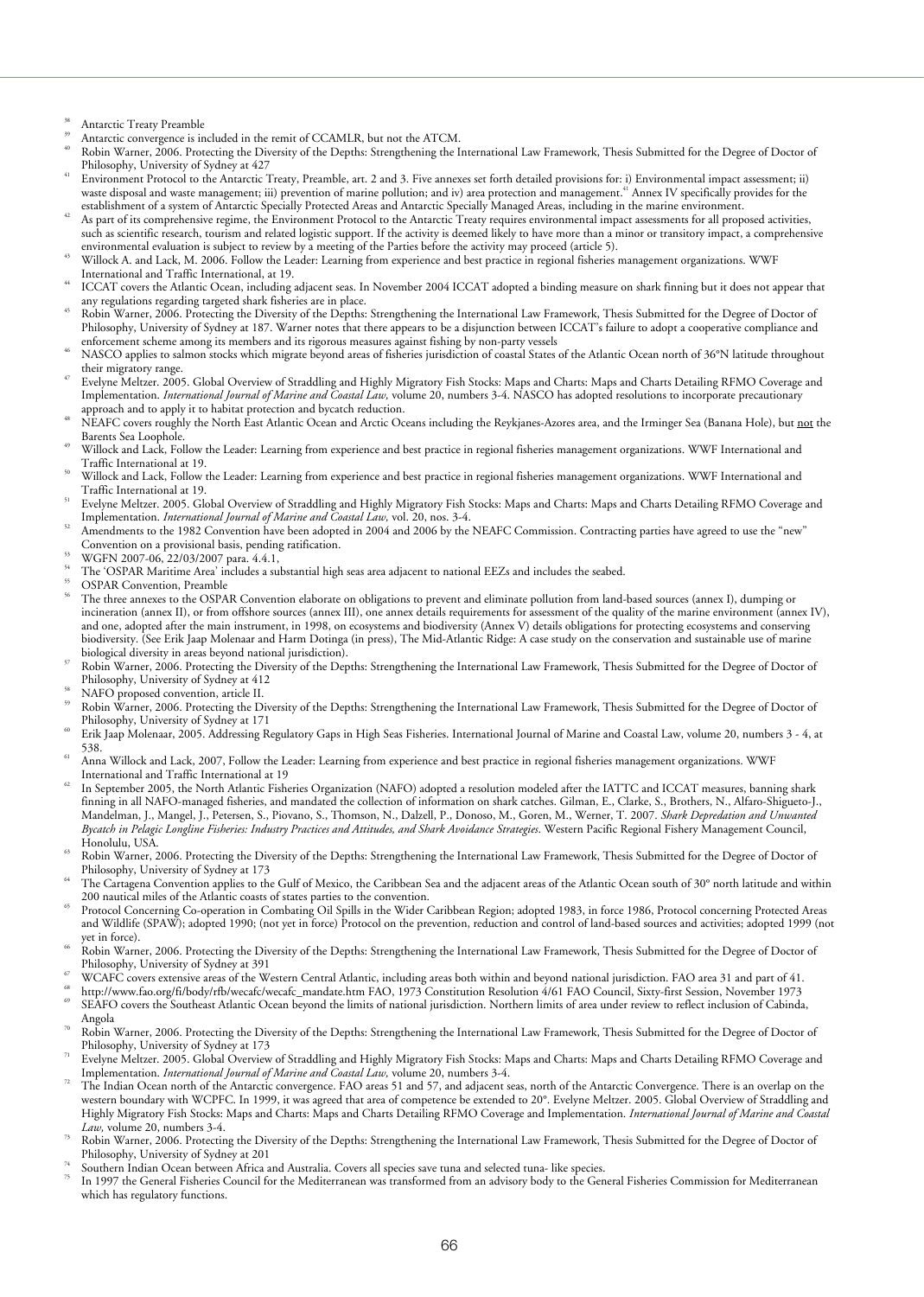[38] Antarctic Treaty Preamble

[39] Antarctic convergence is included in the remit of CCAMLR, but not the ATCM.

[40] Robin Warner, 2006. Protecting the Diversity of the Depths: Strengthening the International Law Framework, Thesis Submitted for the Degree of Doctor of Philosophy, University of Sydney at 427

[41] Environment Protocol to the Antarctic Treaty, Preamble, art. 2 and 3. Five annexes set forth detailed provisions for: i) Environmental impact assessment; ii) waste disposal and waste management; iii) prevention of marine pollution; and iv) area protection and management.[41] Annex IV specifically provides for the establishment of a system of Antarctic Specially Protected Areas and Antarctic Specially Managed Areas, including in the marine environment.

[42] As part of its comprehensive regime, the Environment Protocol to the Antarctic Treaty requires environmental impact assessments for all proposed activities, such as scientific research, tourism and related logistic support. If the activity is deemed likely to have more than a minor or transitory impact, a comprehensive environmental evaluation is subject to review by a meeting of the Parties before the activity may proceed (article 5).

[43] Willock A. and Lack, M. 2006. Follow the Leader: Learning from experience and best practice in regional fisheries management organizations. WWF International and Traffic International, at 19.

[44] ICCAT covers the Atlantic Ocean, including adjacent seas. In November 2004 ICCAT adopted a binding measure on shark finning but it does not appear that any regulations regarding targeted shark fisheries are in place.

[45] Robin Warner, 2006. Protecting the Diversity of the Depths: Strengthening the International Law Framework, Thesis Submitted for the Degree of Doctor of Philosophy, University of Sydney at 187. Warner notes that there appears to be a disjunction between ICCAT's failure to adopt a cooperative compliance and enforcement scheme among its members and its rigorous measures against fishing by non-party vessels

[46] NASCO applies to salmon stocks which migrate beyond areas of fisheries jurisdiction of coastal States of the Atlantic Ocean north of 36°N latitude throughout their migratory range.

[47] Evelyne Meltzer. 2005. Global Overview of Straddling and Highly Migratory Fish Stocks: Maps and Charts: Maps and Charts Detailing RFMO Coverage and Implementation. *International Journal of Marine and Coastal Law*, volume 20, numbers 3-4. NASCO has adopted resolutions to incorporate precautionary approach and to apply it to habitat protection and bycatch reduction.

[48] NEAFC covers roughly the North East Atlantic Ocean and Arctic Oceans including the Reykjanes-Azores area, and the Irminger Sea (Banana Hole), but <u>not</u> the Barents Sea Loophole.

[49] Willock and Lack, Follow the Leader: Learning from experience and best practice in regional fisheries management organizations. WWF International and Traffic International at 19.

[50] Willock and Lack, Follow the Leader: Learning from experience and best practice in regional fisheries management organizations. WWF International and Traffic International at 19.

[51] Evelyne Meltzer. 2005. Global Overview of Straddling and Highly Migratory Fish Stocks: Maps and Charts: Maps and Charts Detailing RFMO Coverage and Implementation. *International Journal of Marine and Coastal Law*, vol. 20, nos. 3-4.

[52] Amendments to the 1982 Convention have been adopted in 2004 and 2006 by the NEAFC Commission. Contracting parties have agreed to use the "new" Convention on a provisional basis, pending ratification.

[53] WGFN 2007-06, 22/03/2007 para. 4.4.1,

[54] The 'OSPAR Maritime Area' includes a substantial high seas area adjacent to national EEZs and includes the seabed.

[55] OSPAR Convention, Preamble

[56] The three annexes to the OSPAR Convention elaborate on obligations to prevent and eliminate pollution from land-based sources (annex I), dumping or incineration (annex II), or from offshore sources (annex III), one annex details requirements for assessment of the quality of the marine environment (annex IV), and one, adopted after the main instrument, in 1998, on ecosystems and biodiversity (Annex V) details obligations for protecting ecosystems and conserving biodiversity. (See Erik Jaap Molenaar and Harm Dotinga (in press), The Mid-Atlantic Ridge: A case study on the conservation and sustainable use of marine biological diversity in areas beyond national jurisdiction).

[57] Robin Warner, 2006. Protecting the Diversity of the Depths: Strengthening the International Law Framework, Thesis Submitted for the Degree of Doctor of Philosophy, University of Sydney at 412

[58] NAFO proposed convention, article II.

[59] Robin Warner, 2006. Protecting the Diversity of the Depths: Strengthening the International Law Framework, Thesis Submitted for the Degree of Doctor of Philosophy, University of Sydney at 171

[60] Erik Jaap Molenaar, 2005. Addressing Regulatory Gaps in High Seas Fisheries. International Journal of Marine and Coastal Law, volume 20, numbers 3 - 4, at 538.

[61] Anna Willock and Lack, 2007, Follow the Leader: Learning from experience and best practice in regional fisheries management organizations. WWF International and Traffic International at 19

[62] In September 2005, the North Atlantic Fisheries Organization (NAFO) adopted a resolution modeled after the IATTC and ICCAT measures, banning shark finning in all NAFO-managed fisheries, and mandated the collection of information on shark catches. Gilman, E., Clarke, S., Brothers, N., Alfaro-Shigueto-J., Mandelman, J., Mangel, J., Petersen, S., Piovano, S., Thomson, N., Dalzell, P., Donoso, M., Goren, M., Werner, T. 2007. *Shark Depredation and Unwanted Bycatch in Pelagic Longline Fisheries: Industry Practices and Attitudes, and Shark Avoidance Strategies*. Western Pacific Regional Fishery Management Council, Honolulu, USA.

[63] Robin Warner, 2006. Protecting the Diversity of the Depths: Strengthening the International Law Framework, Thesis Submitted for the Degree of Doctor of Philosophy, University of Sydney at 173

[64] The Cartagena Convention applies to the Gulf of Mexico, the Caribbean Sea and the adjacent areas of the Atlantic Ocean south of 30° north latitude and within 200 nautical miles of the Atlantic coasts of states parties to the convention.

[65] Protocol Concerning Co-operation in Combating Oil Spills in the Wider Caribbean Region; adopted 1983, in force 1986, Protocol concerning Protected Areas and Wildlife (SPAW); adopted 1990; (not yet in force) Protocol on the prevention, reduction and control of land-based sources and activities; adopted 1999 (not yet in force).

[66] Robin Warner, 2006. Protecting the Diversity of the Depths: Strengthening the International Law Framework, Thesis Submitted for the Degree of Doctor of Philosophy, University of Sydney at 391

[67] WCAFC covers extensive areas of the Western Central Atlantic, including areas both within and beyond national jurisdiction. FAO area 31 and part of 41.

[68] http://www.fao.org/fi/body/rfb/wecafc/wecafc_mandate.htm FAO, 1973 Constitution Resolution 4/61 FAO Council, Sixty-first Session, November 1973

[69] SEAFO covers the Southeast Atlantic Ocean beyond the limits of national jurisdiction. Northern limits of area under review to reflect inclusion of Cabinda, Angola

[70] Robin Warner, 2006. Protecting the Diversity of the Depths: Strengthening the International Law Framework, Thesis Submitted for the Degree of Doctor of Philosophy, University of Sydney at 173

[71] Evelyne Meltzer. 2005. Global Overview of Straddling and Highly Migratory Fish Stocks: Maps and Charts: Maps and Charts Detailing RFMO Coverage and Implementation. *International Journal of Marine and Coastal Law*, volume 20, numbers 3-4.

[72] The Indian Ocean north of the Antarctic convergence. FAO areas 51 and 57, and adjacent seas, north of the Antarctic Convergence. There is an overlap on the western boundary with WCPFC. In 1999, it was agreed that area of competence be extended to 20°. Evelyne Meltzer. 2005. Global Overview of Straddling and Highly Migratory Fish Stocks: Maps and Charts: Maps and Charts Detailing RFMO Coverage and Implementation. *International Journal of Marine and Coastal Law*, volume 20, numbers 3-4.

[73] Robin Warner, 2006. Protecting the Diversity of the Depths: Strengthening the International Law Framework, Thesis Submitted for the Degree of Doctor of Philosophy, University of Sydney at 201

[74] Southern Indian Ocean between Africa and Australia. Covers all species save tuna and selected tuna- like species.

[75] In 1997 the General Fisheries Council for the Mediterranean was transformed from an advisory body to the General Fisheries Commission for Mediterranean which has regulatory functions.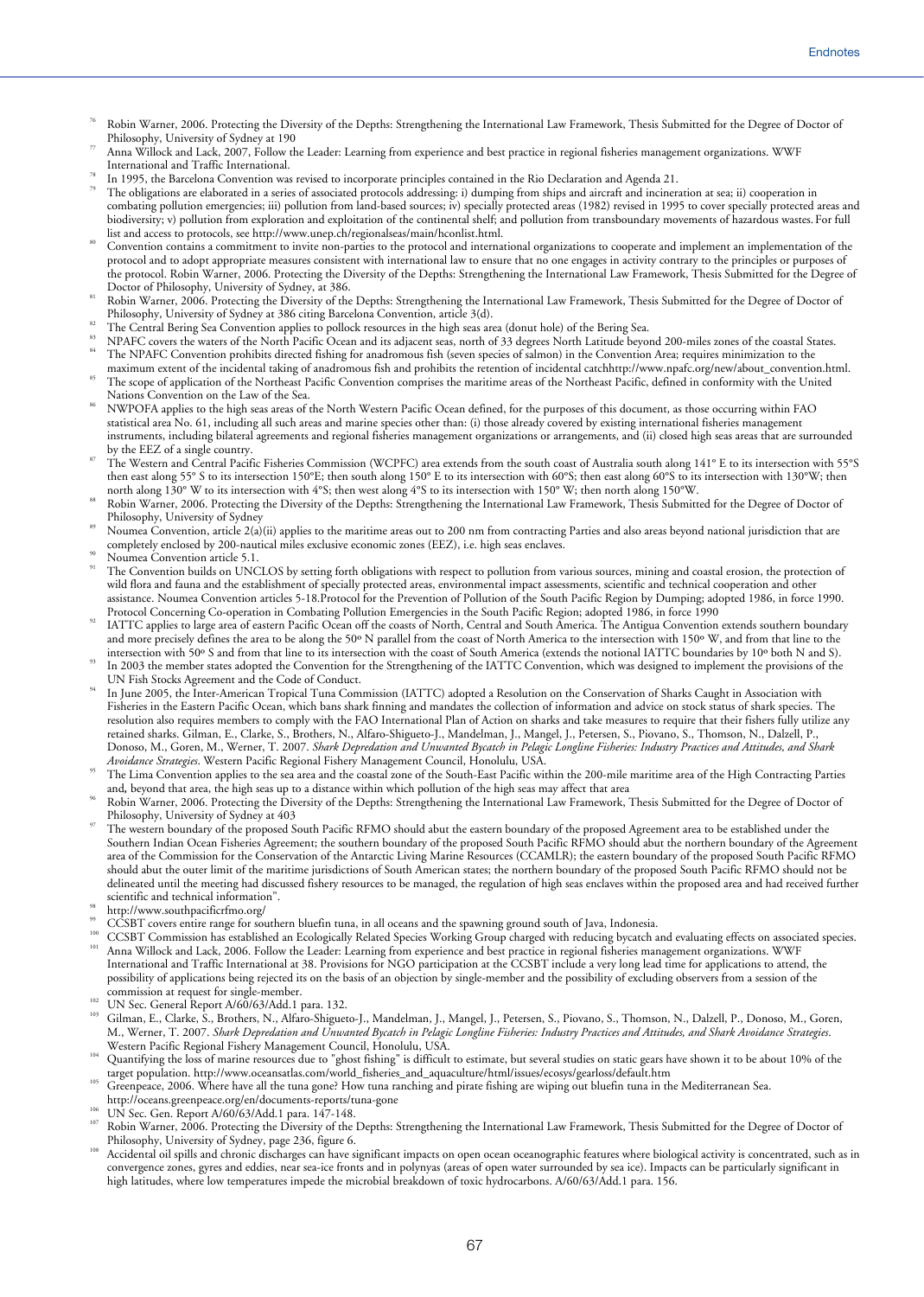[76] Robin Warner, 2006. Protecting the Diversity of the Depths: Strengthening the International Law Framework, Thesis Submitted for the Degree of Doctor of Philosophy, University of Sydney at 190

[77] Anna Willock and Lack, 2007, Follow the Leader: Learning from experience and best practice in regional fisheries management organizations. WWF International and Traffic International.

[78] In 1995, the Barcelona Convention was revised to incorporate principles contained in the Rio Declaration and Agenda 21.

[79] The obligations are elaborated in a series of associated protocols addressing: i) dumping from ships and aircraft and incineration at sea; ii) cooperation in combating pollution emergencies; iii) pollution from land-based sources; iv) specially protected areas (1982) revised in 1995 to cover specially protected areas and biodiversity; v) pollution from exploration and exploitation of the continental shelf; and pollution from transboundary movements of hazardous wastes. For full list and access to protocols, see http://www.unep.ch/regionalseas/main/hconlist.html.

[80] Convention contains a commitment to invite non-parties to the protocol and international organizations to cooperate and implement an implementation of the protocol and to adopt appropriate measures consistent with international law to ensure that no one engages in activity contrary to the principles or purposes of the protocol. Robin Warner, 2006. Protecting the Diversity of the Depths: Strengthening the International Law Framework, Thesis Submitted for the Degree of Doctor of Philosophy, University of Sydney, at 386.

[81] Robin Warner, 2006. Protecting the Diversity of the Depths: Strengthening the International Law Framework, Thesis Submitted for the Degree of Doctor of Philosophy, University of Sydney at 386 citing Barcelona Convention, article 3(d).

[82] The Central Bering Sea Convention applies to pollock resources in the high seas area (donut hole) of the Bering Sea.

[83] NPAFC covers the waters of the North Pacific Ocean and its adjacent seas, north of 33 degrees North Latitude beyond 200-miles zones of the coastal States.

[84] The NPAFC Convention prohibits directed fishing for anadromous fish (seven species of salmon) in the Convention Area; requires minimization to the maximum extent of the incidental taking of anadromous fish and prohibits the retention of incidental catchhttp://www.npafc.org/new/about_convention.html.

[85] The scope of application of the Northeast Pacific Convention comprises the maritime areas of the Northeast Pacific, defined in conformity with the United Nations Convention on the Law of the Sea.

[86] NWPOFA applies to the high seas areas of the North Western Pacific Ocean defined, for the purposes of this document, as those occurring within FAO statistical area No. 61, including all such areas and marine species other than: (i) those already covered by existing international fisheries management instruments, including bilateral agreements and regional fisheries management organizations or arrangements, and (ii) closed high seas areas that are surrounded by the EEZ of a single country.

[87] The Western and Central Pacific Fisheries Commission (WCPFC) area extends from the south coast of Australia south along 141° E to its intersection with 55°S then east along 55° S to its intersection 150°E; then south along 150° E to its intersection with 60°S; then east along 60°S to its intersection with 130°W; then north along 130° W to its intersection with 4°S; then west along 4°S to its intersection with 150° W; then north along 150°W.

[88] Robin Warner, 2006. Protecting the Diversity of the Depths: Strengthening the International Law Framework, Thesis Submitted for the Degree of Doctor of Philosophy, University of Sydney

[89] Noumea Convention, article 2(a)(ii) applies to the maritime areas out to 200 nm from contracting Parties and also areas beyond national jurisdiction that are completely enclosed by 200-nautical miles exclusive economic zones (EEZ), i.e. high seas enclaves.

[90] Noumea Convention article 5.1.

[91] The Convention builds on UNCLOS by setting forth obligations with respect to pollution from various sources, mining and coastal erosion, the protection of wild flora and fauna and the establishment of specially protected areas, environmental impact assessments, scientific and technical cooperation and other assistance. Noumea Convention articles 5-18.Protocol for the Prevention of Pollution of the South Pacific Region by Dumping; adopted 1986, in force 1990. Protocol Concerning Co-operation in Combating Pollution Emergencies in the South Pacific Region; adopted 1986, in force 1990

[92] IATTC applies to large area of eastern Pacific Ocean off the coasts of North, Central and South America. The Antigua Convention extends southern boundary and more precisely defines the area to be along the 50º N parallel from the coast of North America to the intersection with 150º W, and from that line to the intersection with 50º S and from that line to its intersection with the coast of South America (extends the notional IATTC boundaries by 10º both N and S).

[93] In 2003 the member states adopted the Convention for the Strengthening of the IATTC Convention, which was designed to implement the provisions of the UN Fish Stocks Agreement and the Code of Conduct.

[94] In June 2005, the Inter-American Tropical Tuna Commission (IATTC) adopted a Resolution on the Conservation of Sharks Caught in Association with Fisheries in the Eastern Pacific Ocean, which bans shark finning and mandates the collection of information and advice on stock status of shark species. The resolution also requires members to comply with the FAO International Plan of Action on sharks and take measures to require that their fishers fully utilize any retained sharks. Gilman, E., Clarke, S., Brothers, N., Alfaro-Shigueto-J., Mandelman, J., Mangel, J., Petersen, S., Piovano, S., Thomson, N., Dalzell, P., Donoso, M., Goren, M., Werner, T. 2007. *Shark Depredation and Unwanted Bycatch in Pelagic Longline Fisheries: Industry Practices and Attitudes, and Shark Avoidance Strategies*. Western Pacific Regional Fishery Management Council, Honolulu, USA.

[95] The Lima Convention applies to the sea area and the coastal zone of the South-East Pacific within the 200-mile maritime area of the High Contracting Parties and, beyond that area, the high seas up to a distance within which pollution of the high seas may affect that area

[96] Robin Warner, 2006. Protecting the Diversity of the Depths: Strengthening the International Law Framework, Thesis Submitted for the Degree of Doctor of Philosophy, University of Sydney at 403

[97] The western boundary of the proposed South Pacific RFMO should abut the eastern boundary of the proposed Agreement area to be established under the Southern Indian Ocean Fisheries Agreement; the southern boundary of the proposed South Pacific RFMO should abut the northern boundary of the Agreement area of the Commission for the Conservation of the Antarctic Living Marine Resources (CCAMLR); the eastern boundary of the proposed South Pacific RFMO should abut the outer limit of the maritime jurisdictions of South American states; the northern boundary of the proposed South Pacific RFMO should not be delineated until the meeting had discussed fishery resources to be managed, the regulation of high seas enclaves within the proposed area and had received further scientific and technical information".

[98] http://www.southpacificrfmo.org/

[99] CCSBT covers entire range for southern bluefin tuna, in all oceans and the spawning ground south of Java, Indonesia.

[100] CCSBT Commission has established an Ecologically Related Species Working Group charged with reducing bycatch and evaluating effects on associated species.

[101] Anna Willock and Lack, 2006. Follow the Leader: Learning from experience and best practice in regional fisheries management organizations. WWF International and Traffic International at 38. Provisions for NGO participation at the CCSBT include a very long lead time for applications to attend, the possibility of applications being rejected its on the basis of an objection by single-member and the possibility of excluding observers from a session of the commission at request for single-member.

[102] UN Sec. General Report A/60/63/Add.1 para. 132.

[103] Gilman, E., Clarke, S., Brothers, N., Alfaro-Shigueto-J., Mandelman, J., Mangel, J., Petersen, S., Piovano, S., Thomson, N., Dalzell, P., Donoso, M., Goren, M., Werner, T. 2007. *Shark Depredation and Unwanted Bycatch in Pelagic Longline Fisheries: Industry Practices and Attitudes, and Shark Avoidance Strategies*. Western Pacific Regional Fishery Management Council, Honolulu, USA.

[104] Quantifying the loss of marine resources due to "ghost fishing" is difficult to estimate, but several studies on static gears have shown it to be about 10% of the target population. http://www.oceansatlas.com/world_fisheries_and_aquaculture/html/issues/ecosys/gearloss/default.htm

[105] Greenpeace, 2006. Where have all the tuna gone? How tuna ranching and pirate fishing are wiping out bluefin tuna in the Mediterranean Sea. http://oceans.greenpeace.org/en/documents-reports/tuna-gone

[106] UN Sec. Gen. Report A/60/63/Add.1 para. 147-148.

[107] Robin Warner, 2006. Protecting the Diversity of the Depths: Strengthening the International Law Framework, Thesis Submitted for the Degree of Doctor of Philosophy, University of Sydney, page 236, figure 6.

[108] Accidental oil spills and chronic discharges can have significant impacts on open ocean oceanographic features where biological activity is concentrated, such as in convergence zones, gyres and eddies, near sea-ice fronts and in polynyas (areas of open water surrounded by sea ice). Impacts can be particularly significant in high latitudes, where low temperatures impede the microbial breakdown of toxic hydrocarbons. A/60/63/Add.1 para. 156.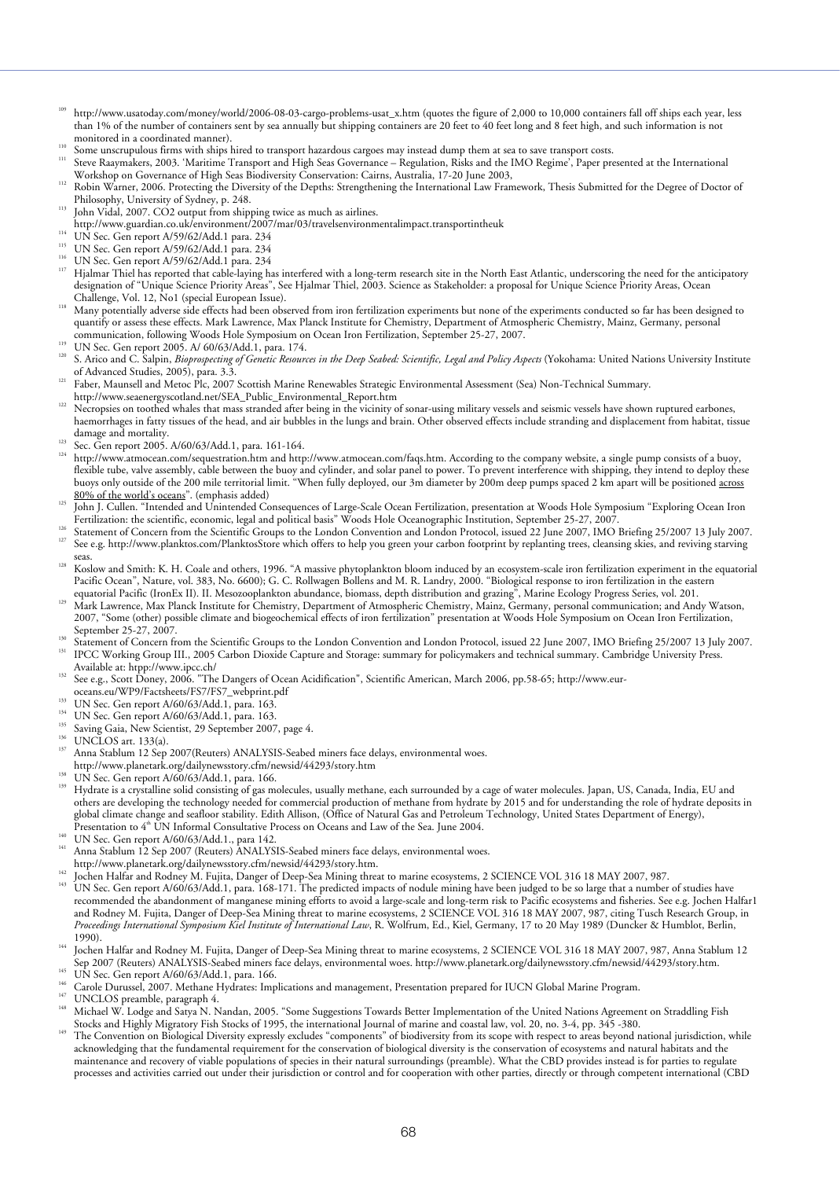[109] http://www.usatoday.com/money/world/2006-08-03-cargo-problems-usat_x.htm (quotes the figure of 2,000 to 10,000 containers fall off ships each year, less than 1% of the number of containers sent by sea annually but shipping containers are 20 feet to 40 feet long and 8 feet high, and such information is not monitored in a coordinated manner).

[110] Some unscrupulous firms with ships hired to transport hazardous cargoes may instead dump them at sea to save transport costs.

[111] Steve Raaymakers, 2003. 'Maritime Transport and High Seas Governance – Regulation, Risks and the IMO Regime', Paper presented at the International Workshop on Governance of High Seas Biodiversity Conservation: Cairns, Australia, 17-20 June 2003,

[112] Robin Warner, 2006. Protecting the Diversity of the Depths: Strengthening the International Law Framework, Thesis Submitted for the Degree of Doctor of Philosophy, University of Sydney, p. 248.

[113] John Vidal, 2007. CO2 output from shipping twice as much as airlines. http://www.guardian.co.uk/environment/2007/mar/03/travelsenvironmentalimpact.transportintheuk

[114] UN Sec. Gen report A/59/62/Add.1 para. 234

[115] UN Sec. Gen report A/59/62/Add.1 para. 234

[116] UN Sec. Gen report A/59/62/Add.1 para. 234

[117] Hjalmar Thiel has reported that cable-laying has interfered with a long-term research site in the North East Atlantic, underscoring the need for the anticipatory designation of "Unique Science Priority Areas", See Hjalmar Thiel, 2003. Science as Stakeholder: a proposal for Unique Science Priority Areas, Ocean Challenge, Vol. 12, No1 (special European Issue).

[118] Many potentially adverse side effects had been observed from iron fertilization experiments but none of the experiments conducted so far has been designed to quantify or assess these effects. Mark Lawrence, Max Planck Institute for Chemistry, Department of Atmospheric Chemistry, Mainz, Germany, personal communication, following Woods Hole Symposium on Ocean Iron Fertilization, September 25-27, 2007.

[119] UN Sec. Gen report 2005. A/ 60/63/Add.1, para. 174.

[120] S. Arico and C. Salpin, *Bioprospecting of Genetic Resources in the Deep Seabed: Scientific, Legal and Policy Aspects* (Yokohama: United Nations University Institute of Advanced Studies, 2005), para. 3.3.

[121] Faber, Maunsell and Metoc Plc, 2007 Scottish Marine Renewables Strategic Environmental Assessment (Sea) Non-Technical Summary. http://www.seaenergyscotland.net/SEA_Public_Environmental_Report.htm

[122] Necropsies on toothed whales that mass stranded after being in the vicinity of sonar-using military vessels and seismic vessels have shown ruptured earbones, haemorrhages in fatty tissues of the head, and air bubbles in the lungs and brain. Other observed effects include stranding and displacement from habitat, tissue damage and mortality.

[123] Sec. Gen report 2005. A/60/63/Add.1, para. 161-164.

[124] http://www.atmocean.com/sequestration.htm and http://www.atmocean.com/faqs.htm. According to the company website, a single pump consists of a buoy, flexible tube, valve assembly, cable between the buoy and cylinder, and solar panel to power. To prevent interference with shipping, they intend to deploy these buoys only outside of the 200 mile territorial limit. "When fully deployed, our 3m diameter by 200m deep pumps spaced 2 km apart will be positioned <u>across 80% of the world's oceans</u>". (emphasis added)

[125] John J. Cullen. "Intended and Unintended Consequences of Large-Scale Ocean Fertilization, presentation at Woods Hole Symposium "Exploring Ocean Iron Fertilization: the scientific, economic, legal and political basis" Woods Hole Oceanographic Institution, September 25-27, 2007.

[126] Statement of Concern from the Scientific Groups to the London Convention and London Protocol, issued 22 June 2007, IMO Briefing 25/2007 13 July 2007.

[127] See e.g. http://www.planktos.com/PlanktosStore which offers to help you green your carbon footprint by replanting trees, cleansing skies, and reviving starving seas.

[128] Koslow and Smith: K. H. Coale and others, 1996. "A massive phytoplankton bloom induced by an ecosystem-scale iron fertilization experiment in the equatorial Pacific Ocean", Nature, vol. 383, No. 6600); G. C. Rollwagen Bollens and M. R. Landry, 2000. "Biological response to iron fertilization in the eastern equatorial Pacific (IronEx II). II. Mesozooplankton abundance, biomass, depth distribution and grazing", Marine Ecology Progress Series, vol. 201.

[129] Mark Lawrence, Max Planck Institute for Chemistry, Department of Atmospheric Chemistry, Mainz, Germany, personal communication; and Andy Watson, 2007, "Some (other) possible climate and biogeochemical effects of iron fertilization" presentation at Woods Hole Symposium on Ocean Iron Fertilization, September 25-27, 2007.

[130] Statement of Concern from the Scientific Groups to the London Convention and London Protocol, issued 22 June 2007, IMO Briefing 25/2007 13 July 2007.

[131] IPCC Working Group III., 2005 Carbon Dioxide Capture and Storage: summary for policymakers and technical summary. Cambridge University Press. Available at: htpp://www.ipcc.ch/

[132] See e.g., Scott Doney, 2006. "The Dangers of Ocean Acidification", Scientific American, March 2006, pp.58-65; http://www.eur-oceans.eu/WP9/Factsheets/FS7/FS7_webprint.pdf

[133] UN Sec. Gen report A/60/63/Add.1, para. 163.

[134] UN Sec. Gen report A/60/63/Add.1, para. 163.

[135] Saving Gaia, New Scientist, 29 September 2007, page 4.

[136] UNCLOS art. 133(a).

[137] Anna Stablum 12 Sep 2007(Reuters) ANALYSIS-Seabed miners face delays, environmental woes. http://www.planetark.org/dailynewsstory.cfm/newsid/44293/story.htm

[138] UN Sec. Gen report A/60/63/Add.1, para. 166.

[139] Hydrate is a crystalline solid consisting of gas molecules, usually methane, each surrounded by a cage of water molecules. Japan, US, Canada, India, EU and others are developing the technology needed for commercial production of methane from hydrate by 2015 and for understanding the role of hydrate deposits in global climate change and seafloor stability. Edith Allison, (Office of Natural Gas and Petroleum Technology, United States Department of Energy), Presentation to 4th UN Informal Consultative Process on Oceans and Law of the Sea. June 2004.

[140] UN Sec. Gen report A/60/63/Add.1., para 142.

[141] Anna Stablum 12 Sep 2007 (Reuters) ANALYSIS-Seabed miners face delays, environmental woes. http://www.planetark.org/dailynewsstory.cfm/newsid/44293/story.htm.

[142] Jochen Halfar and Rodney M. Fujita, Danger of Deep-Sea Mining threat to marine ecosystems, 2 SCIENCE VOL 316 18 MAY 2007, 987.

[143] UN Sec. Gen report A/60/63/Add.1, para. 168-171. The predicted impacts of nodule mining have been judged to be so large that a number of studies have recommended the abandonment of manganese mining efforts to avoid a large-scale and long-term risk to Pacific ecosystems and fisheries. See e.g. Jochen Halfar1 and Rodney M. Fujita, Danger of Deep-Sea Mining threat to marine ecosystems, 2 SCIENCE VOL 316 18 MAY 2007, 987, citing Tusch Research Group, in *Proceedings International Symposium Kiel Institute of International Law*, R. Wolfrum, Ed., Kiel, Germany, 17 to 20 May 1989 (Duncker & Humblot, Berlin, 1990).

[144] Jochen Halfar and Rodney M. Fujita, Danger of Deep-Sea Mining threat to marine ecosystems, 2 SCIENCE VOL 316 18 MAY 2007, 987, Anna Stablum 12 Sep 2007 (Reuters) ANALYSIS-Seabed miners face delays, environmental woes. http://www.planetark.org/dailynewsstory.cfm/newsid/44293/story.htm.

[145] UN Sec. Gen report A/60/63/Add.1, para. 166.

[146] Carole Durussel, 2007. Methane Hydrates: Implications and management, Presentation prepared for IUCN Global Marine Program.

[147] UNCLOS preamble, paragraph 4.

[148] Michael W. Lodge and Satya N. Nandan, 2005. "Some Suggestions Towards Better Implementation of the United Nations Agreement on Straddling Fish Stocks and Highly Migratory Fish Stocks of 1995, the international Journal of marine and coastal law, vol. 20, no. 3-4, pp. 345 -380.

[149] The Convention on Biological Diversity expressly excludes "components" of biodiversity from its scope with respect to areas beyond national jurisdiction, while acknowledging that the fundamental requirement for the conservation of biological diversity is the conservation of ecosystems and natural habitats and the maintenance and recovery of viable populations of species in their natural surroundings (preamble). What the CBD provides instead is for parties to regulate processes and activities carried out under their jurisdiction or control and for cooperation with other parties, directly or through competent international (CBD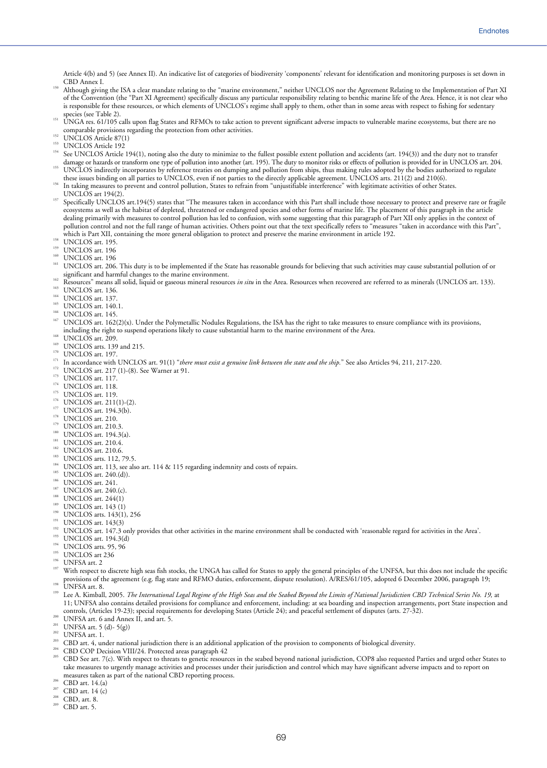Article 4(b) and 5) (see Annex II). An indicative list of categories of biodiversity 'components' relevant for identification and monitoring purposes is set down in CBD Annex I.

[150] Although giving the ISA a clear mandate relating to the "marine environment," neither UNCLOS nor the Agreement Relating to the Implementation of Part XI of the Convention (the "Part XI Agreement) specifically discuss any particular responsibility relating to benthic marine life of the Area. Hence, it is not clear who is responsible for these resources, or which elements of UNCLOS's regime shall apply to them, other than in some areas with respect to fishing for sedentary species (see Table 2).

[151] UNGA res. 61/105 calls upon flag States and RFMOs to take action to prevent significant adverse impacts to vulnerable marine ecosystems, but there are no comparable provisions regarding the protection from other activities.

[152] UNCLOS Article 87(1)

[153] UNCLOS Article 192

[154] See UNCLOS Article 194(1), noting also the duty to minimize to the fullest possible extent pollution and accidents (art. 194(3)) and the duty not to transfer damage or hazards or transform one type of pollution into another (art. 195). The duty to monitor risks or effects of pollution is provided for in UNCLOS art. 204.

[155] UNCLOS indirectly incorporates by reference treaties on dumping and pollution from ships, thus making rules adopted by the bodies authorized to regulate these issues binding on all parties to UNCLOS, even if not parties to the directly applicable agreement. UNCLOS arts. 211(2) and 210(6).

[156] In taking measures to prevent and control pollution, States to refrain from "unjustifiable interference" with legitimate activities of other States. UNCLOS art 194(2).

[157] Specifically UNCLOS art.194(5) states that "The measures taken in accordance with this Part shall include those necessary to protect and preserve rare or fragile ecosystems as well as the habitat of depleted, threatened or endangered species and other forms of marine life. The placement of this paragraph in the article dealing primarily with measures to control pollution has led to confusion, with some suggesting that this paragraph of Part XII only applies in the context of pollution control and not the full range of human activities. Others point out that the text specifically refers to "measures "taken in accordance with this Part", which is Part XII, containing the more general obligation to protect and preserve the marine environment in article 192.

[158] UNCLOS art. 195.

[159] UNCLOS art. 196

[160] UNCLOS art. 196

[161] UNCLOS art. 206. This duty is to be implemented if the State has reasonable grounds for believing that such activities may cause substantial pollution of or significant and harmful changes to the marine environment.

[162] Resources" means all solid, liquid or gaseous mineral resources *in situ* in the Area. Resources when recovered are referred to as minerals (UNCLOS art. 133).

[163] UNCLOS art. 136.

[164] UNCLOS art. 137.

[165] UNCLOS art. 140.1.

[166] UNCLOS art. 145.

[167] UNCLOS art. 162(2)(x). Under the Polymetallic Nodules Regulations, the ISA has the right to take measures to ensure compliance with its provisions, including the right to suspend operations likely to cause substantial harm to the marine environment of the Area.

[168] UNCLOS art. 209.

[169] UNCLOS arts. 139 and 215.

[170] UNCLOS art. 197.

[171] In accordance with UNCLOS art. 91(1) "*there must exist a genuine link between the state and the ship.*" See also Articles 94, 211, 217-220.

[172] UNCLOS art. 217 (1)-(8). See Warner at 91.

[173] UNCLOS art. 117.

[174] UNCLOS art. 118.

[175] UNCLOS art. 119.

[176] UNCLOS art. 211(1)-(2).

[177] UNCLOS art. 194.3(b).

[178] UNCLOS art. 210.

[179] UNCLOS art. 210.3.

[180] UNCLOS art. 194.3(a).

[181] UNCLOS art. 210.4.

[182] UNCLOS art. 210.6.

[183] UNCLOS arts. 112, 79.5.

[184] UNCLOS art. 113, see also art. 114 & 115 regarding indemnity and costs of repairs.

[185] UNCLOS art. 240.(d)).

[186] UNCLOS art. 241.

[187] UNCLOS art. 240.(c).

[188] UNCLOS art. 244(1)

[189] UNCLOS art. 143 (1)

[190] UNCLOS arts. 143(1), 256

[191] UNCLOS art. 143(3)

[192] UNCLOS art. 147.3 only provides that other activities in the marine environment shall be conducted with 'reasonable regard for activities in the Area'.

[193] UNCLOS art. 194.3(d)

[194] UNCLOS arts. 95, 96

[195] UNCLOS art 236

[196] UNFSA art. 2

[197] With respect to discrete high seas fish stocks, the UNGA has called for States to apply the general principles of the UNFSA, but this does not include the specific provisions of the agreement (e.g. flag state and RFMO duties, enforcement, dispute resolution). A/RES/61/105, adopted 6 December 2006, paragraph 19;

[198] UNFSA art. 8.

[199] Lee A. Kimball, 2005. *The International Legal Regime of the High Seas and the Seabed Beyond the Limits of National Jurisdiction CBD Technical Series No. 19,* at 11; UNFSA also contains detailed provisions for compliance and enforcement, including: at sea boarding and inspection arrangements, port State inspection and controls, (Articles 19-23); special requirements for developing States (Article 24); and peaceful settlement of disputes (arts. 27-32).

[200] UNFSA art. 6 and Annex II, and art. 5.

[201] UNFSA art. 5 (d)- 5(g))

[202] UNFSA art. 1.

[203] CBD art. 4, under national jurisdiction there is an additional application of the provision to components of biological diversity.

[204] CBD COP Decision VIII/24. Protected areas paragraph 42

[205] CBD See art. 7(c). With respect to threats to genetic resources in the seabed beyond national jurisdiction, COP8 also requested Parties and urged other States to take measures to urgently manage activities and processes under their jurisdiction and control which may have significant adverse impacts and to report on measures taken as part of the national CBD reporting process.

[206] CBD art. 14.(a)

[207] CBD art. 14 (c)

[208] CBD, art. 8.

[209] CBD art. 5.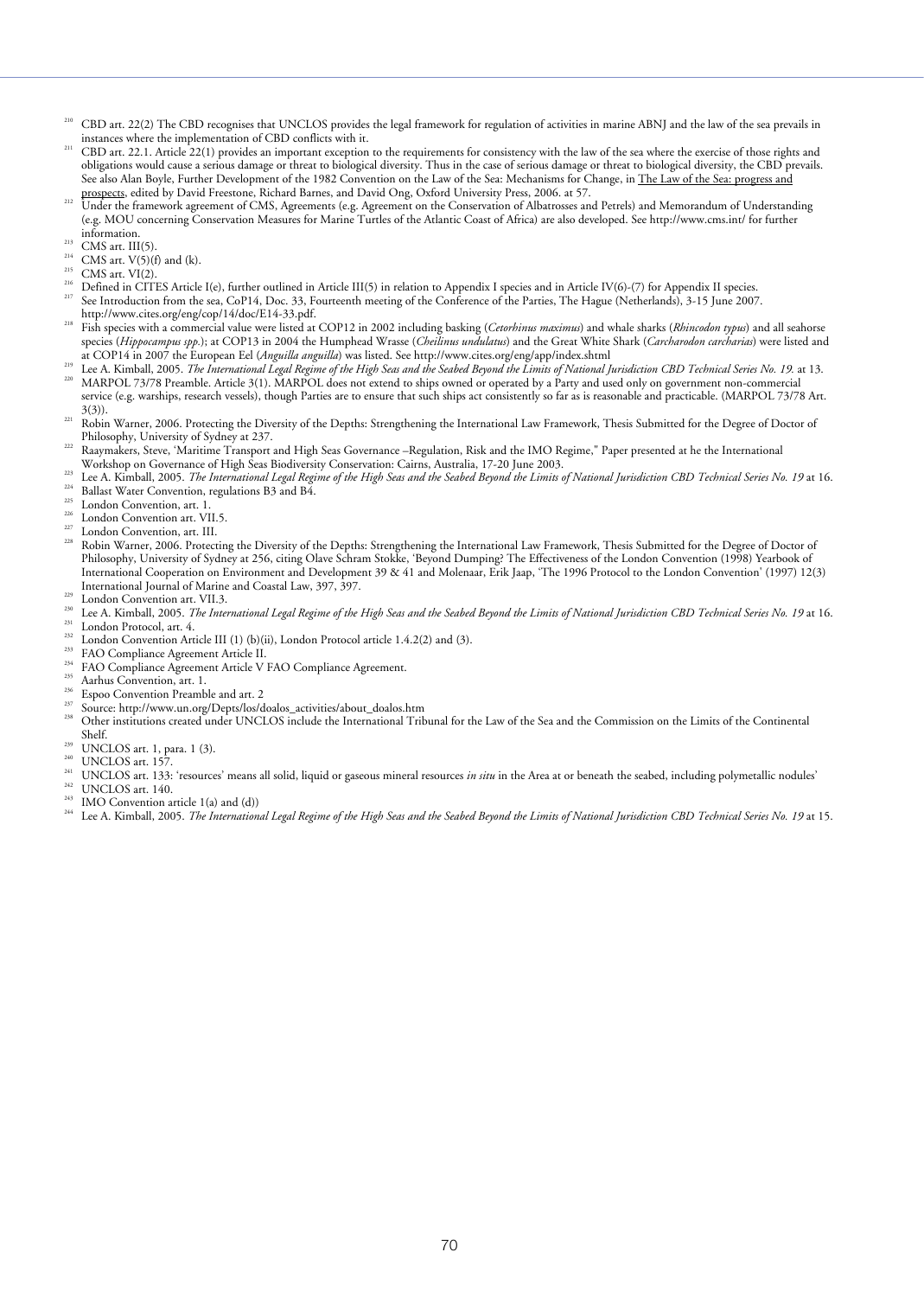[210] CBD art. 22(2) The CBD recognises that UNCLOS provides the legal framework for regulation of activities in marine ABNJ and the law of the sea prevails in instances where the implementation of CBD conflicts with it.

[211] CBD art. 22.1. Article 22(1) provides an important exception to the requirements for consistency with the law of the sea where the exercise of those rights and obligations would cause a serious damage or threat to biological diversity. Thus in the case of serious damage or threat to biological diversity, the CBD prevails. See also Alan Boyle, Further Development of the 1982 Convention on the Law of the Sea: Mechanisms for Change, in The Law of the Sea: progress and prospects, edited by David Freestone, Richard Barnes, and David Ong, Oxford University Press, 2006. at 57.

[212] Under the framework agreement of CMS, Agreements (e.g. Agreement on the Conservation of Albatrosses and Petrels) and Memorandum of Understanding (e.g. MOU concerning Conservation Measures for Marine Turtles of the Atlantic Coast of Africa) are also developed. See http://www.cms.int/ for further information.

[213] CMS art. III(5).

[214] CMS art. V(5)(f) and (k).

[215] CMS art. VI(2).

[216] Defined in CITES Article I(e), further outlined in Article III(5) in relation to Appendix I species and in Article IV(6)-(7) for Appendix II species.

[217] See Introduction from the sea, CoP14, Doc. 33, Fourteenth meeting of the Conference of the Parties, The Hague (Netherlands), 3-15 June 2007. http://www.cites.org/eng/cop/14/doc/E14-33.pdf.

[218] Fish species with a commercial value were listed at COP12 in 2002 including basking (*Cetorhinus maximus*) and whale sharks (*Rhincodon typus*) and all seahorse species (*Hippocampus spp.*); at COP13 in 2004 the Humphead Wrasse (*Cheilinus undulatus*) and the Great White Shark (*Carcharodon carcharias*) were listed and at COP14 in 2007 the European Eel (*Anguilla anguilla*) was listed. See http://www.cites.org/eng/app/index.shtml

[219] Lee A. Kimball, 2005. *The International Legal Regime of the High Seas and the Seabed Beyond the Limits of National Jurisdiction CBD Technical Series No. 19.* at 13.

[220] MARPOL 73/78 Preamble. Article 3(1). MARPOL does not extend to ships owned or operated by a Party and used only on government non-commercial service (e.g. warships, research vessels), though Parties are to ensure that such ships act consistently so far as is reasonable and practicable. (MARPOL 73/78 Art. 3(3)).

[221] Robin Warner, 2006. Protecting the Diversity of the Depths: Strengthening the International Law Framework, Thesis Submitted for the Degree of Doctor of Philosophy, University of Sydney at 237.

[222] Raaymakers, Steve, 'Maritime Transport and High Seas Governance –Regulation, Risk and the IMO Regime," Paper presented at he the International Workshop on Governance of High Seas Biodiversity Conservation: Cairns, Australia, 17-20 June 2003.

[223] Lee A. Kimball, 2005. *The International Legal Regime of the High Seas and the Seabed Beyond the Limits of National Jurisdiction CBD Technical Series No. 19* at 16.

[224] Ballast Water Convention, regulations B3 and B4.

[225] London Convention, art. 1.

[226] London Convention art. VII.5.

[227] London Convention, art. III.

[228] Robin Warner, 2006. Protecting the Diversity of the Depths: Strengthening the International Law Framework, Thesis Submitted for the Degree of Doctor of Philosophy, University of Sydney at 256, citing Olave Schram Stokke, 'Beyond Dumping? The Effectiveness of the London Convention (1998) Yearbook of International Cooperation on Environment and Development 39 & 41 and Molenaar, Erik Jaap, 'The 1996 Protocol to the London Convention' (1997) 12(3) International Journal of Marine and Coastal Law, 397, 397.

[229] London Convention art. VII.3.

[230] Lee A. Kimball, 2005. *The International Legal Regime of the High Seas and the Seabed Beyond the Limits of National Jurisdiction CBD Technical Series No. 19* at 16.

[231] London Protocol, art. 4.

[232] London Convention Article III (1) (b)(ii), London Protocol article 1.4.2(2) and (3).

[233] FAO Compliance Agreement Article II.

[234] FAO Compliance Agreement Article V FAO Compliance Agreement.

[235] Aarhus Convention, art. 1.

[236] Espoo Convention Preamble and art. 2

[237] Source: http://www.un.org/Depts/los/doalos_activities/about_doalos.htm

[238] Other institutions created under UNCLOS include the International Tribunal for the Law of the Sea and the Commission on the Limits of the Continental Shelf.

[239] UNCLOS art. 1, para. 1 (3).

[240] UNCLOS art. 157.

[241] UNCLOS art. 133: 'resources' means all solid, liquid or gaseous mineral resources *in situ* in the Area at or beneath the seabed, including polymetallic nodules'

[242] UNCLOS art. 140.

[243] IMO Convention article 1(a) and (d))

[244] Lee A. Kimball, 2005. *The International Legal Regime of the High Seas and the Seabed Beyond the Limits of National Jurisdiction CBD Technical Series No. 19* at 15.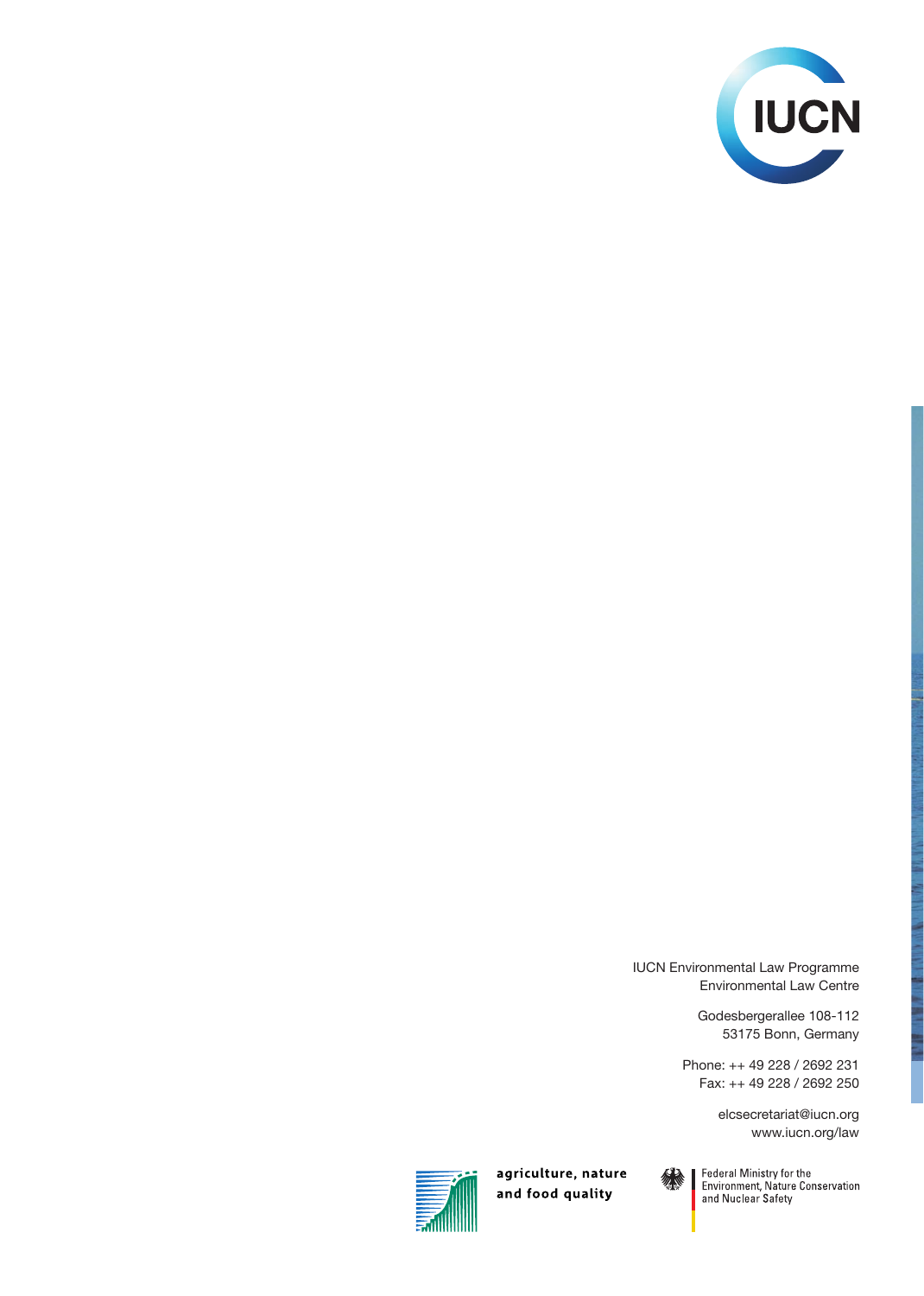IUCN Environmental Law Programme
Environmental Law Centre

Godesbergerallee 108-112
53175 Bonn, Germany

Phone: ++ 49 228 / 2692 231
Fax: ++ 49 228 / 2692 250

elcsecretariat@iucn.org
www.iucn.org/law

agriculture, nature and food quality

Federal Ministry for the Environment, Nature Conservation and Nuclear Safety